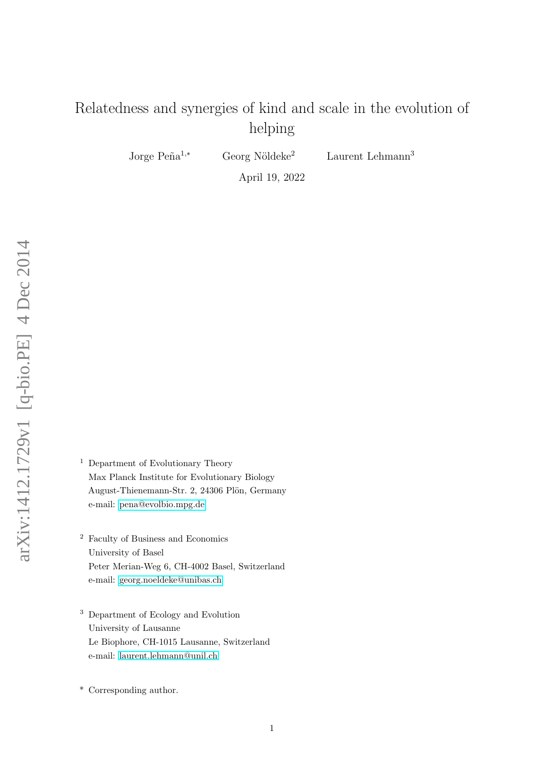# Relatedness and synergies of kind and scale in the evolution of helping

Jorge Peña[1,*] Georg Nöldeke[2] Laurent Lehmann[3]

April 19, 2022

[1] Department of Evolutionary Theory
Max Planck Institute for Evolutionary Biology
August-Thienemann-Str. 2, 24306 Plön, Germany
e-mail: pena@evolbio.mpg.de

[2] Faculty of Business and Economics
University of Basel
Peter Merian-Weg 6, CH-4002 Basel, Switzerland
e-mail: georg.noeldeke@unibas.ch

[3] Department of Ecology and Evolution
University of Lausanne
Le Biophore, CH-1015 Lausanne, Switzerland
e-mail: laurent.lehmann@unil.ch

[*] Corresponding author.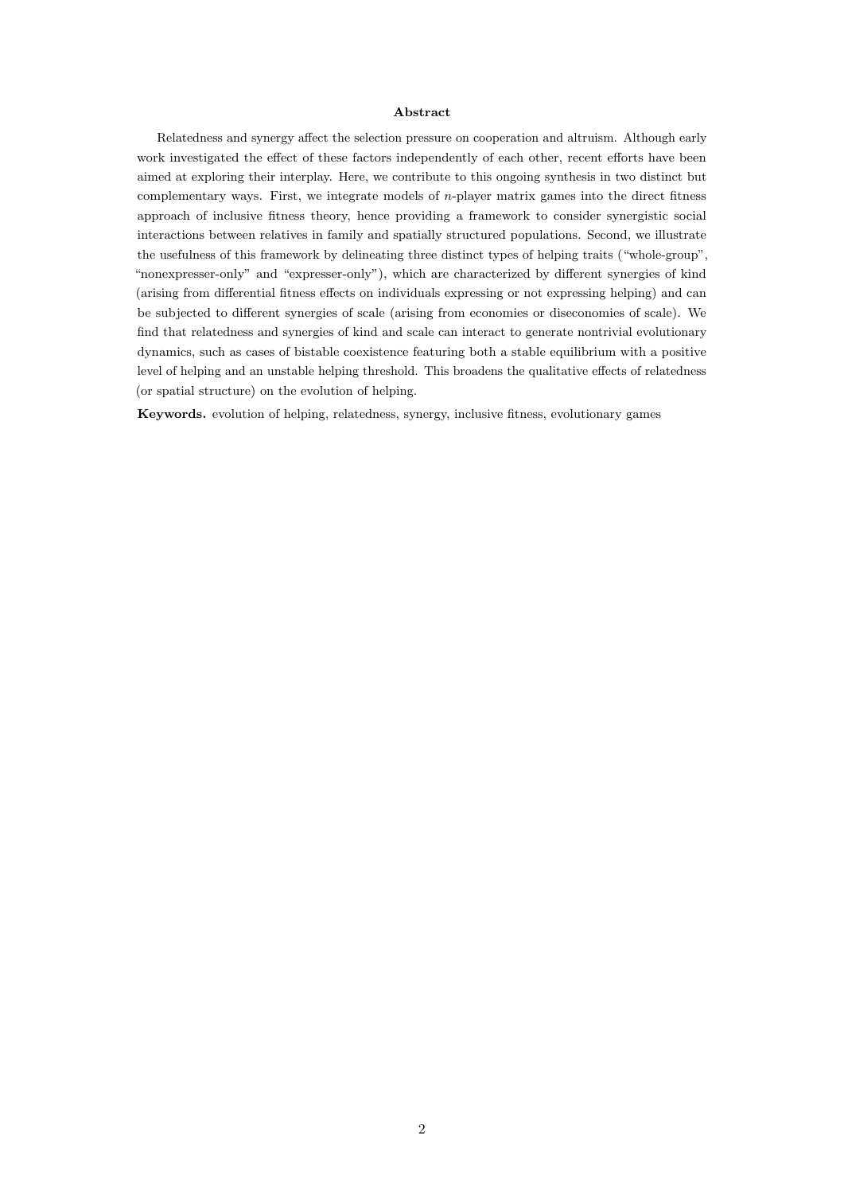## Abstract

Relatedness and synergy affect the selection pressure on cooperation and altruism. Although early work investigated the effect of these factors independently of each other, recent efforts have been aimed at exploring their interplay. Here, we contribute to this ongoing synthesis in two distinct but complementary ways. First, we integrate models of $n$-player matrix games into the direct fitness approach of inclusive fitness theory, hence providing a framework to consider synergistic social interactions between relatives in family and spatially structured populations. Second, we illustrate the usefulness of this framework by delineating three distinct types of helping traits ("whole-group", "nonexpresser-only" and "expresser-only"), which are characterized by different synergies of kind (arising from differential fitness effects on individuals expressing or not expressing helping) and can be subjected to different synergies of scale (arising from economies or diseconomies of scale). We find that relatedness and synergies of kind and scale can interact to generate nontrivial evolutionary dynamics, such as cases of bistable coexistence featuring both a stable equilibrium with a positive level of helping and an unstable helping threshold. This broadens the qualitative effects of relatedness (or spatial structure) on the evolution of helping.

**Keywords.** evolution of helping, relatedness, synergy, inclusive fitness, evolutionary games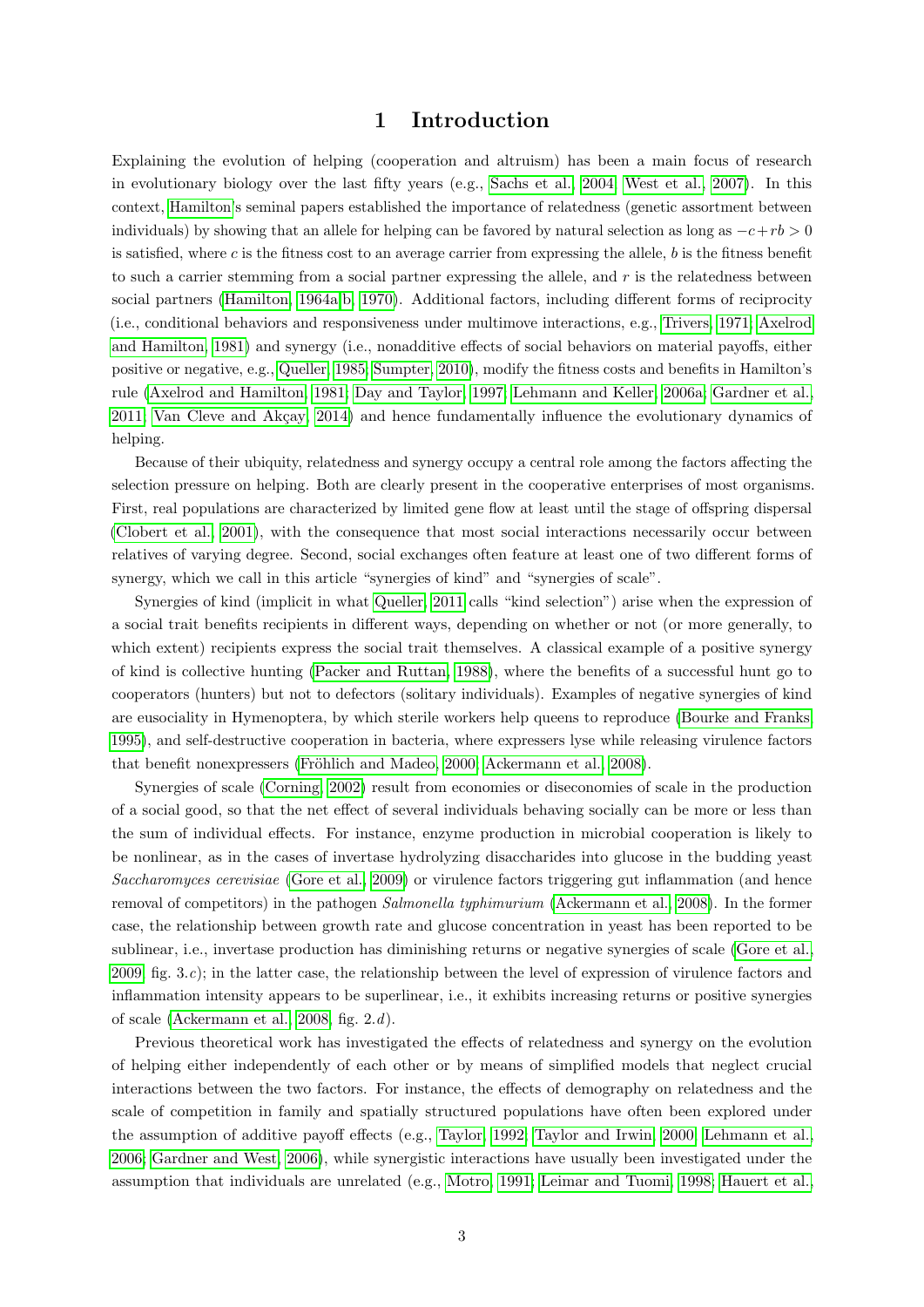# 1 Introduction

Explaining the evolution of helping (cooperation and altruism) has been a main focus of research in evolutionary biology over the last fifty years (e.g., Sachs et al., 2004; West et al., 2007). In this context, Hamilton's seminal papers established the importance of relatedness (genetic assortment between individuals) by showing that an allele for helping can be favored by natural selection as long as $-c+rb>0$ is satisfied, where $c$ is the fitness cost to an average carrier from expressing the allele, $b$ is the fitness benefit to such a carrier stemming from a social partner expressing the allele, and $r$ is the relatedness between social partners (Hamilton, 1964a,b, 1970). Additional factors, including different forms of reciprocity (i.e., conditional behaviors and responsiveness under multimove interactions, e.g., Trivers, 1971; Axelrod and Hamilton, 1981) and synergy (i.e., nonadditive effects of social behaviors on material payoffs, either positive or negative, e.g., Queller, 1985; Sumpter, 2010), modify the fitness costs and benefits in Hamilton's rule (Axelrod and Hamilton, 1981; Day and Taylor, 1997; Lehmann and Keller, 2006a; Gardner et al., 2011; Van Cleve and Akçay, 2014) and hence fundamentally influence the evolutionary dynamics of helping.

Because of their ubiquity, relatedness and synergy occupy a central role among the factors affecting the selection pressure on helping. Both are clearly present in the cooperative enterprises of most organisms. First, real populations are characterized by limited gene flow at least until the stage of offspring dispersal (Clobert et al., 2001), with the consequence that most social interactions necessarily occur between relatives of varying degree. Second, social exchanges often feature at least one of two different forms of synergy, which we call in this article "synergies of kind" and "synergies of scale".

Synergies of kind (implicit in what Queller, 2011 calls "kind selection") arise when the expression of a social trait benefits recipients in different ways, depending on whether or not (or more generally, to which extent) recipients express the social trait themselves. A classical example of a positive synergy of kind is collective hunting (Packer and Ruttan, 1988), where the benefits of a successful hunt go to cooperators (hunters) but not to defectors (solitary individuals). Examples of negative synergies of kind are eusociality in Hymenoptera, by which sterile workers help queens to reproduce (Bourke and Franks, 1995), and self-destructive cooperation in bacteria, where expressers lyse while releasing virulence factors that benefit nonexpressers (Fröhlich and Madeo, 2000; Ackermann et al., 2008).

Synergies of scale (Corning, 2002) result from economies or diseconomies of scale in the production of a social good, so that the net effect of several individuals behaving socially can be more or less than the sum of individual effects. For instance, enzyme production in microbial cooperation is likely to be nonlinear, as in the cases of invertase hydrolyzing disaccharides into glucose in the budding yeast *Saccharomyces cerevisiae* (Gore et al., 2009) or virulence factors triggering gut inflammation (and hence removal of competitors) in the pathogen *Salmonella typhimurium* (Ackermann et al., 2008). In the former case, the relationship between growth rate and glucose concentration in yeast has been reported to be sublinear, i.e., invertase production has diminishing returns or negative synergies of scale (Gore et al., 2009, fig. 3.*c*); in the latter case, the relationship between the level of expression of virulence factors and inflammation intensity appears to be superlinear, i.e., it exhibits increasing returns or positive synergies of scale (Ackermann et al., 2008, fig. 2.*d*).

Previous theoretical work has investigated the effects of relatedness and synergy on the evolution of helping either independently of each other or by means of simplified models that neglect crucial interactions between the two factors. For instance, the effects of demography on relatedness and the scale of competition in family and spatially structured populations have often been explored under the assumption of additive payoff effects (e.g., Taylor, 1992; Taylor and Irwin, 2000; Lehmann et al., 2006; Gardner and West, 2006), while synergistic interactions have usually been investigated under the assumption that individuals are unrelated (e.g., Motro, 1991; Leimar and Tuomi, 1998; Hauert et al.,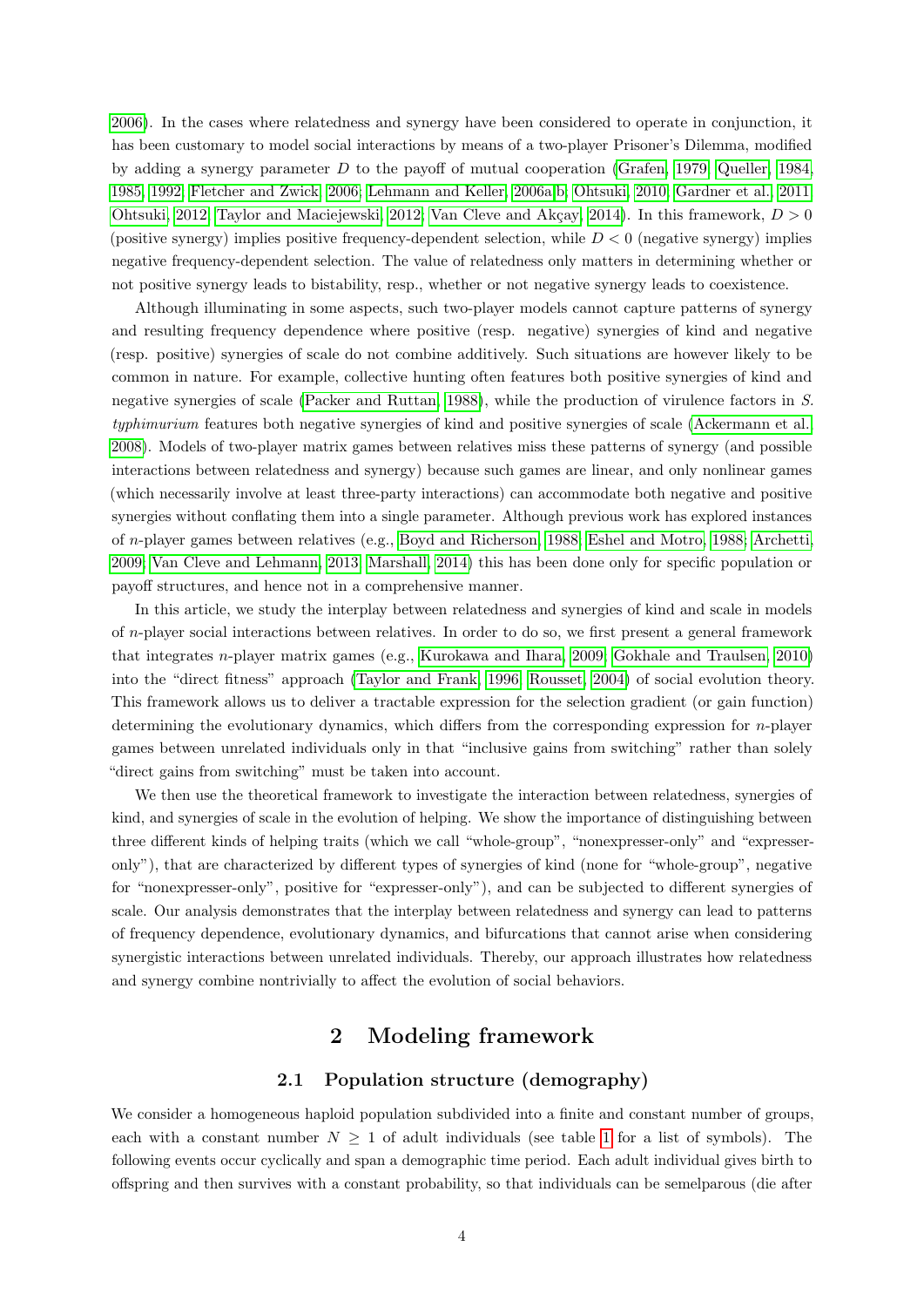2006). In the cases where relatedness and synergy have been considered to operate in conjunction, it has been customary to model social interactions by means of a two-player Prisoner's Dilemma, modified by adding a synergy parameter $D$ to the payoff of mutual cooperation (Grafen, 1979; Queller, 1984, 1985, 1992; Fletcher and Zwick, 2006; Lehmann and Keller, 2006a,b; Ohtsuki, 2010; Gardner et al., 2011; Ohtsuki, 2012; Taylor and Maciejewski, 2012; Van Cleve and Akçay, 2014). In this framework, $D > 0$ (positive synergy) implies positive frequency-dependent selection, while $D < 0$ (negative synergy) implies negative frequency-dependent selection. The value of relatedness only matters in determining whether or not positive synergy leads to bistability, resp., whether or not negative synergy leads to coexistence.

Although illuminating in some aspects, such two-player models cannot capture patterns of synergy and resulting frequency dependence where positive (resp. negative) synergies of kind and negative (resp. positive) synergies of scale do not combine additively. Such situations are however likely to be common in nature. For example, collective hunting often features both positive synergies of kind and negative synergies of scale (Packer and Ruttan, 1988), while the production of virulence factors in *S. typhimurium* features both negative synergies of kind and positive synergies of scale (Ackermann et al., 2008). Models of two-player matrix games between relatives miss these patterns of synergy (and possible interactions between relatedness and synergy) because such games are linear, and only nonlinear games (which necessarily involve at least three-party interactions) can accommodate both negative and positive synergies without conflating them into a single parameter. Although previous work has explored instances of $n$-player games between relatives (e.g., Boyd and Richerson, 1988; Eshel and Motro, 1988; Archetti, 2009; Van Cleve and Lehmann, 2013; Marshall, 2014) this has been done only for specific population or payoff structures, and hence not in a comprehensive manner.

In this article, we study the interplay between relatedness and synergies of kind and scale in models of $n$-player social interactions between relatives. In order to do so, we first present a general framework that integrates $n$-player matrix games (e.g., Kurokawa and Ihara, 2009; Gokhale and Traulsen, 2010) into the "direct fitness" approach (Taylor and Frank, 1996; Rousset, 2004) of social evolution theory. This framework allows us to deliver a tractable expression for the selection gradient (or gain function) determining the evolutionary dynamics, which differs from the corresponding expression for $n$-player games between unrelated individuals only in that "inclusive gains from switching" rather than solely "direct gains from switching" must be taken into account.

We then use the theoretical framework to investigate the interaction between relatedness, synergies of kind, and synergies of scale in the evolution of helping. We show the importance of distinguishing between three different kinds of helping traits (which we call "whole-group", "nonexpresser-only" and "expresser-only"), that are characterized by different types of synergies of kind (none for "whole-group", negative for "nonexpresser-only", positive for "expresser-only"), and can be subjected to different synergies of scale. Our analysis demonstrates that the interplay between relatedness and synergy can lead to patterns of frequency dependence, evolutionary dynamics, and bifurcations that cannot arise when considering synergistic interactions between unrelated individuals. Thereby, our approach illustrates how relatedness and synergy combine nontrivially to affect the evolution of social behaviors.

## 2 Modeling framework

### 2.1 Population structure (demography)

We consider a homogeneous haploid population subdivided into a finite and constant number of groups, each with a constant number $N \geq 1$ of adult individuals (see table 1 for a list of symbols). The following events occur cyclically and span a demographic time period. Each adult individual gives birth to offspring and then survives with a constant probability, so that individuals can be semelparous (die after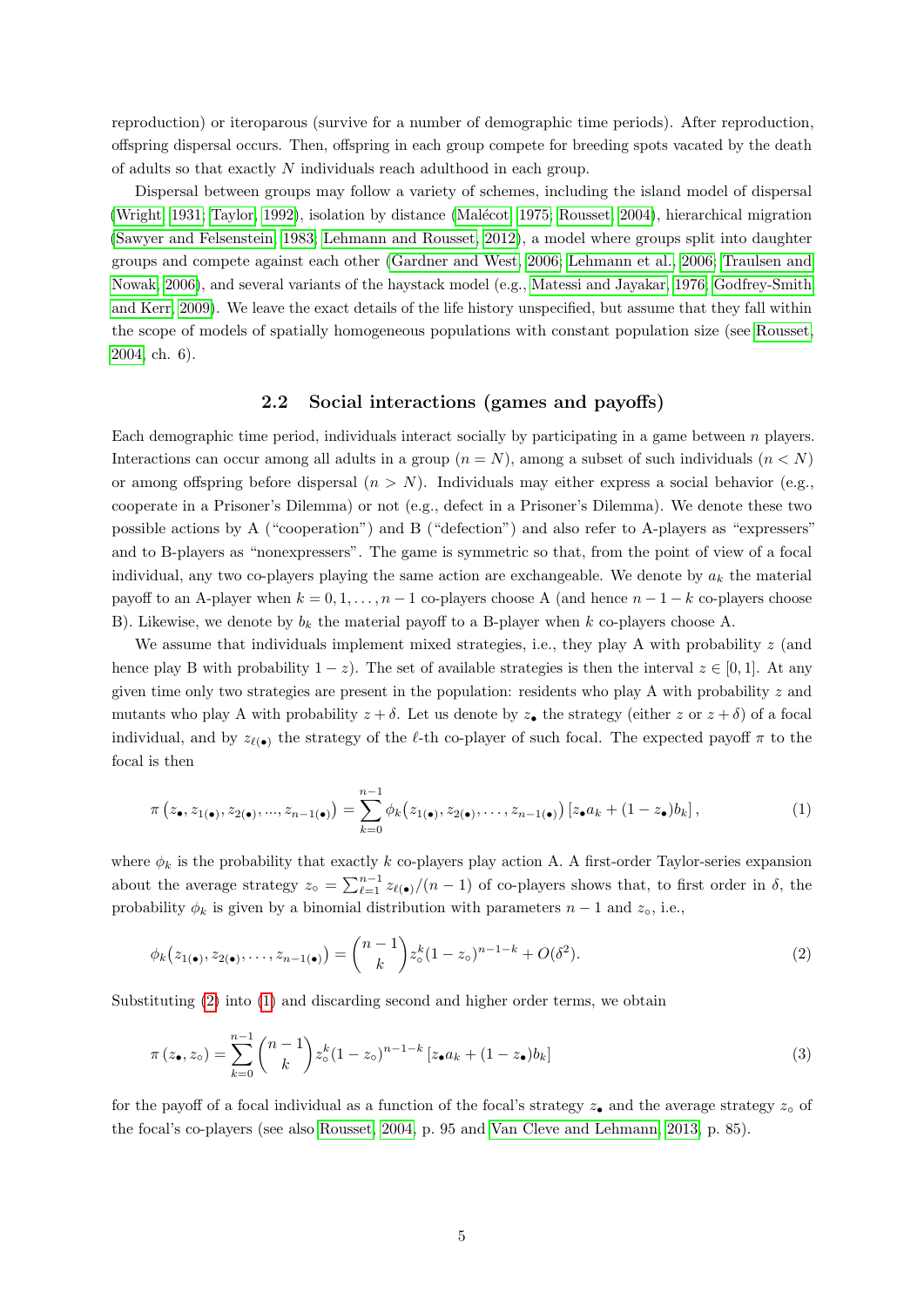reproduction) or iteroparous (survive for a number of demographic time periods). After reproduction, offspring dispersal occurs. Then, offspring in each group compete for breeding spots vacated by the death of adults so that exactly $N$ individuals reach adulthood in each group.

Dispersal between groups may follow a variety of schemes, including the island model of dispersal (Wright, 1931; Taylor, 1992), isolation by distance (Malécot, 1975; Rousset, 2004), hierarchical migration (Sawyer and Felsenstein, 1983; Lehmann and Rousset, 2012), a model where groups split into daughter groups and compete against each other (Gardner and West, 2006; Lehmann et al., 2006; Traulsen and Nowak, 2006), and several variants of the haystack model (e.g., Matessi and Jayakar, 1976; Godfrey-Smith and Kerr, 2009). We leave the exact details of the life history unspecified, but assume that they fall within the scope of models of spatially homogeneous populations with constant population size (see Rousset, 2004, ch. 6).

## 2.2 Social interactions (games and payoffs)

Each demographic time period, individuals interact socially by participating in a game between $n$ players. Interactions can occur among all adults in a group ($n = N$), among a subset of such individuals ($n < N$) or among offspring before dispersal ($n > N$). Individuals may either express a social behavior (e.g., cooperate in a Prisoner's Dilemma) or not (e.g., defect in a Prisoner's Dilemma). We denote these two possible actions by A ("cooperation") and B ("defection") and also refer to A-players as "expressers" and to B-players as "nonexpressers". The game is symmetric so that, from the point of view of a focal individual, any two co-players playing the same action are exchangeable. We denote by $a_k$ the material payoff to an A-player when $k = 0, 1, \ldots, n-1$ co-players choose A (and hence $n-1-k$ co-players choose B). Likewise, we denote by $b_k$ the material payoff to a B-player when $k$ co-players choose A.

We assume that individuals implement mixed strategies, i.e., they play A with probability $z$ (and hence play B with probability $1-z$). The set of available strategies is then the interval $z \in [0, 1]$. At any given time only two strategies are present in the population: residents who play A with probability $z$ and mutants who play A with probability $z + \delta$. Let us denote by $z_\bullet$ the strategy (either $z$ or $z+\delta$) of a focal individual, and by $z_{\ell(\bullet)}$ the strategy of the $\ell$-th co-player of such focal. The expected payoff $\pi$ to the focal is then

$$\pi\left(z_\bullet, z_{1(\bullet)}, z_{2(\bullet)}, ..., z_{n-1(\bullet)}\right) = \sum_{k=0}^{n-1} \phi_k\left(z_{1(\bullet)}, z_{2(\bullet)}, \ldots, z_{n-1(\bullet)}\right) \left[z_\bullet a_k + (1-z_\bullet) b_k\right], \tag{1}$$

where $\phi_k$ is the probability that exactly $k$ co-players play action A. A first-order Taylor-series expansion about the average strategy $z_\circ = \sum_{\ell=1}^{n-1} z_{\ell(\bullet)}/(n-1)$ of co-players shows that, to first order in $\delta$, the probability $\phi_k$ is given by a binomial distribution with parameters $n-1$ and $z_\circ$, i.e.,

$$\phi_k\left(z_{1(\bullet)}, z_{2(\bullet)}, \ldots, z_{n-1(\bullet)}\right) = \binom{n-1}{k} z_\circ^k (1-z_\circ)^{n-1-k} + O(\delta^2). \tag{2}$$

Substituting (2) into (1) and discarding second and higher order terms, we obtain

$$\pi\left(z_\bullet, z_\circ\right) = \sum_{k=0}^{n-1} \binom{n-1}{k} z_\circ^k (1-z_\circ)^{n-1-k} \left[z_\bullet a_k + (1-z_\bullet) b_k\right] \tag{3}$$

for the payoff of a focal individual as a function of the focal's strategy $z_\bullet$ and the average strategy $z_\circ$ of the focal's co-players (see also Rousset, 2004, p. 95 and Van Cleve and Lehmann, 2013, p. 85).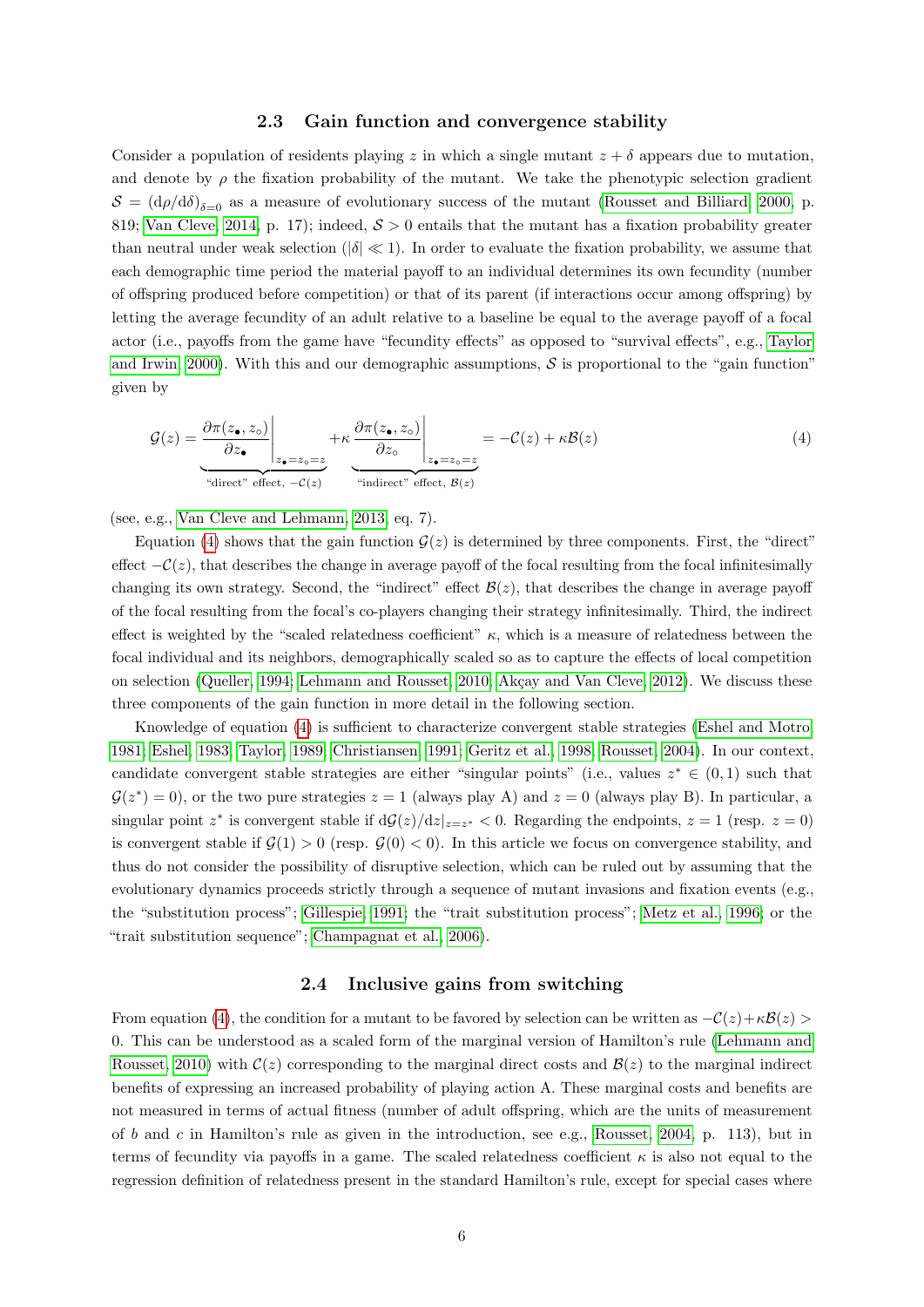### 2.3 Gain function and convergence stability

Consider a population of residents playing $z$ in which a single mutant $z + \delta$ appears due to mutation, and denote by $\rho$ the fixation probability of the mutant. We take the phenotypic selection gradient $\mathcal{S} = (\mathrm{d}\rho/\mathrm{d}\delta)_{\delta=0}$ as a measure of evolutionary success of the mutant (Rousset and Billiard, 2000, p. 819; Van Cleve, 2014, p. 17); indeed, $\mathcal{S} > 0$ entails that the mutant has a fixation probability greater than neutral under weak selection ($|\delta| \ll 1$). In order to evaluate the fixation probability, we assume that each demographic time period the material payoff to an individual determines its own fecundity (number of offspring produced before competition) or that of its parent (if interactions occur among offspring) by letting the average fecundity of an adult relative to a baseline be equal to the average payoff of a focal actor (i.e., payoffs from the game have "fecundity effects" as opposed to "survival effects", e.g., Taylor and Irwin, 2000). With this and our demographic assumptions, $\mathcal{S}$ is proportional to the "gain function" given by

$$\mathcal{G}(z) = \underbrace{\left.\frac{\partial \pi(z_\bullet, z_\circ)}{\partial z_\bullet}\right|_{z_\bullet = z_\circ = z}}_{\text{"direct" effect, } -\mathcal{C}(z)} + \kappa \underbrace{\left.\frac{\partial \pi(z_\bullet, z_\circ)}{\partial z_\circ}\right|_{z_\bullet = z_\circ = z}}_{\text{"indirect" effect, } \mathcal{B}(z)} = -\mathcal{C}(z) + \kappa \mathcal{B}(z) \tag{4}$$

(see, e.g., Van Cleve and Lehmann, 2013, eq. 7).

Equation (4) shows that the gain function $\mathcal{G}(z)$ is determined by three components. First, the "direct" effect $-\mathcal{C}(z)$, that describes the change in average payoff of the focal resulting from the focal infinitesimally changing its own strategy. Second, the "indirect" effect $\mathcal{B}(z)$, that describes the change in average payoff of the focal resulting from the focal's co-players changing their strategy infinitesimally. Third, the indirect effect is weighted by the "scaled relatedness coefficient" $\kappa$, which is a measure of relatedness between the focal individual and its neighbors, demographically scaled so as to capture the effects of local competition on selection (Queller, 1994; Lehmann and Rousset, 2010; Akçay and Van Cleve, 2012). We discuss these three components of the gain function in more detail in the following section.

Knowledge of equation (4) is sufficient to characterize convergent stable strategies (Eshel and Motro, 1981; Eshel, 1983; Taylor, 1989; Christiansen, 1991; Geritz et al., 1998; Rousset, 2004). In our context, candidate convergent stable strategies are either "singular points" (i.e., values $z^* \in (0, 1)$ such that $\mathcal{G}(z^*) = 0$), or the two pure strategies $z = 1$ (always play A) and $z = 0$ (always play B). In particular, a singular point $z^*$ is convergent stable if $\mathrm{d}\mathcal{G}(z)/\mathrm{d}z|_{z=z^*} < 0$. Regarding the endpoints, $z = 1$ (resp. $z = 0$) is convergent stable if $\mathcal{G}(1) > 0$ (resp. $\mathcal{G}(0) < 0$). In this article we focus on convergence stability, and thus do not consider the possibility of disruptive selection, which can be ruled out by assuming that the evolutionary dynamics proceeds strictly through a sequence of mutant invasions and fixation events (e.g., the "substitution process"; Gillespie, 1991; the "trait substitution process"; Metz et al., 1996; or the "trait substitution sequence"; Champagnat et al., 2006).

### 2.4 Inclusive gains from switching

From equation (4), the condition for a mutant to be favored by selection can be written as $-\mathcal{C}(z)+\kappa\mathcal{B}(z) > 0$. This can be understood as a scaled form of the marginal version of Hamilton's rule (Lehmann and Rousset, 2010) with $\mathcal{C}(z)$ corresponding to the marginal direct costs and $\mathcal{B}(z)$ to the marginal indirect benefits of expressing an increased probability of playing action A. These marginal costs and benefits are not measured in terms of actual fitness (number of adult offspring, which are the units of measurement of $b$ and $c$ in Hamilton's rule as given in the introduction, see e.g., Rousset, 2004, p. 113), but in terms of fecundity via payoffs in a game. The scaled relatedness coefficient $\kappa$ is also not equal to the regression definition of relatedness present in the standard Hamilton's rule, except for special cases where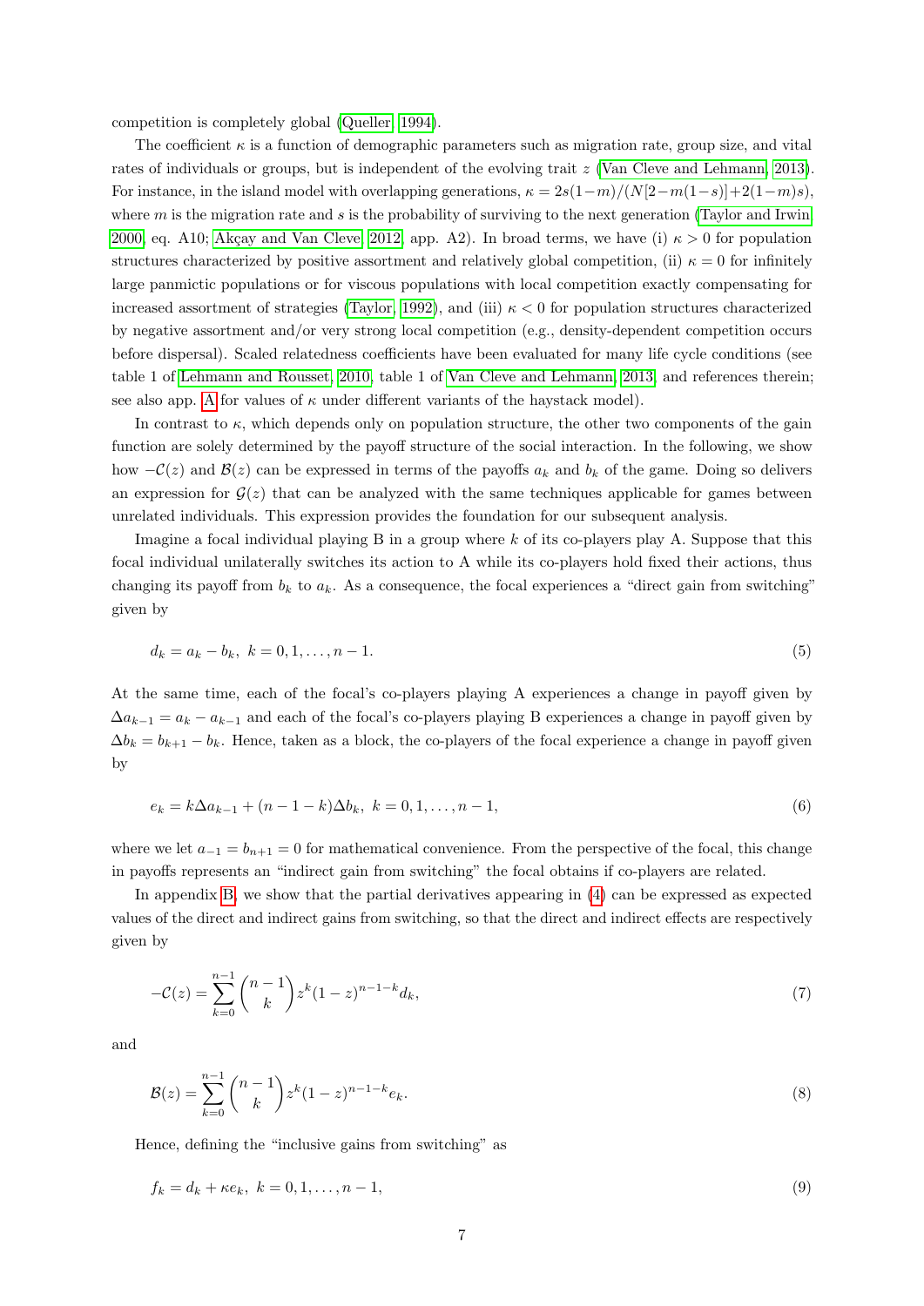competition is completely global (Queller, 1994).

The coefficient $\kappa$ is a function of demographic parameters such as migration rate, group size, and vital rates of individuals or groups, but is independent of the evolving trait $z$ (Van Cleve and Lehmann, 2013). For instance, in the island model with overlapping generations, $\kappa = 2s(1-m)/(N[2-m(1-s)]+2(1-m)s)$, where $m$ is the migration rate and $s$ is the probability of surviving to the next generation (Taylor and Irwin, 2000, eq. A10; Akçay and Van Cleve, 2012, app. A2). In broad terms, we have (i) $\kappa > 0$ for population structures characterized by positive assortment and relatively global competition, (ii) $\kappa = 0$ for infinitely large panmictic populations or for viscous populations with local competition exactly compensating for increased assortment of strategies (Taylor, 1992), and (iii) $\kappa < 0$ for population structures characterized by negative assortment and/or very strong local competition (e.g., density-dependent competition occurs before dispersal). Scaled relatedness coefficients have been evaluated for many life cycle conditions (see table 1 of Lehmann and Rousset, 2010, table 1 of Van Cleve and Lehmann, 2013, and references therein; see also app. A for values of $\kappa$ under different variants of the haystack model).

In contrast to $\kappa$, which depends only on population structure, the other two components of the gain function are solely determined by the payoff structure of the social interaction. In the following, we show how $-\mathcal{C}(z)$ and $\mathcal{B}(z)$ can be expressed in terms of the payoffs $a_k$ and $b_k$ of the game. Doing so delivers an expression for $\mathcal{G}(z)$ that can be analyzed with the same techniques applicable for games between unrelated individuals. This expression provides the foundation for our subsequent analysis.

Imagine a focal individual playing B in a group where $k$ of its co-players play A. Suppose that this focal individual unilaterally switches its action to A while its co-players hold fixed their actions, thus changing its payoff from $b_k$ to $a_k$. As a consequence, the focal experiences a "direct gain from switching" given by

$$d_k = a_k - b_k, \; k = 0, 1, \ldots, n-1. \tag{5}$$

At the same time, each of the focal's co-players playing A experiences a change in payoff given by $\Delta a_{k-1} = a_k - a_{k-1}$ and each of the focal's co-players playing B experiences a change in payoff given by $\Delta b_k = b_{k+1} - b_k$. Hence, taken as a block, the co-players of the focal experience a change in payoff given by

$$e_k = k\Delta a_{k-1} + (n-1-k)\Delta b_k, \; k = 0, 1, \ldots, n-1, \tag{6}$$

where we let $a_{-1} = b_{n+1} = 0$ for mathematical convenience. From the perspective of the focal, this change in payoffs represents an "indirect gain from switching" the focal obtains if co-players are related.

In appendix B, we show that the partial derivatives appearing in (4) can be expressed as expected values of the direct and indirect gains from switching, so that the direct and indirect effects are respectively given by

$$-\mathcal{C}(z) = \sum_{k=0}^{n-1} \binom{n-1}{k} z^k (1-z)^{n-1-k} d_k, \tag{7}$$

and

$$\mathcal{B}(z) = \sum_{k=0}^{n-1} \binom{n-1}{k} z^k (1-z)^{n-1-k} e_k. \tag{8}$$

Hence, defining the "inclusive gains from switching" as

$$f_k = d_k + \kappa e_k, \; k = 0, 1, \ldots, n-1, \tag{9}$$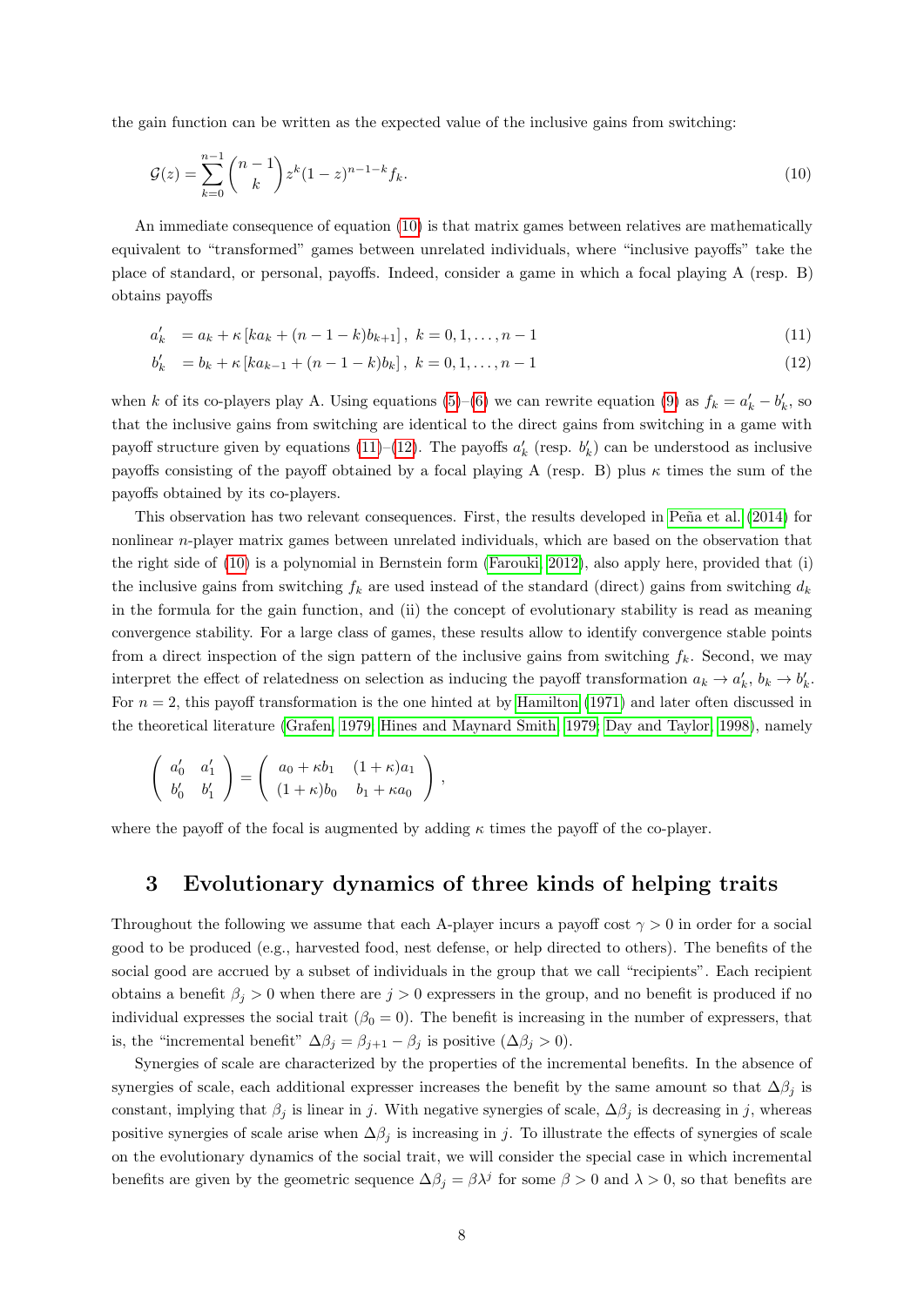the gain function can be written as the expected value of the inclusive gains from switching:

$$\mathcal{G}(z) = \sum_{k=0}^{n-1} \binom{n-1}{k} z^k (1-z)^{n-1-k} f_k. \tag{10}$$

An immediate consequence of equation (10) is that matrix games between relatives are mathematically equivalent to "transformed" games between unrelated individuals, where "inclusive payoffs" take the place of standard, or personal, payoffs. Indeed, consider a game in which a focal playing A (resp. B) obtains payoffs

$$a'_k \;= a_k + \kappa \left[ k a_k + (n-1-k) b_{k+1} \right], \; k = 0, 1, \ldots, n-1 \tag{11}$$

$$b'_k \;= b_k + \kappa \left[ k a_{k-1} + (n-1-k) b_k \right], \; k = 0, 1, \ldots, n-1 \tag{12}$$

when $k$ of its co-players play A. Using equations (5)–(6) we can rewrite equation (9) as $f_k = a'_k - b'_k$, so that the inclusive gains from switching are identical to the direct gains from switching in a game with payoff structure given by equations (11)–(12). The payoffs $a'_k$ (resp. $b'_k$) can be understood as inclusive payoffs consisting of the payoff obtained by a focal playing A (resp. B) plus $\kappa$ times the sum of the payoffs obtained by its co-players.

This observation has two relevant consequences. First, the results developed in Peña et al. (2014) for nonlinear $n$-player matrix games between unrelated individuals, which are based on the observation that the right side of (10) is a polynomial in Bernstein form (Farouki, 2012), also apply here, provided that (i) the inclusive gains from switching $f_k$ are used instead of the standard (direct) gains from switching $d_k$ in the formula for the gain function, and (ii) the concept of evolutionary stability is read as meaning convergence stability. For a large class of games, these results allow to identify convergence stable points from a direct inspection of the sign pattern of the inclusive gains from switching $f_k$. Second, we may interpret the effect of relatedness on selection as inducing the payoff transformation $a_k \to a'_k$, $b_k \to b'_k$. For $n = 2$, this payoff transformation is the one hinted at by Hamilton (1971) and later often discussed in the theoretical literature (Grafen, 1979; Hines and Maynard Smith, 1979; Day and Taylor, 1998), namely

$$\begin{pmatrix} a'_0 & a'_1 \\ b'_0 & b'_1 \end{pmatrix} = \begin{pmatrix} a_0 + \kappa b_1 & (1+\kappa) a_1 \\ (1+\kappa) b_0 & b_1 + \kappa a_0 \end{pmatrix},$$

where the payoff of the focal is augmented by adding $\kappa$ times the payoff of the co-player.

## 3 Evolutionary dynamics of three kinds of helping traits

Throughout the following we assume that each A-player incurs a payoff cost $\gamma > 0$ in order for a social good to be produced (e.g., harvested food, nest defense, or help directed to others). The benefits of the social good are accrued by a subset of individuals in the group that we call "recipients". Each recipient obtains a benefit $\beta_j > 0$ when there are $j > 0$ expressers in the group, and no benefit is produced if no individual expresses the social trait ($\beta_0 = 0$). The benefit is increasing in the number of expressers, that is, the "incremental benefit" $\Delta\beta_j = \beta_{j+1} - \beta_j$ is positive ($\Delta\beta_j > 0$).

Synergies of scale are characterized by the properties of the incremental benefits. In the absence of synergies of scale, each additional expresser increases the benefit by the same amount so that $\Delta\beta_j$ is constant, implying that $\beta_j$ is linear in $j$. With negative synergies of scale, $\Delta\beta_j$ is decreasing in $j$, whereas positive synergies of scale arise when $\Delta\beta_j$ is increasing in $j$. To illustrate the effects of synergies of scale on the evolutionary dynamics of the social trait, we will consider the special case in which incremental benefits are given by the geometric sequence $\Delta\beta_j = \beta\lambda^j$ for some $\beta > 0$ and $\lambda > 0$, so that benefits are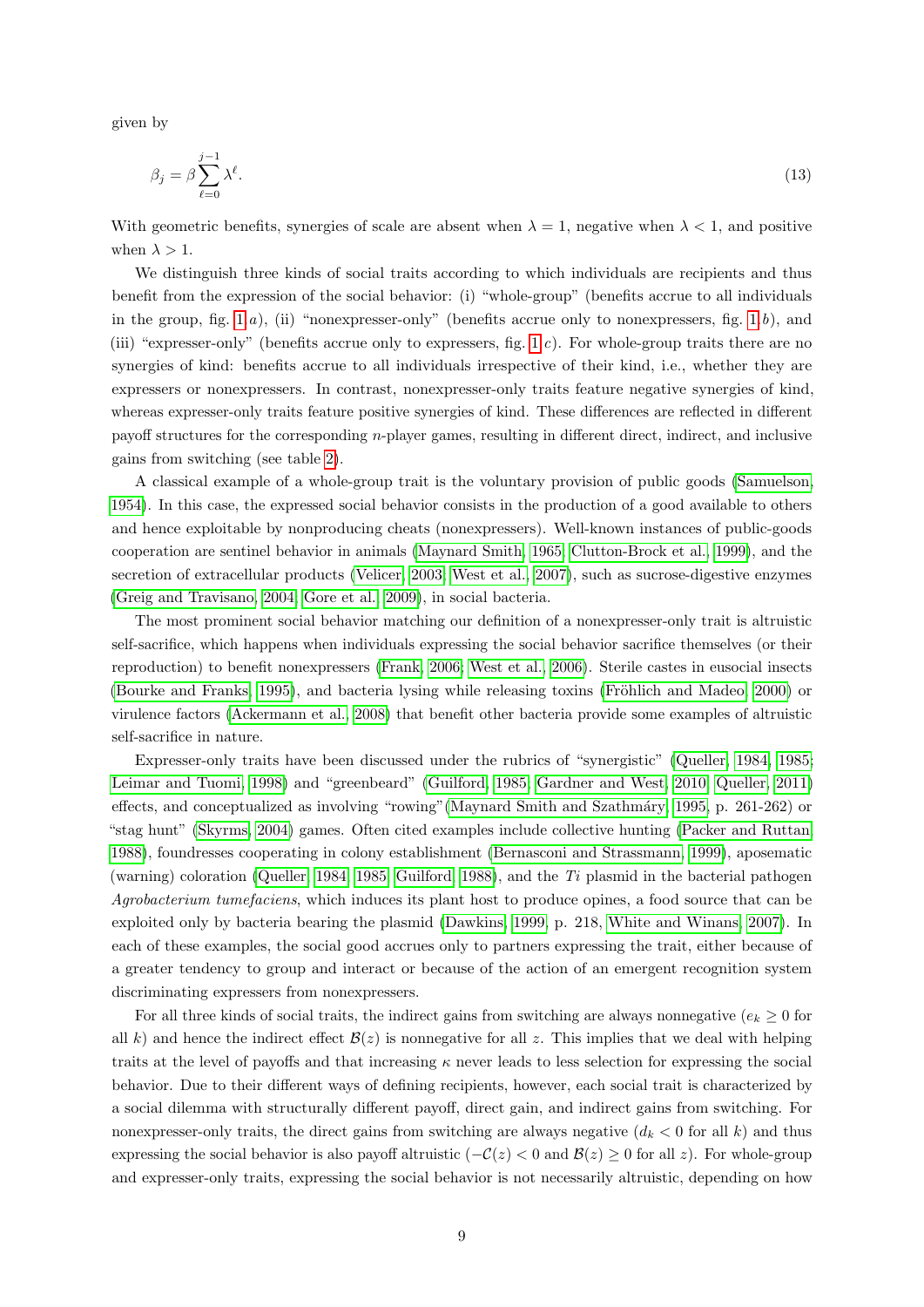given by

$$\beta_j = \beta \sum_{\ell=0}^{j-1} \lambda^{\ell}. \tag{13}$$

With geometric benefits, synergies of scale are absent when $\lambda = 1$, negative when $\lambda < 1$, and positive when $\lambda > 1$.

We distinguish three kinds of social traits according to which individuals are recipients and thus benefit from the expression of the social behavior: (i) "whole-group" (benefits accrue to all individuals in the group, fig. 1 $a$), (ii) "nonexpresser-only" (benefits accrue only to nonexpressers, fig. 1 $b$), and (iii) "expresser-only" (benefits accrue only to expressers, fig. 1 $c$). For whole-group traits there are no synergies of kind: benefits accrue to all individuals irrespective of their kind, i.e., whether they are expressers or nonexpressers. In contrast, nonexpresser-only traits feature negative synergies of kind, whereas expresser-only traits feature positive synergies of kind. These differences are reflected in different payoff structures for the corresponding $n$-player games, resulting in different direct, indirect, and inclusive gains from switching (see table 2).

A classical example of a whole-group trait is the voluntary provision of public goods (Samuelson, 1954). In this case, the expressed social behavior consists in the production of a good available to others and hence exploitable by nonproducing cheats (nonexpressers). Well-known instances of public-goods cooperation are sentinel behavior in animals (Maynard Smith, 1965; Clutton-Brock et al., 1999), and the secretion of extracellular products (Velicer, 2003; West et al., 2007), such as sucrose-digestive enzymes (Greig and Travisano, 2004; Gore et al., 2009), in social bacteria.

The most prominent social behavior matching our definition of a nonexpresser-only trait is altruistic self-sacrifice, which happens when individuals expressing the social behavior sacrifice themselves (or their reproduction) to benefit nonexpressers (Frank, 2006; West et al., 2006). Sterile castes in eusocial insects (Bourke and Franks, 1995), and bacteria lysing while releasing toxins (Fröhlich and Madeo, 2000) or virulence factors (Ackermann et al., 2008) that benefit other bacteria provide some examples of altruistic self-sacrifice in nature.

Expresser-only traits have been discussed under the rubrics of "synergistic" (Queller, 1984, 1985; Leimar and Tuomi, 1998) and "greenbeard" (Guilford, 1985; Gardner and West, 2010; Queller, 2011) effects, and conceptualized as involving "rowing"(Maynard Smith and Szathmáry, 1995, p. 261-262) or "stag hunt" (Skyrms, 2004) games. Often cited examples include collective hunting (Packer and Ruttan, 1988), foundresses cooperating in colony establishment (Bernasconi and Strassmann, 1999), aposematic (warning) coloration (Queller, 1984, 1985; Guilford, 1988), and the *Ti* plasmid in the bacterial pathogen *Agrobacterium tumefaciens*, which induces its plant host to produce opines, a food source that can be exploited only by bacteria bearing the plasmid (Dawkins, 1999, p. 218; White and Winans, 2007). In each of these examples, the social good accrues only to partners expressing the trait, either because of a greater tendency to group and interact or because of the action of an emergent recognition system discriminating expressers from nonexpressers.

For all three kinds of social traits, the indirect gains from switching are always nonnegative ($e_k \geq 0$ for all $k$) and hence the indirect effect $\mathcal{B}(z)$ is nonnegative for all $z$. This implies that we deal with helping traits at the level of payoffs and that increasing $\kappa$ never leads to less selection for expressing the social behavior. Due to their different ways of defining recipients, however, each social trait is characterized by a social dilemma with structurally different payoff, direct gain, and indirect gains from switching. For nonexpresser-only traits, the direct gains from switching are always negative ($d_k < 0$ for all $k$) and thus expressing the social behavior is also payoff altruistic ($-\mathcal{C}(z) < 0$ and $\mathcal{B}(z) \geq 0$ for all $z$). For whole-group and expresser-only traits, expressing the social behavior is not necessarily altruistic, depending on how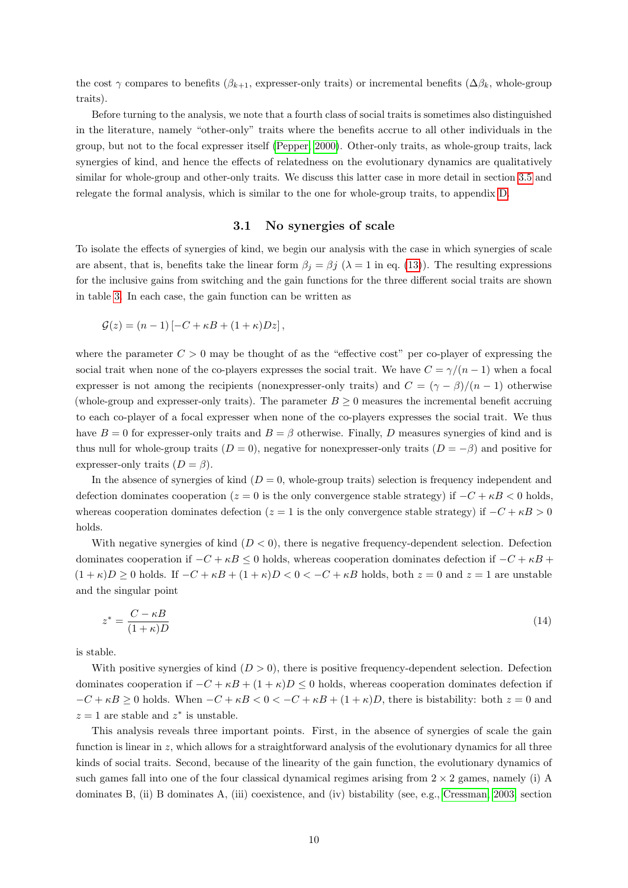the cost $\gamma$ compares to benefits ($\beta_{k+1}$, expresser-only traits) or incremental benefits ($\Delta\beta_k$, whole-group traits).

Before turning to the analysis, we note that a fourth class of social traits is sometimes also distinguished in the literature, namely "other-only" traits where the benefits accrue to all other individuals in the group, but not to the focal expresser itself (Pepper, 2000). Other-only traits, as whole-group traits, lack synergies of kind, and hence the effects of relatedness on the evolutionary dynamics are qualitatively similar for whole-group and other-only traits. We discuss this latter case in more detail in section 3.5 and relegate the formal analysis, which is similar to the one for whole-group traits, to appendix D.

### 3.1 No synergies of scale

To isolate the effects of synergies of kind, we begin our analysis with the case in which synergies of scale are absent, that is, benefits take the linear form $\beta_j = \beta j$ ($\lambda = 1$ in eq. (13)). The resulting expressions for the inclusive gains from switching and the gain functions for the three different social traits are shown in table 3. In each case, the gain function can be written as

$$\mathcal{G}(z) = (n-1)\left[-C + \kappa B + (1+\kappa)Dz\right],$$

where the parameter $C > 0$ may be thought of as the "effective cost" per co-player of expressing the social trait when none of the co-players expresses the social trait. We have $C = \gamma/(n-1)$ when a focal expresser is not among the recipients (nonexpresser-only traits) and $C = (\gamma - \beta)/(n-1)$ otherwise (whole-group and expresser-only traits). The parameter $B \geq 0$ measures the incremental benefit accruing to each co-player of a focal expresser when none of the co-players expresses the social trait. We thus have $B = 0$ for expresser-only traits and $B = \beta$ otherwise. Finally, $D$ measures synergies of kind and is thus null for whole-group traits ($D = 0$), negative for nonexpresser-only traits ($D = -\beta$) and positive for expresser-only traits ($D = \beta$).

In the absence of synergies of kind ($D = 0$, whole-group traits) selection is frequency independent and defection dominates cooperation ($z = 0$ is the only convergence stable strategy) if $-C + \kappa B < 0$ holds, whereas cooperation dominates defection ($z = 1$ is the only convergence stable strategy) if $-C + \kappa B > 0$ holds.

With negative synergies of kind ($D < 0$), there is negative frequency-dependent selection. Defection dominates cooperation if $-C + \kappa B \leq 0$ holds, whereas cooperation dominates defection if $-C + \kappa B + (1+\kappa)D \geq 0$ holds. If $-C + \kappa B + (1+\kappa)D < 0 < -C + \kappa B$ holds, both $z = 0$ and $z = 1$ are unstable and the singular point

$$z^* = \frac{C - \kappa B}{(1+\kappa)D} \tag{14}$$

is stable.

With positive synergies of kind ($D > 0$), there is positive frequency-dependent selection. Defection dominates cooperation if $-C + \kappa B + (1+\kappa)D \leq 0$ holds, whereas cooperation dominates defection if $-C + \kappa B \geq 0$ holds. When $-C + \kappa B < 0 < -C + \kappa B + (1+\kappa)D$, there is bistability: both $z = 0$ and $z = 1$ are stable and $z^*$ is unstable.

This analysis reveals three important points. First, in the absence of synergies of scale the gain function is linear in $z$, which allows for a straightforward analysis of the evolutionary dynamics for all three kinds of social traits. Second, because of the linearity of the gain function, the evolutionary dynamics of such games fall into one of the four classical dynamical regimes arising from $2 \times 2$ games, namely (i) A dominates B, (ii) B dominates A, (iii) coexistence, and (iv) bistability (see, e.g., Cressman, 2003, section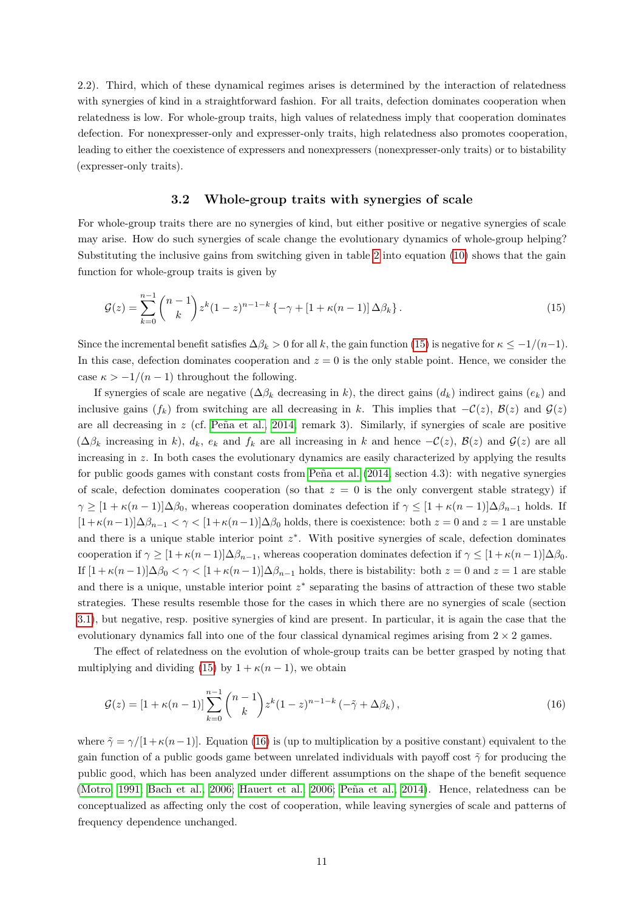2.2). Third, which of these dynamical regimes arises is determined by the interaction of relatedness with synergies of kind in a straightforward fashion. For all traits, defection dominates cooperation when relatedness is low. For whole-group traits, high values of relatedness imply that cooperation dominates defection. For nonexpresser-only and expresser-only traits, high relatedness also promotes cooperation, leading to either the coexistence of expressers and nonexpressers (nonexpresser-only traits) or to bistability (expresser-only traits).

### 3.2 Whole-group traits with synergies of scale

For whole-group traits there are no synergies of kind, but either positive or negative synergies of scale may arise. How do such synergies of scale change the evolutionary dynamics of whole-group helping? Substituting the inclusive gains from switching given in table 2 into equation (10) shows that the gain function for whole-group traits is given by

$$\mathcal{G}(z) = \sum_{k=0}^{n-1} \binom{n-1}{k} z^k (1-z)^{n-1-k} \left\{-\gamma + [1 + \kappa(n-1)] \, \Delta\beta_k\right\}. \tag{15}$$

Since the incremental benefit satisfies $\Delta\beta_k > 0$ for all $k$, the gain function (15) is negative for $\kappa \leq -1/(n-1)$. In this case, defection dominates cooperation and $z = 0$ is the only stable point. Hence, we consider the case $\kappa > -1/(n-1)$ throughout the following.

If synergies of scale are negative ($\Delta\beta_k$ decreasing in $k$), the direct gains ($d_k$) indirect gains ($e_k$) and inclusive gains ($f_k$) from switching are all decreasing in $k$. This implies that $-\mathcal{C}(z)$, $\mathcal{B}(z)$ and $\mathcal{G}(z)$ are all decreasing in $z$ (cf. Peña et al., 2014, remark 3). Similarly, if synergies of scale are positive ($\Delta\beta_k$ increasing in $k$), $d_k$, $e_k$ and $f_k$ are all increasing in $k$ and hence $-\mathcal{C}(z)$, $\mathcal{B}(z)$ and $\mathcal{G}(z)$ are all increasing in $z$. In both cases the evolutionary dynamics are easily characterized by applying the results for public goods games with constant costs from Peña et al. (2014, section 4.3): with negative synergies of scale, defection dominates cooperation (so that $z = 0$ is the only convergent stable strategy) if $\gamma \geq [1 + \kappa(n-1)]\Delta\beta_0$, whereas cooperation dominates defection if $\gamma \leq [1+\kappa(n-1)]\Delta\beta_{n-1}$ holds. If $[1+\kappa(n-1)]\Delta\beta_{n-1} < \gamma < [1+\kappa(n-1)]\Delta\beta_0$ holds, there is coexistence: both $z = 0$ and $z = 1$ are unstable and there is a unique stable interior point $z^*$. With positive synergies of scale, defection dominates cooperation if $\gamma \geq [1+\kappa(n-1)]\Delta\beta_{n-1}$, whereas cooperation dominates defection if $\gamma \leq [1+\kappa(n-1)]\Delta\beta_0$. If $[1+\kappa(n-1)]\Delta\beta_0 < \gamma < [1+\kappa(n-1)]\Delta\beta_{n-1}$ holds, there is bistability: both $z = 0$ and $z = 1$ are stable and there is a unique, unstable interior point $z^*$ separating the basins of attraction of these two stable strategies. These results resemble those for the cases in which there are no synergies of scale (section 3.1), but negative, resp. positive synergies of kind are present. In particular, it is again the case that the evolutionary dynamics fall into one of the four classical dynamical regimes arising from $2 \times 2$ games.

The effect of relatedness on the evolution of whole-group traits can be better grasped by noting that multiplying and dividing (15) by $1 + \kappa(n-1)$, we obtain

$$\mathcal{G}(z) = [1 + \kappa(n-1)] \sum_{k=0}^{n-1} \binom{n-1}{k} z^k (1-z)^{n-1-k} \left(-\tilde{\gamma} + \Delta\beta_k\right), \tag{16}$$

where $\tilde{\gamma} = \gamma/[1+\kappa(n-1)]$. Equation (16) is (up to multiplication by a positive constant) equivalent to the gain function of a public goods game between unrelated individuals with payoff cost $\tilde{\gamma}$ for producing the public good, which has been analyzed under different assumptions on the shape of the benefit sequence (Motro, 1991; Bach et al., 2006; Hauert et al., 2006; Peña et al., 2014). Hence, relatedness can be conceptualized as affecting only the cost of cooperation, while leaving synergies of scale and patterns of frequency dependence unchanged.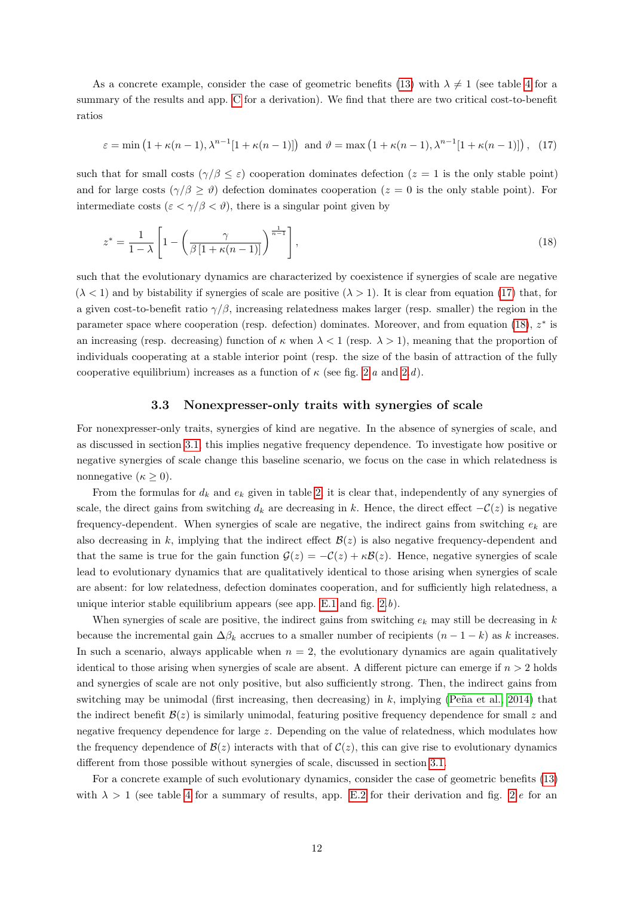As a concrete example, consider the case of geometric benefits (13) with $\lambda \neq 1$ (see table 4 for a summary of the results and app. C for a derivation). We find that there are two critical cost-to-benefit ratios

$$\varepsilon = \min\left(1+\kappa(n-1), \lambda^{n-1}[1+\kappa(n-1)]\right) \text{ and } \vartheta = \max\left(1+\kappa(n-1), \lambda^{n-1}[1+\kappa(n-1)]\right), \quad (17)$$

such that for small costs ($\gamma/\beta \leq \varepsilon$) cooperation dominates defection ($z = 1$ is the only stable point) and for large costs ($\gamma/\beta \geq \vartheta$) defection dominates cooperation ($z = 0$ is the only stable point). For intermediate costs ($\varepsilon < \gamma/\beta < \vartheta$), there is a singular point given by

$$z^* = \frac{1}{1-\lambda}\left[1 - \left(\frac{\gamma}{\beta\left[1+\kappa(n-1)\right]}\right)^{\frac{1}{n-1}}\right], \quad (18)$$

such that the evolutionary dynamics are characterized by coexistence if synergies of scale are negative ($\lambda < 1$) and by bistability if synergies of scale are positive ($\lambda > 1$). It is clear from equation (17) that, for a given cost-to-benefit ratio $\gamma/\beta$, increasing relatedness makes larger (resp. smaller) the region in the parameter space where cooperation (resp. defection) dominates. Moreover, and from equation (18), $z^*$ is an increasing (resp. decreasing) function of $\kappa$ when $\lambda < 1$ (resp. $\lambda > 1$), meaning that the proportion of individuals cooperating at a stable interior point (resp. the size of the basin of attraction of the fully cooperative equilibrium) increases as a function of $\kappa$ (see fig. 2*a* and 2*d*).

### 3.3 Nonexpresser-only traits with synergies of scale

For nonexpresser-only traits, synergies of kind are negative. In the absence of synergies of scale, and as discussed in section 3.1, this implies negative frequency dependence. To investigate how positive or negative synergies of scale change this baseline scenario, we focus on the case in which relatedness is nonnegative ($\kappa \geq 0$).

From the formulas for $d_k$ and $e_k$ given in table 2, it is clear that, independently of any synergies of scale, the direct gains from switching $d_k$ are decreasing in $k$. Hence, the direct effect $-\mathcal{C}(z)$ is negative frequency-dependent. When synergies of scale are negative, the indirect gains from switching $e_k$ are also decreasing in $k$, implying that the indirect effect $\mathcal{B}(z)$ is also negative frequency-dependent and that the same is true for the gain function $\mathcal{G}(z) = -\mathcal{C}(z) + \kappa\mathcal{B}(z)$. Hence, negative synergies of scale lead to evolutionary dynamics that are qualitatively identical to those arising when synergies of scale are absent: for low relatedness, defection dominates cooperation, and for sufficiently high relatedness, a unique interior stable equilibrium appears (see app. E.1 and fig. 2*b*).

When synergies of scale are positive, the indirect gains from switching $e_k$ may still be decreasing in $k$ because the incremental gain $\Delta\beta_k$ accrues to a smaller number of recipients $(n-1-k)$ as $k$ increases. In such a scenario, always applicable when $n = 2$, the evolutionary dynamics are again qualitatively identical to those arising when synergies of scale are absent. A different picture can emerge if $n > 2$ holds and synergies of scale are not only positive, but also sufficiently strong. Then, the indirect gains from switching may be unimodal (first increasing, then decreasing) in $k$, implying (Peña et al., 2014) that the indirect benefit $\mathcal{B}(z)$ is similarly unimodal, featuring positive frequency dependence for small $z$ and negative frequency dependence for large $z$. Depending on the value of relatedness, which modulates how the frequency dependence of $\mathcal{B}(z)$ interacts with that of $\mathcal{C}(z)$, this can give rise to evolutionary dynamics different from those possible without synergies of scale, discussed in section 3.1.

For a concrete example of such evolutionary dynamics, consider the case of geometric benefits (13) with $\lambda > 1$ (see table 4 for a summary of results, app. E.2 for their derivation and fig. 2*e* for an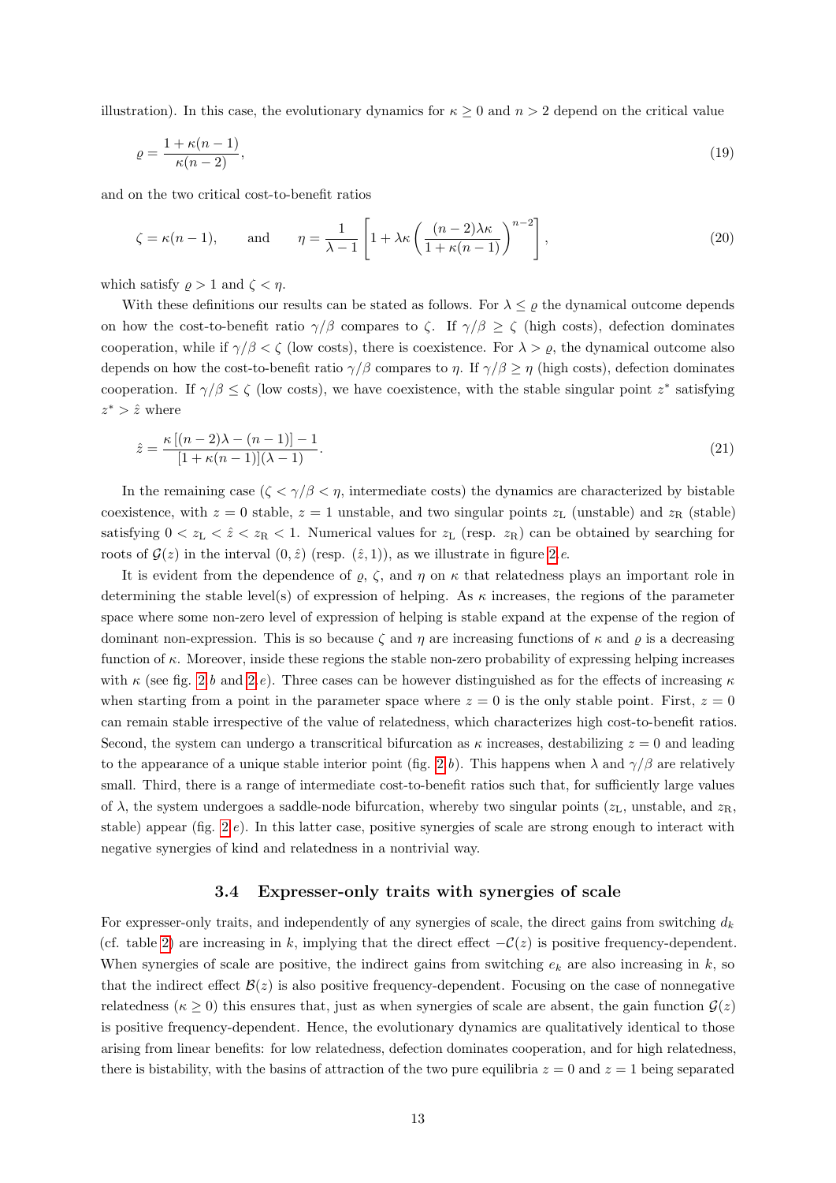illustration). In this case, the evolutionary dynamics for $\kappa \geq 0$ and $n > 2$ depend on the critical value

$$\varrho = \frac{1 + \kappa(n-1)}{\kappa(n-2)}, \tag{19}$$

and on the two critical cost-to-benefit ratios

$$\zeta = \kappa(n-1), \qquad \text{and} \qquad \eta = \frac{1}{\lambda - 1}\left[1 + \lambda\kappa\left(\frac{(n-2)\lambda\kappa}{1+\kappa(n-1)}\right)^{n-2}\right], \tag{20}$$

which satisfy $\varrho > 1$ and $\zeta < \eta$.

With these definitions our results can be stated as follows. For $\lambda \leq \varrho$ the dynamical outcome depends on how the cost-to-benefit ratio $\gamma/\beta$ compares to $\zeta$. If $\gamma/\beta \geq \zeta$ (high costs), defection dominates cooperation, while if $\gamma/\beta < \zeta$ (low costs), there is coexistence. For $\lambda > \varrho$, the dynamical outcome also depends on how the cost-to-benefit ratio $\gamma/\beta$ compares to $\eta$. If $\gamma/\beta \geq \eta$ (high costs), defection dominates cooperation. If $\gamma/\beta \leq \zeta$ (low costs), we have coexistence, with the stable singular point $z^*$ satisfying $z^* > \hat{z}$ where

$$\hat{z} = \frac{\kappa\left[(n-2)\lambda - (n-1)\right] - 1}{[1+\kappa(n-1)](\lambda - 1)}. \tag{21}$$

In the remaining case ($\zeta < \gamma/\beta < \eta$, intermediate costs) the dynamics are characterized by bistable coexistence, with $z = 0$ stable, $z = 1$ unstable, and two singular points $z_\text{L}$ (unstable) and $z_\text{R}$ (stable) satisfying $0 < z_\text{L} < \hat{z} < z_\text{R} < 1$. Numerical values for $z_\text{L}$ (resp. $z_\text{R}$) can be obtained by searching for roots of $\mathcal{G}(z)$ in the interval $(0, \hat{z})$ (resp. $(\hat{z}, 1)$), as we illustrate in figure 2*e*.

It is evident from the dependence of $\varrho$, $\zeta$, and $\eta$ on $\kappa$ that relatedness plays an important role in determining the stable level(s) of expression of helping. As $\kappa$ increases, the regions of the parameter space where some non-zero level of expression of helping is stable expand at the expense of the region of dominant non-expression. This is so because $\zeta$ and $\eta$ are increasing functions of $\kappa$ and $\varrho$ is a decreasing function of $\kappa$. Moreover, inside these regions the stable non-zero probability of expressing helping increases with $\kappa$ (see fig. 2*b* and 2*e*). Three cases can be however distinguished as for the effects of increasing $\kappa$ when starting from a point in the parameter space where $z = 0$ is the only stable point. First, $z = 0$ can remain stable irrespective of the value of relatedness, which characterizes high cost-to-benefit ratios. Second, the system can undergo a transcritical bifurcation as $\kappa$ increases, destabilizing $z = 0$ and leading to the appearance of a unique stable interior point (fig. 2*b*). This happens when $\lambda$ and $\gamma/\beta$ are relatively small. Third, there is a range of intermediate cost-to-benefit ratios such that, for sufficiently large values of $\lambda$, the system undergoes a saddle-node bifurcation, whereby two singular points ($z_\text{L}$, unstable, and $z_\text{R}$, stable) appear (fig. 2*e*). In this latter case, positive synergies of scale are strong enough to interact with negative synergies of kind and relatedness in a nontrivial way.

### 3.4 Expresser-only traits with synergies of scale

For expresser-only traits, and independently of any synergies of scale, the direct gains from switching $d_k$ (cf. table 2) are increasing in $k$, implying that the direct effect $-\mathcal{C}(z)$ is positive frequency-dependent. When synergies of scale are positive, the indirect gains from switching $e_k$ are also increasing in $k$, so that the indirect effect $\mathcal{B}(z)$ is also positive frequency-dependent. Focusing on the case of nonnegative relatedness ($\kappa \geq 0$) this ensures that, just as when synergies of scale are absent, the gain function $\mathcal{G}(z)$ is positive frequency-dependent. Hence, the evolutionary dynamics are qualitatively identical to those arising from linear benefits: for low relatedness, defection dominates cooperation, and for high relatedness, there is bistability, with the basins of attraction of the two pure equilibria $z = 0$ and $z = 1$ being separated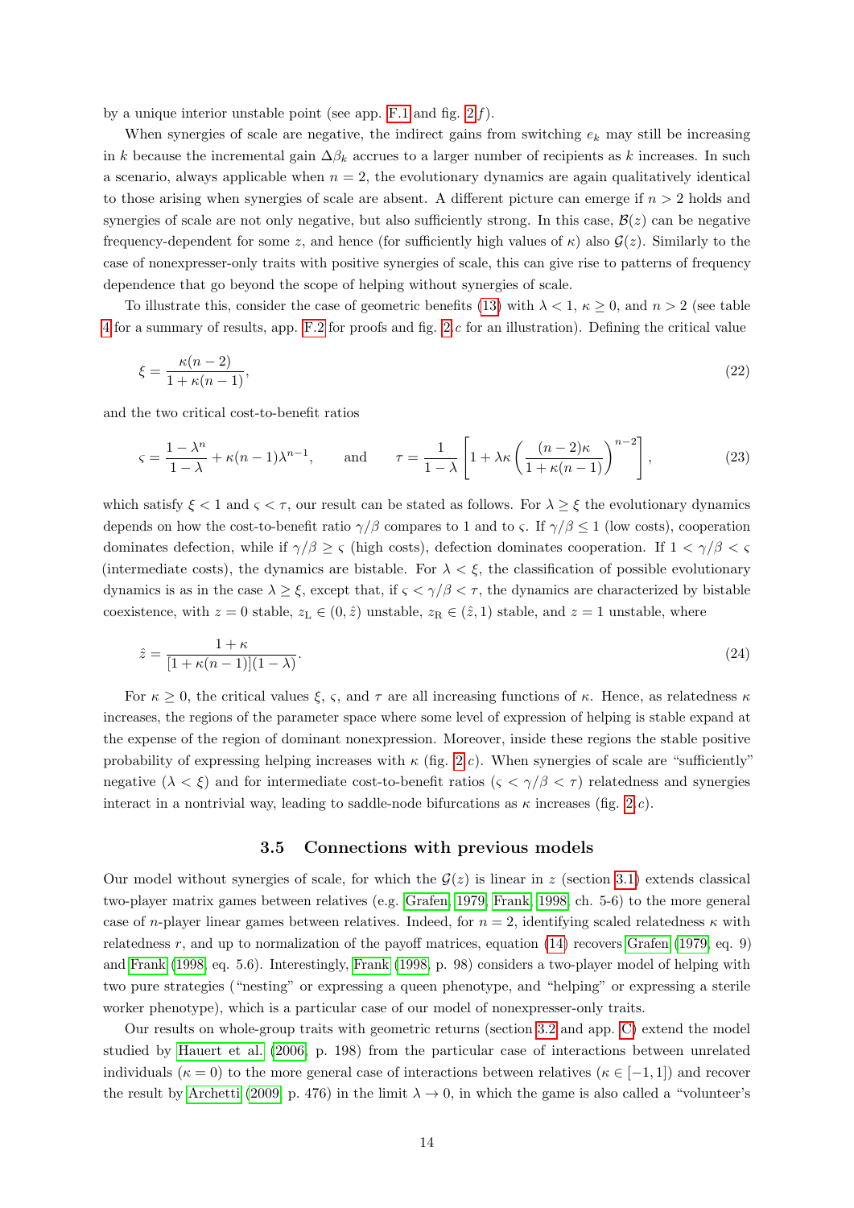by a unique interior unstable point (see app. F.1 and fig. 2*f*).

When synergies of scale are negative, the indirect gains from switching $e_k$ may still be increasing in $k$ because the incremental gain $\Delta\beta_k$ accrues to a larger number of recipients as $k$ increases. In such a scenario, always applicable when $n = 2$, the evolutionary dynamics are again qualitatively identical to those arising when synergies of scale are absent. A different picture can emerge if $n > 2$ holds and synergies of scale are not only negative, but also sufficiently strong. In this case, $\mathcal{B}(z)$ can be negative frequency-dependent for some $z$, and hence (for sufficiently high values of $\kappa$) also $\mathcal{G}(z)$. Similarly to the case of nonexpresser-only traits with positive synergies of scale, this can give rise to patterns of frequency dependence that go beyond the scope of helping without synergies of scale.

To illustrate this, consider the case of geometric benefits (13) with $\lambda < 1$, $\kappa \geq 0$, and $n > 2$ (see table 4 for a summary of results, app. F.2 for proofs and fig. 2*c* for an illustration). Defining the critical value

$$\xi = \frac{\kappa(n-2)}{1+\kappa(n-1)}, \tag{22}$$

and the two critical cost-to-benefit ratios

$$\varsigma = \frac{1-\lambda^n}{1-\lambda} + \kappa(n-1)\lambda^{n-1}, \qquad \text{and} \qquad \tau = \frac{1}{1-\lambda}\left[1 + \lambda\kappa\left(\frac{(n-2)\kappa}{1+\kappa(n-1)}\right)^{n-2}\right], \tag{23}$$

which satisfy $\xi < 1$ and $\varsigma < \tau$, our result can be stated as follows. For $\lambda \geq \xi$ the evolutionary dynamics depends on how the cost-to-benefit ratio $\gamma/\beta$ compares to 1 and to $\varsigma$. If $\gamma/\beta \leq 1$ (low costs), cooperation dominates defection, while if $\gamma/\beta \geq \varsigma$ (high costs), defection dominates cooperation. If $1 < \gamma/\beta < \varsigma$ (intermediate costs), the dynamics are bistable. For $\lambda < \xi$, the classification of possible evolutionary dynamics is as in the case $\lambda \geq \xi$, except that, if $\varsigma < \gamma/\beta < \tau$, the dynamics are characterized by bistable coexistence, with $z = 0$ stable, $z_{\mathrm{L}} \in (0, \hat{z})$ unstable, $z_{\mathrm{R}} \in (\hat{z}, 1)$ stable, and $z = 1$ unstable, where

$$\hat{z} = \frac{1+\kappa}{[1+\kappa(n-1)](1-\lambda)}. \tag{24}$$

For $\kappa \geq 0$, the critical values $\xi$, $\varsigma$, and $\tau$ are all increasing functions of $\kappa$. Hence, as relatedness $\kappa$ increases, the regions of the parameter space where some level of expression of helping is stable expand at the expense of the region of dominant nonexpression. Moreover, inside these regions the stable positive probability of expressing helping increases with $\kappa$ (fig. 2*c*). When synergies of scale are "sufficiently" negative ($\lambda < \xi$) and for intermediate cost-to-benefit ratios ($\varsigma < \gamma/\beta < \tau$) relatedness and synergies interact in a nontrivial way, leading to saddle-node bifurcations as $\kappa$ increases (fig. 2*c*).

### 3.5 Connections with previous models

Our model without synergies of scale, for which the $\mathcal{G}(z)$ is linear in $z$ (section 3.1) extends classical two-player matrix games between relatives (e.g. Grafen, 1979; Frank, 1998, ch. 5-6) to the more general case of $n$-player linear games between relatives. Indeed, for $n = 2$, identifying scaled relatedness $\kappa$ with relatedness $r$, and up to normalization of the payoff matrices, equation (14) recovers Grafen (1979, eq. 9) and Frank (1998, eq. 5.6). Interestingly, Frank (1998, p. 98) considers a two-player model of helping with two pure strategies ("nesting" or expressing a queen phenotype, and "helping" or expressing a sterile worker phenotype), which is a particular case of our model of nonexpresser-only traits.

Our results on whole-group traits with geometric returns (section 3.2 and app. C) extend the model studied by Hauert et al. (2006, p. 198) from the particular case of interactions between unrelated individuals ($\kappa = 0$) to the more general case of interactions between relatives ($\kappa \in [-1, 1]$) and recover the result by Archetti (2009, p. 476) in the limit $\lambda \to 0$, in which the game is also called a "volunteer's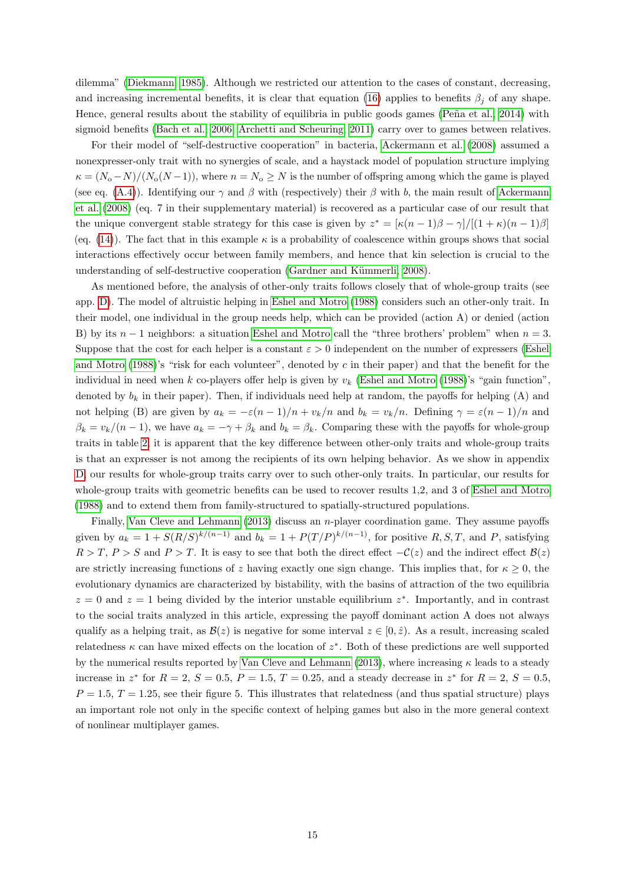dilemma" (Diekmann, 1985). Although we restricted our attention to the cases of constant, decreasing, and increasing incremental benefits, it is clear that equation (16) applies to benefits $\beta_j$ of any shape. Hence, general results about the stability of equilibria in public goods games (Peña et al., 2014) with sigmoid benefits (Bach et al., 2006; Archetti and Scheuring, 2011) carry over to games between relatives.

For their model of "self-destructive cooperation" in bacteria, Ackermann et al. (2008) assumed a nonexpresser-only trait with no synergies of scale, and a haystack model of population structure implying $\kappa = (N_\mathrm{o} - N)/(N_\mathrm{o}(N-1))$, where $n = N_\mathrm{o} \geq N$ is the number of offspring among which the game is played (see eq. (A.4)). Identifying our $\gamma$ and $\beta$ with (respectively) their $\beta$ with $b$, the main result of Ackermann et al. (2008) (eq. 7 in their supplementary material) is recovered as a particular case of our result that the unique convergent stable strategy for this case is given by $z^* = [\kappa(n-1)\beta - \gamma]/[(1+\kappa)(n-1)\beta]$ (eq. (14)). The fact that in this example $\kappa$ is a probability of coalescence within groups shows that social interactions effectively occur between family members, and hence that kin selection is crucial to the understanding of self-destructive cooperation (Gardner and Kümmerli, 2008).

As mentioned before, the analysis of other-only traits follows closely that of whole-group traits (see app. D). The model of altruistic helping in Eshel and Motro (1988) considers such an other-only trait. In their model, one individual in the group needs help, which can be provided (action A) or denied (action B) by its $n-1$ neighbors: a situation Eshel and Motro call the "three brothers' problem" when $n = 3$. Suppose that the cost for each helper is a constant $\varepsilon > 0$ independent on the number of expressers (Eshel and Motro (1988)'s "risk for each volunteer", denoted by $c$ in their paper) and that the benefit for the individual in need when $k$ co-players offer help is given by $v_k$ (Eshel and Motro (1988)'s "gain function", denoted by $b_k$ in their paper). Then, if individuals need help at random, the payoffs for helping (A) and not helping (B) are given by $a_k = -\varepsilon(n-1)/n + v_k/n$ and $b_k = v_k/n$. Defining $\gamma = \varepsilon(n-1)/n$ and $\beta_k = v_k/(n-1)$, we have $a_k = -\gamma + \beta_k$ and $b_k = \beta_k$. Comparing these with the payoffs for whole-group traits in table 2, it is apparent that the key difference between other-only traits and whole-group traits is that an expresser is not among the recipients of its own helping behavior. As we show in appendix D, our results for whole-group traits carry over to such other-only traits. In particular, our results for whole-group traits with geometric benefits can be used to recover results 1,2, and 3 of Eshel and Motro (1988) and to extend them from family-structured to spatially-structured populations.

Finally, Van Cleve and Lehmann (2013) discuss an $n$-player coordination game. They assume payoffs given by $a_k = 1 + S(R/S)^{k/(n-1)}$ and $b_k = 1 + P(T/P)^{k/(n-1)}$, for positive $R, S, T$, and $P$, satisfying $R > T$, $P > S$ and $P > T$. It is easy to see that both the direct effect $-\mathcal{C}(z)$ and the indirect effect $\mathcal{B}(z)$ are strictly increasing functions of $z$ having exactly one sign change. This implies that, for $\kappa \geq 0$, the evolutionary dynamics are characterized by bistability, with the basins of attraction of the two equilibria $z = 0$ and $z = 1$ being divided by the interior unstable equilibrium $z^*$. Importantly, and in contrast to the social traits analyzed in this article, expressing the payoff dominant action A does not always qualify as a helping trait, as $\mathcal{B}(z)$ is negative for some interval $z \in [0, \hat{z})$. As a result, increasing scaled relatedness $\kappa$ can have mixed effects on the location of $z^*$. Both of these predictions are well supported by the numerical results reported by Van Cleve and Lehmann (2013), where increasing $\kappa$ leads to a steady increase in $z^*$ for $R = 2$, $S = 0.5$, $P = 1.5$, $T = 0.25$, and a steady decrease in $z^*$ for $R = 2$, $S = 0.5$, $P = 1.5$, $T = 1.25$, see their figure 5. This illustrates that relatedness (and thus spatial structure) plays an important role not only in the specific context of helping games but also in the more general context of nonlinear multiplayer games.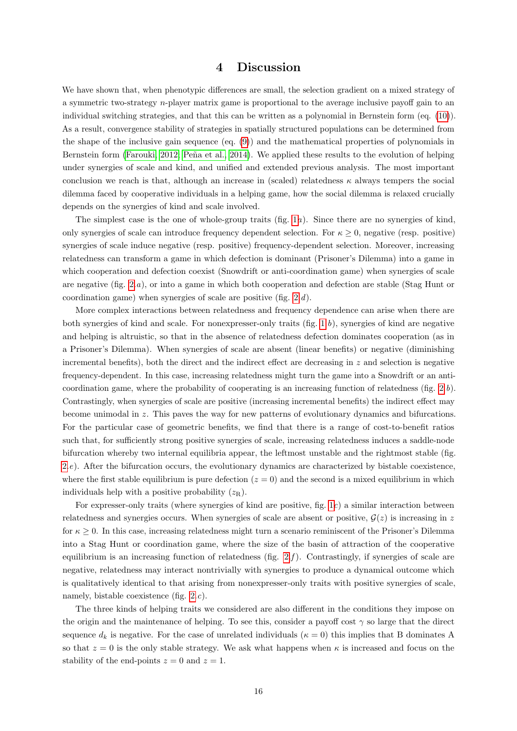# 4 Discussion

We have shown that, when phenotypic differences are small, the selection gradient on a mixed strategy of a symmetric two-strategy $n$-player matrix game is proportional to the average inclusive payoff gain to an individual switching strategies, and that this can be written as a polynomial in Bernstein form (eq. (10)). As a result, convergence stability of strategies in spatially structured populations can be determined from the shape of the inclusive gain sequence (eq. (9)) and the mathematical properties of polynomials in Bernstein form (Farouki 2012; Peña et al. 2014). We applied these results to the evolution of helping under synergies of scale and kind, and unified and extended previous analysis. The most important conclusion we reach is that, although an increase in (scaled) relatedness $\kappa$ always tempers the social dilemma faced by cooperative individuals in a helping game, how the social dilemma is relaxed crucially depends on the synergies of kind and scale involved.

The simplest case is the one of whole-group traits (fig. 1$a$). Since there are no synergies of kind, only synergies of scale can introduce frequency dependent selection. For $\kappa \geq 0$, negative (resp. positive) synergies of scale induce negative (resp. positive) frequency-dependent selection. Moreover, increasing relatedness can transform a game in which defection is dominant (Prisoner's Dilemma) into a game in which cooperation and defection coexist (Snowdrift or anti-coordination game) when synergies of scale are negative (fig. 2$a$), or into a game in which both cooperation and defection are stable (Stag Hunt or coordination game) when synergies of scale are positive (fig. 2$d$).

More complex interactions between relatedness and frequency dependence can arise when there are both synergies of kind and scale. For nonexpresser-only traits (fig. 1$b$), synergies of kind are negative and helping is altruistic, so that in the absence of relatedness defection dominates cooperation (as in a Prisoner's Dilemma). When synergies of scale are absent (linear benefits) or negative (diminishing incremental benefits), both the direct and the indirect effect are decreasing in $z$ and selection is negative frequency-dependent. In this case, increasing relatedness might turn the game into a Snowdrift or an anti-coordination game, where the probability of cooperating is an increasing function of relatedness (fig. 2$b$). Contrastingly, when synergies of scale are positive (increasing incremental benefits) the indirect effect may become unimodal in $z$. This paves the way for new patterns of evolutionary dynamics and bifurcations. For the particular case of geometric benefits, we find that there is a range of cost-to-benefit ratios such that, for sufficiently strong positive synergies of scale, increasing relatedness induces a saddle-node bifurcation whereby two internal equilibria appear, the leftmost unstable and the rightmost stable (fig. 2$e$). After the bifurcation occurs, the evolutionary dynamics are characterized by bistable coexistence, where the first stable equilibrium is pure defection ($z = 0$) and the second is a mixed equilibrium in which individuals help with a positive probability ($z_{\mathrm{R}}$).

For expresser-only traits (where synergies of kind are positive, fig. 1$c$) a similar interaction between relatedness and synergies occurs. When synergies of scale are absent or positive, $\mathcal{G}(z)$ is increasing in $z$ for $\kappa \geq 0$. In this case, increasing relatedness might turn a scenario reminiscent of the Prisoner's Dilemma into a Stag Hunt or coordination game, where the size of the basin of attraction of the cooperative equilibrium is an increasing function of relatedness (fig. 2$f$). Contrastingly, if synergies of scale are negative, relatedness may interact nontrivially with synergies to produce a dynamical outcome which is qualitatively identical to that arising from nonexpresser-only traits with positive synergies of scale, namely, bistable coexistence (fig. 2$c$).

The three kinds of helping traits we considered are also different in the conditions they impose on the origin and the maintenance of helping. To see this, consider a payoff cost $\gamma$ so large that the direct sequence $d_k$ is negative. For the case of unrelated individuals ($\kappa = 0$) this implies that B dominates A so that $z = 0$ is the only stable strategy. We ask what happens when $\kappa$ is increased and focus on the stability of the end-points $z = 0$ and $z = 1$.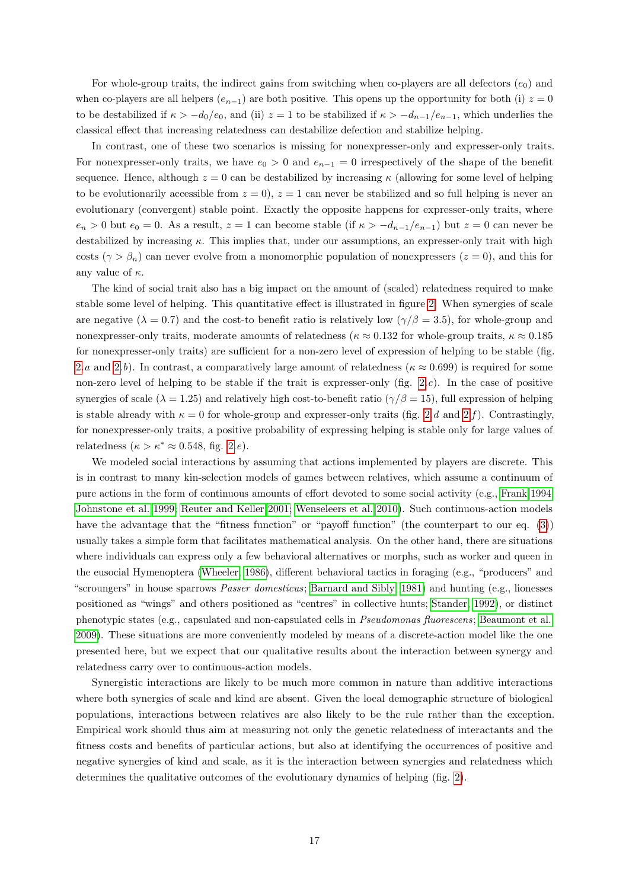For whole-group traits, the indirect gains from switching when co-players are all defectors ($e_0$) and when co-players are all helpers ($e_{n-1}$) are both positive. This opens up the opportunity for both (i) $z = 0$ to be destabilized if $\kappa > -d_0/e_0$, and (ii) $z = 1$ to be stabilized if $\kappa > -d_{n-1}/e_{n-1}$, which underlies the classical effect that increasing relatedness can destabilize defection and stabilize helping.

In contrast, one of these two scenarios is missing for nonexpresser-only and expresser-only traits. For nonexpresser-only traits, we have $e_0 > 0$ and $e_{n-1} = 0$ irrespectively of the shape of the benefit sequence. Hence, although $z = 0$ can be destabilized by increasing $\kappa$ (allowing for some level of helping to be evolutionarily accessible from $z = 0$), $z = 1$ can never be stabilized and so full helping is never an evolutionary (convergent) stable point. Exactly the opposite happens for expresser-only traits, where $e_n > 0$ but $e_0 = 0$. As a result, $z = 1$ can become stable (if $\kappa > -d_{n-1}/e_{n-1}$) but $z = 0$ can never be destabilized by increasing $\kappa$. This implies that, under our assumptions, an expresser-only trait with high costs ($\gamma > \beta_n$) can never evolve from a monomorphic population of nonexpressers ($z = 0$), and this for any value of $\kappa$.

The kind of social trait also has a big impact on the amount of (scaled) relatedness required to make stable some level of helping. This quantitative effect is illustrated in figure 2. When synergies of scale are negative ($\lambda = 0.7$) and the cost-to benefit ratio is relatively low ($\gamma/\beta = 3.5$), for whole-group and nonexpresser-only traits, moderate amounts of relatedness ($\kappa \approx 0.132$ for whole-group traits, $\kappa \approx 0.185$ for nonexpresser-only traits) are sufficient for a non-zero level of expression of helping to be stable (fig. 2.*a* and 2.*b*). In contrast, a comparatively large amount of relatedness ($\kappa \approx 0.699$) is required for some non-zero level of helping to be stable if the trait is expresser-only (fig. 2.*c*). In the case of positive synergies of scale ($\lambda = 1.25$) and relatively high cost-to-benefit ratio ($\gamma/\beta = 15$), full expression of helping is stable already with $\kappa = 0$ for whole-group and expresser-only traits (fig. 2.*d* and 2.*f*). Contrastingly, for nonexpresser-only traits, a positive probability of expressing helping is stable only for large values of relatedness ($\kappa > \kappa^* \approx 0.548$, fig. 2.*e*).

We modeled social interactions by assuming that actions implemented by players are discrete. This is in contrast to many kin-selection models of games between relatives, which assume a continuum of pure actions in the form of continuous amounts of effort devoted to some social activity (e.g., Frank 1994; Johnstone et al. 1999; Reuter and Keller 2001; Wenseleers et al. 2010). Such continuous-action models have the advantage that the "fitness function" or "payoff function" (the counterpart to our eq. (3)) usually takes a simple form that facilitates mathematical analysis. On the other hand, there are situations where individuals can express only a few behavioral alternatives or morphs, such as worker and queen in the eusocial Hymenoptera (Wheeler, 1986), different behavioral tactics in foraging (e.g., "producers" and "scroungers" in house sparrows *Passer domesticus*; Barnard and Sibly, 1981) and hunting (e.g., lionesses positioned as "wings" and others positioned as "centres" in collective hunts; Stander, 1992), or distinct phenotypic states (e.g., capsulated and non-capsulated cells in *Pseudomonas fluorescens*; Beaumont et al. 2009). These situations are more conveniently modeled by means of a discrete-action model like the one presented here, but we expect that our qualitative results about the interaction between synergy and relatedness carry over to continuous-action models.

Synergistic interactions are likely to be much more common in nature than additive interactions where both synergies of scale and kind are absent. Given the local demographic structure of biological populations, interactions between relatives are also likely to be the rule rather than the exception. Empirical work should thus aim at measuring not only the genetic relatedness of interactants and the fitness costs and benefits of particular actions, but also at identifying the occurrences of positive and negative synergies of kind and scale, as it is the interaction between synergies and relatedness which determines the qualitative outcomes of the evolutionary dynamics of helping (fig. 2).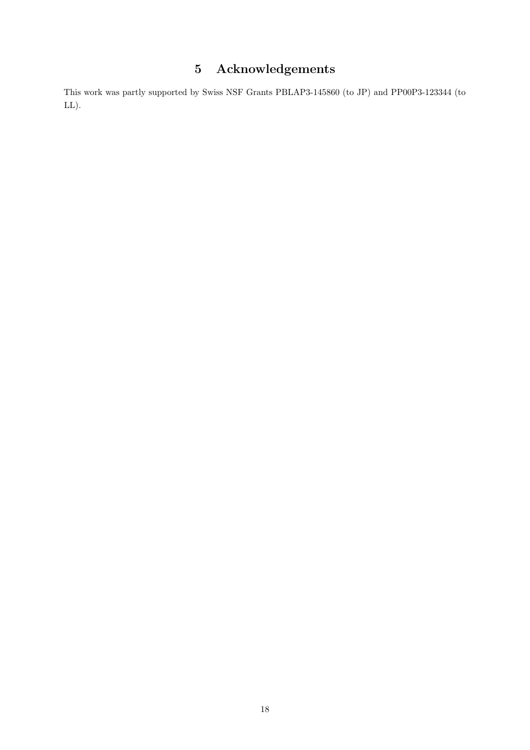# 5 Acknowledgements

This work was partly supported by Swiss NSF Grants PBLAP3-145860 (to JP) and PP00P3-123344 (to LL).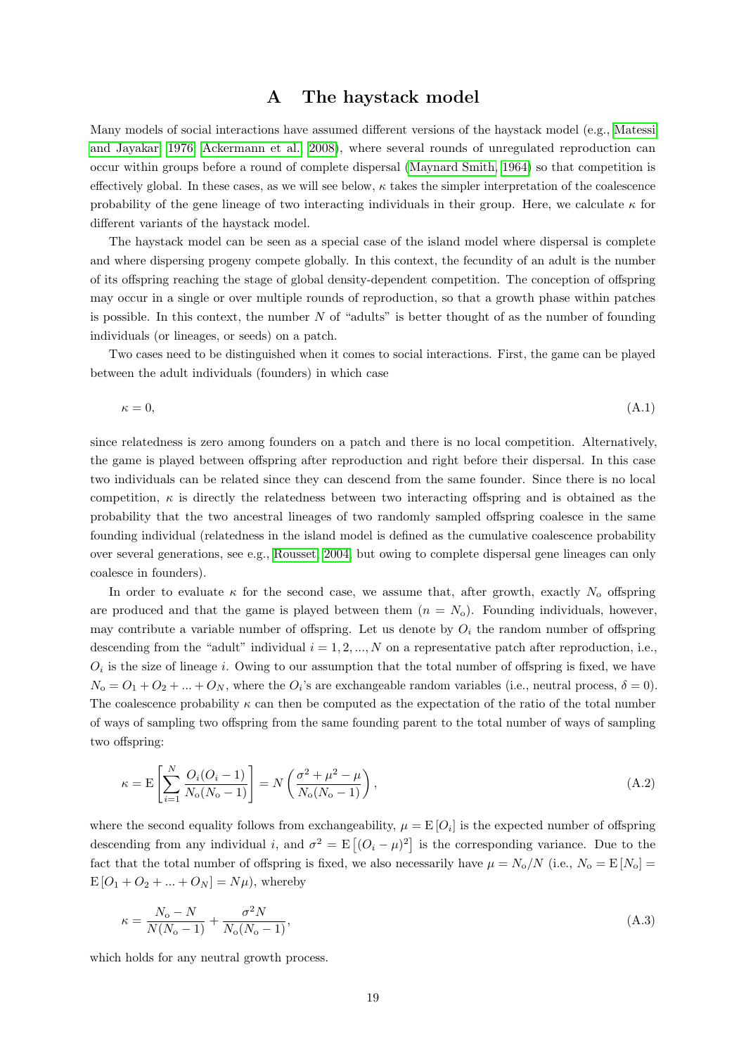# A The haystack model

Many models of social interactions have assumed different versions of the haystack model (e.g., Matessi and Jayakar, 1976; Ackermann et al., 2008), where several rounds of unregulated reproduction can occur within groups before a round of complete dispersal (Maynard Smith, 1964) so that competition is effectively global. In these cases, as we will see below, $\kappa$ takes the simpler interpretation of the coalescence probability of the gene lineage of two interacting individuals in their group. Here, we calculate $\kappa$ for different variants of the haystack model.

The haystack model can be seen as a special case of the island model where dispersal is complete and where dispersing progeny compete globally. In this context, the fecundity of an adult is the number of its offspring reaching the stage of global density-dependent competition. The conception of offspring may occur in a single or over multiple rounds of reproduction, so that a growth phase within patches is possible. In this context, the number $N$ of "adults" is better thought of as the number of founding individuals (or lineages, or seeds) on a patch.

Two cases need to be distinguished when it comes to social interactions. First, the game can be played between the adult individuals (founders) in which case

$$\kappa = 0, \tag{A.1}$$

since relatedness is zero among founders on a patch and there is no local competition. Alternatively, the game is played between offspring after reproduction and right before their dispersal. In this case two individuals can be related since they can descend from the same founder. Since there is no local competition, $\kappa$ is directly the relatedness between two interacting offspring and is obtained as the probability that the two ancestral lineages of two randomly sampled offspring coalesce in the same founding individual (relatedness in the island model is defined as the cumulative coalescence probability over several generations, see e.g., Rousset, 2004, but owing to complete dispersal gene lineages can only coalesce in founders).

In order to evaluate $\kappa$ for the second case, we assume that, after growth, exactly $N_\text{o}$ offspring are produced and that the game is played between them ($n = N_\text{o}$). Founding individuals, however, may contribute a variable number of offspring. Let us denote by $O_i$ the random number of offspring descending from the "adult" individual $i = 1, 2, ..., N$ on a representative patch after reproduction, i.e., $O_i$ is the size of lineage $i$. Owing to our assumption that the total number of offspring is fixed, we have $N_\text{o} = O_1 + O_2 + ... + O_N$, where the $O_i$'s are exchangeable random variables (i.e., neutral process, $\delta = 0$). The coalescence probability $\kappa$ can then be computed as the expectation of the ratio of the total number of ways of sampling two offspring from the same founding parent to the total number of ways of sampling two offspring:

$$\kappa = \mathrm{E}\left[\sum_{i=1}^{N} \frac{O_i(O_i - 1)}{N_\text{o}(N_\text{o} - 1)}\right] = N\left(\frac{\sigma^2 + \mu^2 - \mu}{N_\text{o}(N_\text{o} - 1)}\right), \tag{A.2}$$

where the second equality follows from exchangeability, $\mu = \mathrm{E}[O_i]$ is the expected number of offspring descending from any individual $i$, and $\sigma^2 = \mathrm{E}\left[(O_i - \mu)^2\right]$ is the corresponding variance. Due to the fact that the total number of offspring is fixed, we also necessarily have $\mu = N_\text{o}/N$ (i.e., $N_\text{o} = \mathrm{E}[N_\text{o}] = \mathrm{E}[O_1 + O_2 + ... + O_N] = N\mu$), whereby

$$\kappa = \frac{N_\text{o} - N}{N(N_\text{o} - 1)} + \frac{\sigma^2 N}{N_\text{o}(N_\text{o} - 1)}, \tag{A.3}$$

which holds for any neutral growth process.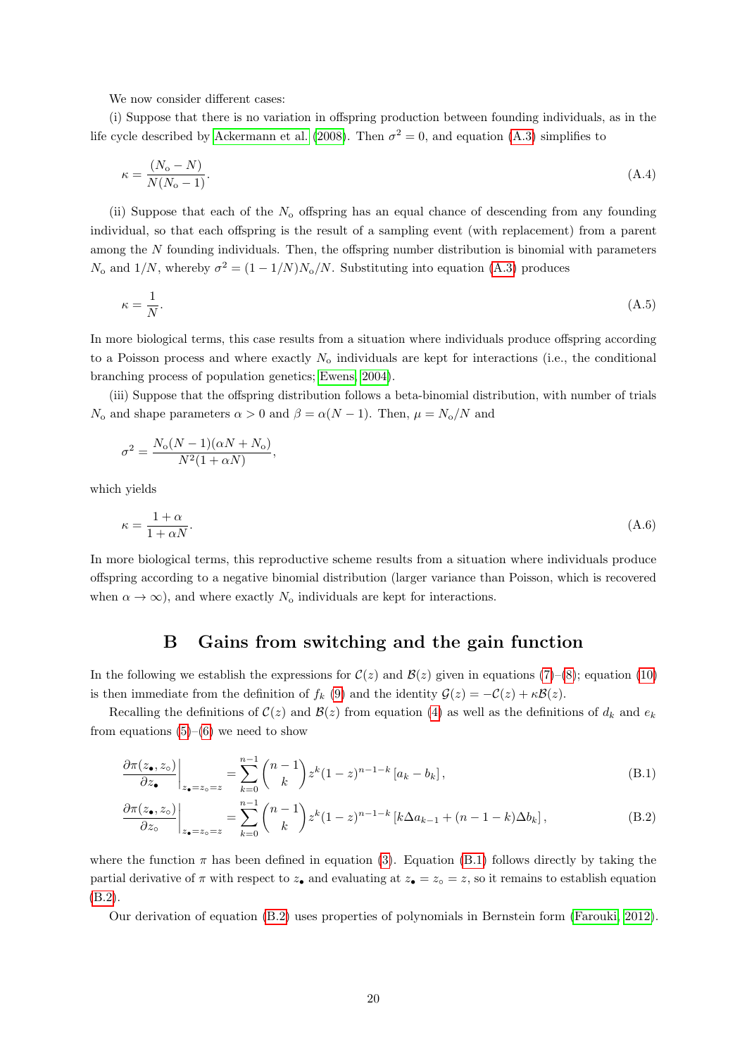We now consider different cases:

(i) Suppose that there is no variation in offspring production between founding individuals, as in the life cycle described by Ackermann et al. (2008). Then $\sigma^2 = 0$, and equation (A.3) simplifies to

$$\kappa = \frac{(N_\text{o} - N)}{N(N_\text{o} - 1)}. \tag{A.4}$$

(ii) Suppose that each of the $N_\text{o}$ offspring has an equal chance of descending from any founding individual, so that each offspring is the result of a sampling event (with replacement) from a parent among the $N$ founding individuals. Then, the offspring number distribution is binomial with parameters $N_\text{o}$ and $1/N$, whereby $\sigma^2 = (1 - 1/N)N_\text{o}/N$. Substituting into equation (A.3) produces

$$\kappa = \frac{1}{N}. \tag{A.5}$$

In more biological terms, this case results from a situation where individuals produce offspring according to a Poisson process and where exactly $N_\text{o}$ individuals are kept for interactions (i.e., the conditional branching process of population genetics; Ewens, 2004).

(iii) Suppose that the offspring distribution follows a beta-binomial distribution, with number of trials $N_\text{o}$ and shape parameters $\alpha > 0$ and $\beta = \alpha(N - 1)$. Then, $\mu = N_\text{o}/N$ and

$$\sigma^2 = \frac{N_\text{o}(N-1)(\alpha N + N_\text{o})}{N^2(1 + \alpha N)},$$

which yields

$$\kappa = \frac{1 + \alpha}{1 + \alpha N}. \tag{A.6}$$

In more biological terms, this reproductive scheme results from a situation where individuals produce offspring according to a negative binomial distribution (larger variance than Poisson, which is recovered when $\alpha \to \infty$), and where exactly $N_\text{o}$ individuals are kept for interactions.

# B Gains from switching and the gain function

In the following we establish the expressions for $\mathcal{C}(z)$ and $\mathcal{B}(z)$ given in equations (7)–(8); equation (10) is then immediate from the definition of $f_k$ (9) and the identity $\mathcal{G}(z) = -\mathcal{C}(z) + \kappa\mathcal{B}(z)$.

Recalling the definitions of $\mathcal{C}(z)$ and $\mathcal{B}(z)$ from equation (4) as well as the definitions of $d_k$ and $e_k$ from equations (5)–(6) we need to show

$$\left.\frac{\partial \pi(z_\bullet, z_\circ)}{\partial z_\bullet}\right|_{z_\bullet = z_\circ = z} = \sum_{k=0}^{n-1} \binom{n-1}{k} z^k (1-z)^{n-1-k} \left[a_k - b_k\right], \tag{B.1}$$

$$\left.\frac{\partial \pi(z_\bullet, z_\circ)}{\partial z_\circ}\right|_{z_\bullet = z_\circ = z} = \sum_{k=0}^{n-1} \binom{n-1}{k} z^k (1-z)^{n-1-k} \left[k\Delta a_{k-1} + (n-1-k)\Delta b_k\right], \tag{B.2}$$

where the function $\pi$ has been defined in equation (3). Equation (B.1) follows directly by taking the partial derivative of $\pi$ with respect to $z_\bullet$ and evaluating at $z_\bullet = z_\circ = z$, so it remains to establish equation (B.2).

Our derivation of equation (B.2) uses properties of polynomials in Bernstein form (Farouki, 2012).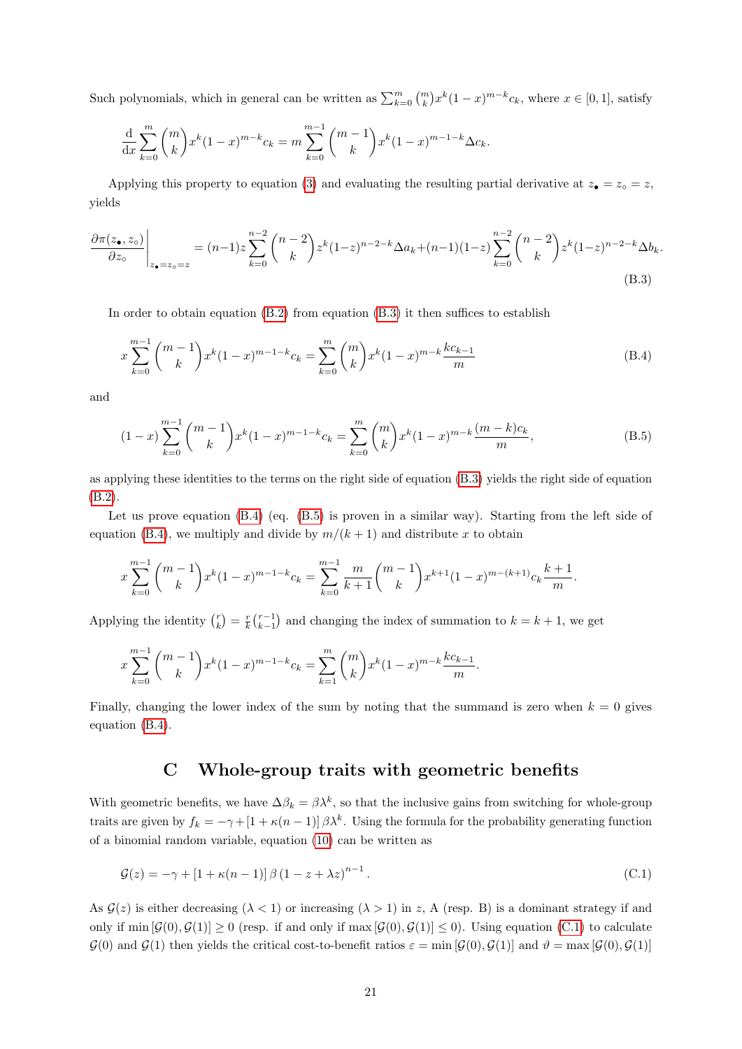Such polynomials, which in general can be written as $\sum_{k=0}^{m} \binom{m}{k} x^k (1-x)^{m-k} c_k$, where $x \in [0,1]$, satisfy

$$\frac{\mathrm{d}}{\mathrm{d}x} \sum_{k=0}^{m} \binom{m}{k} x^k (1-x)^{m-k} c_k = m \sum_{k=0}^{m-1} \binom{m-1}{k} x^k (1-x)^{m-1-k} \Delta c_k.$$

Applying this property to equation (3) and evaluating the resulting partial derivative at $z_\bullet = z_\circ = z$, yields

$$\left.\frac{\partial \pi(z_\bullet, z_\circ)}{\partial z_\circ}\right|_{z_\bullet = z_\circ = z} = (n-1) z \sum_{k=0}^{n-2} \binom{n-2}{k} z^k (1-z)^{n-2-k} \Delta a_k + (n-1)(1-z) \sum_{k=0}^{n-2} \binom{n-2}{k} z^k (1-z)^{n-2-k} \Delta b_k. \tag{B.3}$$

In order to obtain equation (B.2) from equation (B.3) it then suffices to establish

$$x \sum_{k=0}^{m-1} \binom{m-1}{k} x^k (1-x)^{m-1-k} c_k = \sum_{k=0}^{m} \binom{m}{k} x^k (1-x)^{m-k} \frac{k c_{k-1}}{m} \tag{B.4}$$

and

$$(1-x) \sum_{k=0}^{m-1} \binom{m-1}{k} x^k (1-x)^{m-1-k} c_k = \sum_{k=0}^{m} \binom{m}{k} x^k (1-x)^{m-k} \frac{(m-k) c_k}{m}, \tag{B.5}$$

as applying these identities to the terms on the right side of equation (B.3) yields the right side of equation (B.2).

Let us prove equation (B.4) (eq. (B.5) is proven in a similar way). Starting from the left side of equation (B.4), we multiply and divide by $m/(k+1)$ and distribute $x$ to obtain

$$x \sum_{k=0}^{m-1} \binom{m-1}{k} x^k (1-x)^{m-1-k} c_k = \sum_{k=0}^{m-1} \frac{m}{k+1} \binom{m-1}{k} x^{k+1} (1-x)^{m-(k+1)} c_k \frac{k+1}{m}.$$

Applying the identity $\binom{r}{k} = \frac{r}{k} \binom{r-1}{k-1}$ and changing the index of summation to $k = k+1$, we get

$$x \sum_{k=0}^{m-1} \binom{m-1}{k} x^k (1-x)^{m-1-k} c_k = \sum_{k=1}^{m} \binom{m}{k} x^k (1-x)^{m-k} \frac{k c_{k-1}}{m}.$$

Finally, changing the lower index of the sum by noting that the summand is zero when $k = 0$ gives equation (B.4).

## C Whole-group traits with geometric benefits

With geometric benefits, we have $\Delta \beta_k = \beta \lambda^k$, so that the inclusive gains from switching for whole-group traits are given by $f_k = -\gamma + [1 + \kappa(n-1)] \beta \lambda^k$. Using the formula for the probability generating function of a binomial random variable, equation (10) can be written as

$$\mathcal{G}(z) = -\gamma + [1 + \kappa(n-1)] \beta (1 - z + \lambda z)^{n-1}. \tag{C.1}$$

As $\mathcal{G}(z)$ is either decreasing ($\lambda < 1$) or increasing ($\lambda > 1$) in $z$, A (resp. B) is a dominant strategy if and only if $\min[\mathcal{G}(0), \mathcal{G}(1)] \geq 0$ (resp. if and only if $\max[\mathcal{G}(0), \mathcal{G}(1)] \leq 0$). Using equation (C.1) to calculate $\mathcal{G}(0)$ and $\mathcal{G}(1)$ then yields the critical cost-to-benefit ratios $\varepsilon = \min[\mathcal{G}(0), \mathcal{G}(1)]$ and $\vartheta = \max[\mathcal{G}(0), \mathcal{G}(1)]$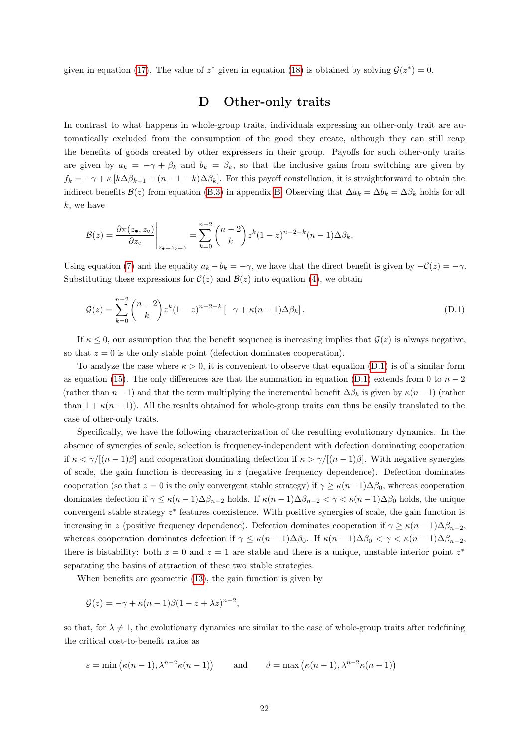given in equation (17). The value of $z^*$ given in equation (18) is obtained by solving $\mathcal{G}(z^*) = 0$.

# D Other-only traits

In contrast to what happens in whole-group traits, individuals expressing an other-only trait are automatically excluded from the consumption of the good they create, although they can still reap the benefits of goods created by other expressers in their group. Payoffs for such other-only traits are given by $a_k = -\gamma + \beta_k$ and $b_k = \beta_k$, so that the inclusive gains from switching are given by $f_k = -\gamma + \kappa\left[k\Delta\beta_{k-1} + (n-1-k)\Delta\beta_k\right]$. For this payoff constellation, it is straightforward to obtain the indirect benefits $\mathcal{B}(z)$ from equation (B.3) in appendix B. Observing that $\Delta a_k = \Delta b_k = \Delta\beta_k$ holds for all $k$, we have

$$\mathcal{B}(z) = \left.\frac{\partial \pi(z_\bullet, z_\circ)}{\partial z_\circ}\right|_{z_\bullet = z_\circ = z} = \sum_{k=0}^{n-2} \binom{n-2}{k} z^k (1-z)^{n-2-k} (n-1)\Delta\beta_k.$$

Using equation (7) and the equality $a_k - b_k = -\gamma$, we have that the direct benefit is given by $-\mathcal{C}(z) = -\gamma$. Substituting these expressions for $\mathcal{C}(z)$ and $\mathcal{B}(z)$ into equation (4), we obtain

$$\mathcal{G}(z) = \sum_{k=0}^{n-2} \binom{n-2}{k} z^k (1-z)^{n-2-k} \left[-\gamma + \kappa(n-1)\Delta\beta_k\right]. \tag{D.1}$$

If $\kappa \leq 0$, our assumption that the benefit sequence is increasing implies that $\mathcal{G}(z)$ is always negative, so that $z = 0$ is the only stable point (defection dominates cooperation).

To analyze the case where $\kappa > 0$, it is convenient to observe that equation (D.1) is of a similar form as equation (15). The only differences are that the summation in equation (D.1) extends from 0 to $n-2$ (rather than $n-1$) and that the term multiplying the incremental benefit $\Delta\beta_k$ is given by $\kappa(n-1)$ (rather than $1 + \kappa(n-1)$). All the results obtained for whole-group traits can thus be easily translated to the case of other-only traits.

Specifically, we have the following characterization of the resulting evolutionary dynamics. In the absence of synergies of scale, selection is frequency-independent with defection dominating cooperation if $\kappa < \gamma/[(n-1)\beta]$ and cooperation dominating defection if $\kappa > \gamma/[(n-1)\beta]$. With negative synergies of scale, the gain function is decreasing in $z$ (negative frequency dependence). Defection dominates cooperation (so that $z = 0$ is the only convergent stable strategy) if $\gamma \geq \kappa(n-1)\Delta\beta_0$, whereas cooperation dominates defection if $\gamma \leq \kappa(n-1)\Delta\beta_{n-2}$ holds. If $\kappa(n-1)\Delta\beta_{n-2} < \gamma < \kappa(n-1)\Delta\beta_0$ holds, the unique convergent stable strategy $z^*$ features coexistence. With positive synergies of scale, the gain function is increasing in $z$ (positive frequency dependence). Defection dominates cooperation if $\gamma \geq \kappa(n-1)\Delta\beta_{n-2}$, whereas cooperation dominates defection if $\gamma \leq \kappa(n-1)\Delta\beta_0$. If $\kappa(n-1)\Delta\beta_0 < \gamma < \kappa(n-1)\Delta\beta_{n-2}$, there is bistability: both $z = 0$ and $z = 1$ are stable and there is a unique, unstable interior point $z^*$ separating the basins of attraction of these two stable strategies.

When benefits are geometric (13), the gain function is given by

$$\mathcal{G}(z) = -\gamma + \kappa(n-1)\beta(1 - z + \lambda z)^{n-2},$$

so that, for $\lambda \neq 1$, the evolutionary dynamics are similar to the case of whole-group traits after redefining the critical cost-to-benefit ratios as

$$\varepsilon = \min\left(\kappa(n-1), \lambda^{n-2}\kappa(n-1)\right) \qquad \text{and} \qquad \vartheta = \max\left(\kappa(n-1), \lambda^{n-2}\kappa(n-1)\right)$$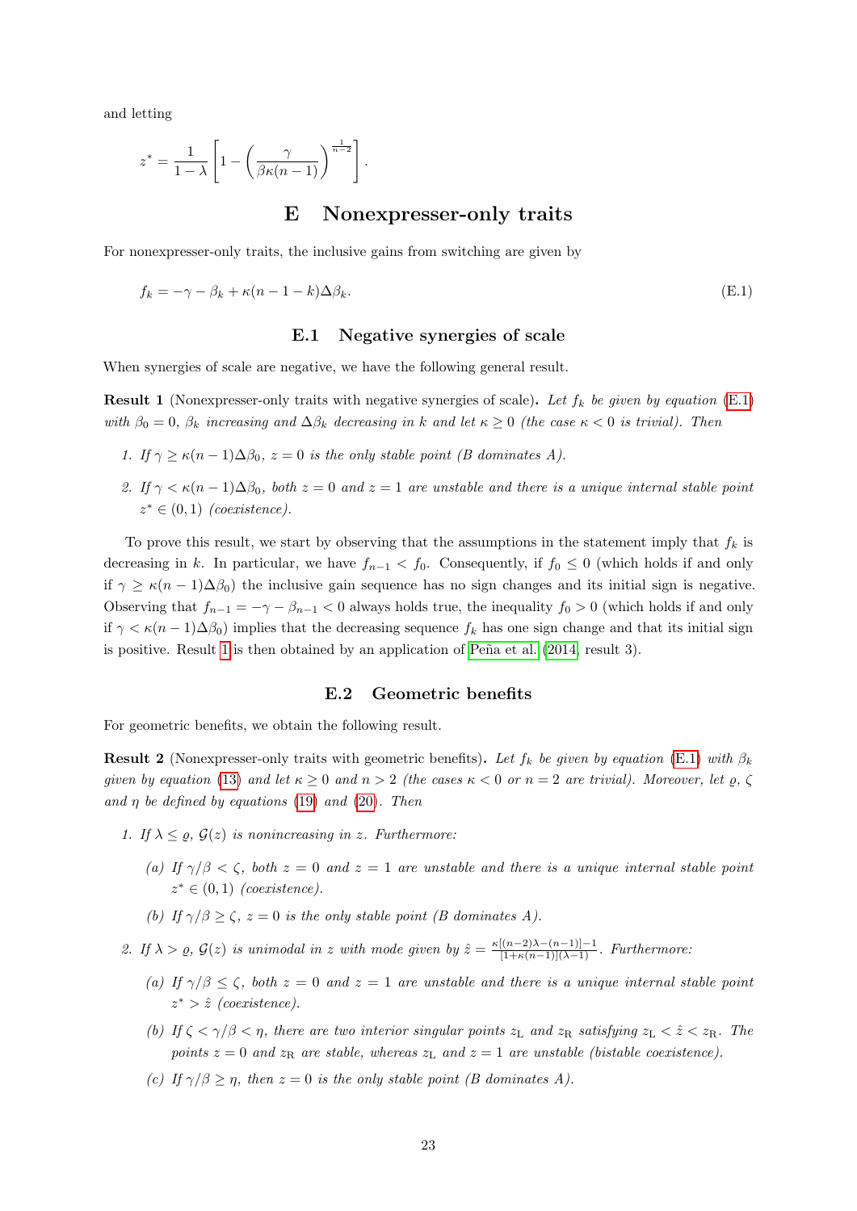and letting

$$z^* = \frac{1}{1-\lambda}\left[1 - \left(\frac{\gamma}{\beta\kappa(n-1)}\right)^{\frac{1}{n-2}}\right].$$

# E Nonexpresser-only traits

For nonexpresser-only traits, the inclusive gains from switching are given by

$$f_k = -\gamma - \beta_k + \kappa(n-1-k)\Delta\beta_k. \tag{E.1}$$

## E.1 Negative synergies of scale

When synergies of scale are negative, we have the following general result.

**Result 1** (Nonexpresser-only traits with negative synergies of scale)**.** *Let $f_k$ be given by equation (E.1) with $\beta_0 = 0$, $\beta_k$ increasing and $\Delta\beta_k$ decreasing in $k$ and let $\kappa \geq 0$ (the case $\kappa < 0$ is trivial). Then*

1. *If $\gamma \geq \kappa(n-1)\Delta\beta_0$, $z = 0$ is the only stable point (B dominates A).*
2. *If $\gamma < \kappa(n-1)\Delta\beta_0$, both $z = 0$ and $z = 1$ are unstable and there is a unique internal stable point $z^* \in (0,1)$ (coexistence).*

To prove this result, we start by observing that the assumptions in the statement imply that $f_k$ is decreasing in $k$. In particular, we have $f_{n-1} < f_0$. Consequently, if $f_0 \leq 0$ (which holds if and only if $\gamma \geq \kappa(n-1)\Delta\beta_0$) the inclusive gain sequence has no sign changes and its initial sign is negative. Observing that $f_{n-1} = -\gamma - \beta_{n-1} < 0$ always holds true, the inequality $f_0 > 0$ (which holds if and only if $\gamma < \kappa(n-1)\Delta\beta_0$) implies that the decreasing sequence $f_k$ has one sign change and that its initial sign is positive. Result 1 is then obtained by an application of Peña et al. (2014, result 3).

## E.2 Geometric benefits

For geometric benefits, we obtain the following result.

**Result 2** (Nonexpresser-only traits with geometric benefits)**.** *Let $f_k$ be given by equation (E.1) with $\beta_k$ given by equation (13) and let $\kappa \geq 0$ and $n > 2$ (the cases $\kappa < 0$ or $n = 2$ are trivial). Moreover, let $\varrho$, $\zeta$ and $\eta$ be defined by equations (19) and (20). Then*

1. *If $\lambda \leq \varrho$, $\mathcal{G}(z)$ is nonincreasing in $z$. Furthermore:*
   - (a) *If $\gamma/\beta < \zeta$, both $z = 0$ and $z = 1$ are unstable and there is a unique internal stable point $z^* \in (0,1)$ (coexistence).*
   - (b) *If $\gamma/\beta \geq \zeta$, $z = 0$ is the only stable point (B dominates A).*
2. *If $\lambda > \varrho$, $\mathcal{G}(z)$ is unimodal in $z$ with mode given by $\hat{z} = \frac{\kappa[(n-2)\lambda-(n-1)]-1}{[1+\kappa(n-1)](\lambda-1)}$. Furthermore:*
   - (a) *If $\gamma/\beta \leq \zeta$, both $z = 0$ and $z = 1$ are unstable and there is a unique internal stable point $z^* > \hat{z}$ (coexistence).*
   - (b) *If $\zeta < \gamma/\beta < \eta$, there are two interior singular points $z_{\mathrm{L}}$ and $z_{\mathrm{R}}$ satisfying $z_{\mathrm{L}} < \hat{z} < z_{\mathrm{R}}$. The points $z = 0$ and $z_{\mathrm{R}}$ are stable, whereas $z_{\mathrm{L}}$ and $z = 1$ are unstable (bistable coexistence).*
   - (c) *If $\gamma/\beta \geq \eta$, then $z = 0$ is the only stable point (B dominates A).*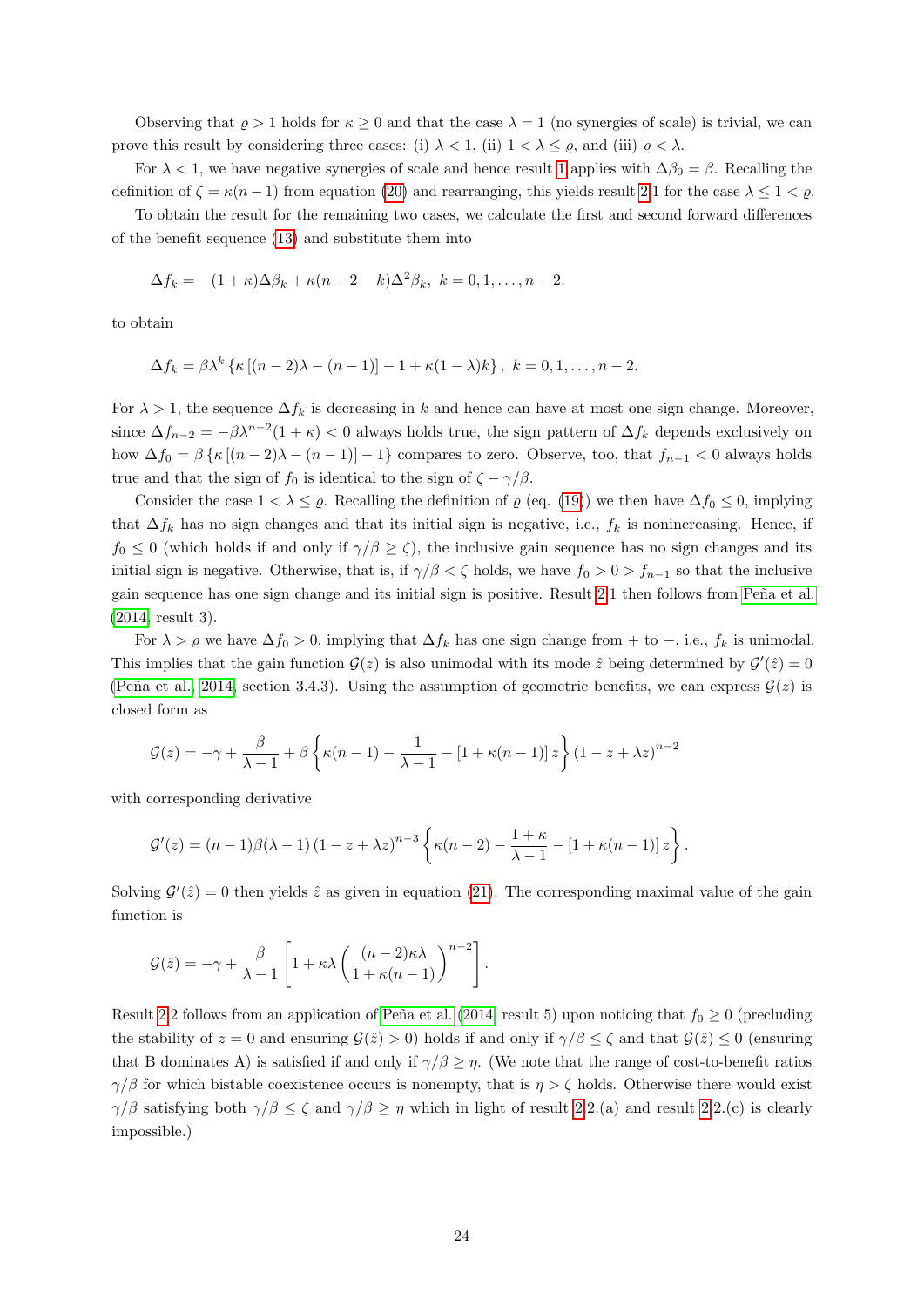Observing that $\varrho > 1$ holds for $\kappa \geq 0$ and that the case $\lambda = 1$ (no synergies of scale) is trivial, we can prove this result by considering three cases: (i) $\lambda < 1$, (ii) $1 < \lambda \leq \varrho$, and (iii) $\varrho < \lambda$.

For $\lambda < 1$, we have negative synergies of scale and hence result 1 applies with $\Delta\beta_0 = \beta$. Recalling the definition of $\zeta = \kappa(n-1)$ from equation (20) and rearranging, this yields result 2.1 for the case $\lambda \leq 1 < \varrho$.

To obtain the result for the remaining two cases, we calculate the first and second forward differences of the benefit sequence (13) and substitute them into

$$\Delta f_k = -(1+\kappa)\Delta\beta_k + \kappa(n-2-k)\Delta^2\beta_k, \; k = 0, 1, \ldots, n-2.$$

to obtain

$$\Delta f_k = \beta\lambda^k \left\{\kappa\left[(n-2)\lambda - (n-1)\right] - 1 + \kappa(1-\lambda)k\right\}, \; k = 0, 1, \ldots, n-2.$$

For $\lambda > 1$, the sequence $\Delta f_k$ is decreasing in $k$ and hence can have at most one sign change. Moreover, since $\Delta f_{n-2} = -\beta\lambda^{n-2}(1+\kappa) < 0$ always holds true, the sign pattern of $\Delta f_k$ depends exclusively on how $\Delta f_0 = \beta\left\{\kappa\left[(n-2)\lambda - (n-1)\right] - 1\right\}$ compares to zero. Observe, too, that $f_{n-1} < 0$ always holds true and that the sign of $f_0$ is identical to the sign of $\zeta - \gamma/\beta$.

Consider the case $1 < \lambda \leq \varrho$. Recalling the definition of $\varrho$ (eq. (19)) we then have $\Delta f_0 \leq 0$, implying that $\Delta f_k$ has no sign changes and that its initial sign is negative, i.e., $f_k$ is nonincreasing. Hence, if $f_0 \leq 0$ (which holds if and only if $\gamma/\beta \geq \zeta$), the inclusive gain sequence has no sign changes and its initial sign is negative. Otherwise, that is, if $\gamma/\beta < \zeta$ holds, we have $f_0 > 0 > f_{n-1}$ so that the inclusive gain sequence has one sign change and its initial sign is positive. Result 2.1 then follows from Peña et al. (2014, result 3).

For $\lambda > \varrho$ we have $\Delta f_0 > 0$, implying that $\Delta f_k$ has one sign change from $+$ to $-$, i.e., $f_k$ is unimodal. This implies that the gain function $\mathcal{G}(z)$ is also unimodal with its mode $\hat{z}$ being determined by $\mathcal{G}'(\hat{z}) = 0$ (Peña et al., 2014, section 3.4.3). Using the assumption of geometric benefits, we can express $\mathcal{G}(z)$ is closed form as

$$\mathcal{G}(z) = -\gamma + \frac{\beta}{\lambda - 1} + \beta\left\{\kappa(n-1) - \frac{1}{\lambda-1} - \left[1 + \kappa(n-1)\right]z\right\}(1 - z + \lambda z)^{n-2}$$

with corresponding derivative

$$\mathcal{G}'(z) = (n-1)\beta(\lambda-1)\left(1 - z + \lambda z\right)^{n-3}\left\{\kappa(n-2) - \frac{1+\kappa}{\lambda-1} - \left[1 + \kappa(n-1)\right]z\right\}.$$

Solving $\mathcal{G}'(\hat{z}) = 0$ then yields $\hat{z}$ as given in equation (21). The corresponding maximal value of the gain function is

$$\mathcal{G}(\hat{z}) = -\gamma + \frac{\beta}{\lambda-1}\left[1 + \kappa\lambda\left(\frac{(n-2)\kappa\lambda}{1+\kappa(n-1)}\right)^{n-2}\right].$$

Result 2.2 follows from an application of Peña et al. (2014, result 5) upon noticing that $f_0 \geq 0$ (precluding the stability of $z = 0$ and ensuring $\mathcal{G}(\hat{z}) > 0$) holds if and only if $\gamma/\beta \leq \zeta$ and that $\mathcal{G}(\hat{z}) \leq 0$ (ensuring that B dominates A) is satisfied if and only if $\gamma/\beta \geq \eta$. (We note that the range of cost-to-benefit ratios $\gamma/\beta$ for which bistable coexistence occurs is nonempty, that is $\eta > \zeta$ holds. Otherwise there would exist $\gamma/\beta$ satisfying both $\gamma/\beta \leq \zeta$ and $\gamma/\beta \geq \eta$ which in light of result 2.2.(a) and result 2.2.(c) is clearly impossible.)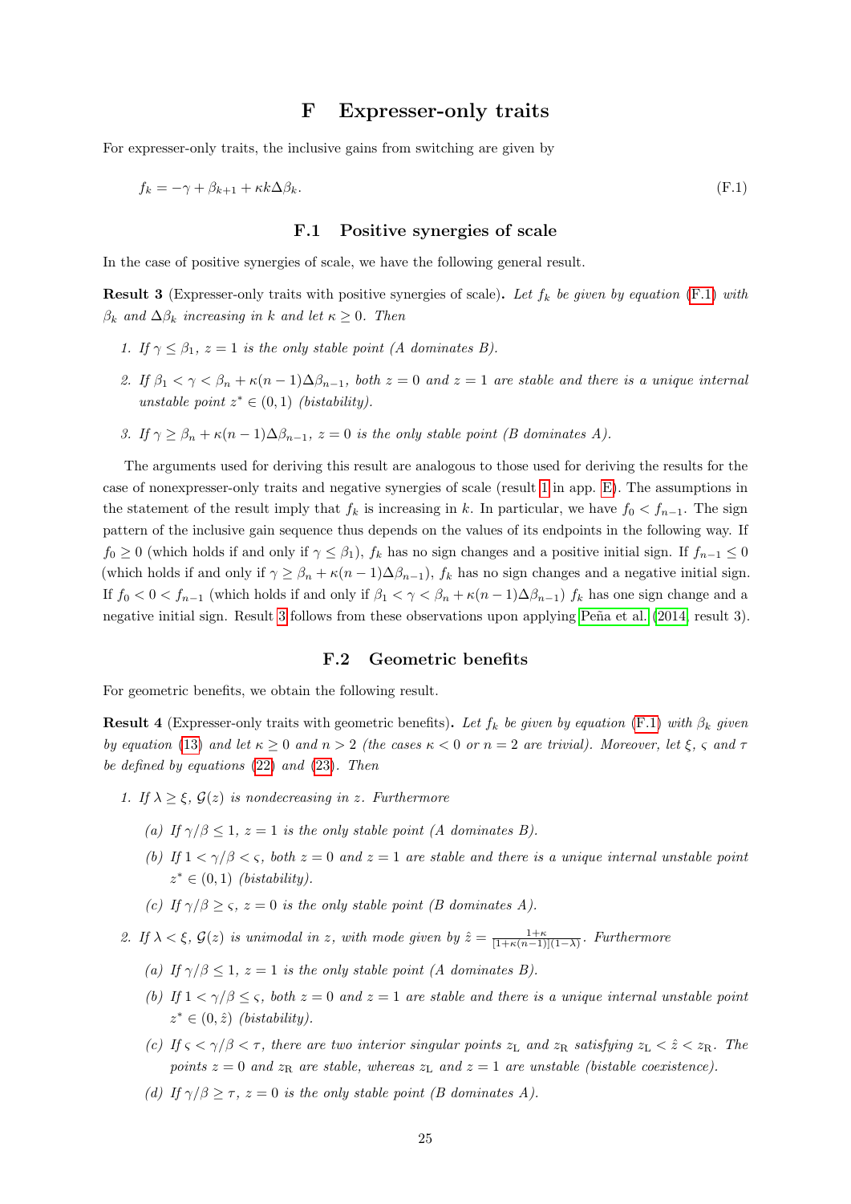# F Expresser-only traits

For expresser-only traits, the inclusive gains from switching are given by

$$f_k = -\gamma + \beta_{k+1} + \kappa k \Delta\beta_k. \tag{F.1}$$

## F.1 Positive synergies of scale

In the case of positive synergies of scale, we have the following general result.

**Result 3** (Expresser-only traits with positive synergies of scale)**.** *Let $f_k$ be given by equation (F.1) with $\beta_k$ and $\Delta\beta_k$ increasing in $k$ and let $\kappa \geq 0$. Then*

1. *If $\gamma \leq \beta_1$, $z = 1$ is the only stable point (A dominates B).*
2. *If $\beta_1 < \gamma < \beta_n + \kappa(n-1)\Delta\beta_{n-1}$, both $z = 0$ and $z = 1$ are stable and there is a unique internal unstable point $z^* \in (0,1)$ (bistability).*
3. *If $\gamma \geq \beta_n + \kappa(n-1)\Delta\beta_{n-1}$, $z = 0$ is the only stable point (B dominates A).*

The arguments used for deriving this result are analogous to those used for deriving the results for the case of nonexpresser-only traits and negative synergies of scale (result 1 in app. E). The assumptions in the statement of the result imply that $f_k$ is increasing in $k$. In particular, we have $f_0 < f_{n-1}$. The sign pattern of the inclusive gain sequence thus depends on the values of its endpoints in the following way. If $f_0 \geq 0$ (which holds if and only if $\gamma \leq \beta_1$), $f_k$ has no sign changes and a positive initial sign. If $f_{n-1} \leq 0$ (which holds if and only if $\gamma \geq \beta_n + \kappa(n-1)\Delta\beta_{n-1}$), $f_k$ has no sign changes and a negative initial sign. If $f_0 < 0 < f_{n-1}$ (which holds if and only if $\beta_1 < \gamma < \beta_n + \kappa(n-1)\Delta\beta_{n-1}$) $f_k$ has one sign change and a negative initial sign. Result 3 follows from these observations upon applying Peña et al. (2014, result 3).

## F.2 Geometric benefits

For geometric benefits, we obtain the following result.

**Result 4** (Expresser-only traits with geometric benefits)**.** *Let $f_k$ be given by equation (F.1) with $\beta_k$ given by equation (13) and let $\kappa \geq 0$ and $n > 2$ (the cases $\kappa < 0$ or $n = 2$ are trivial). Moreover, let $\xi$, $\varsigma$ and $\tau$ be defined by equations (22) and (23). Then*

1. *If $\lambda \geq \xi$, $\mathcal{G}(z)$ is nondecreasing in $z$. Furthermore*
   - *(a) If $\gamma/\beta \leq 1$, $z = 1$ is the only stable point (A dominates B).*
   - *(b) If $1 < \gamma/\beta < \varsigma$, both $z = 0$ and $z = 1$ are stable and there is a unique internal unstable point $z^* \in (0,1)$ (bistability).*
   - *(c) If $\gamma/\beta \geq \varsigma$, $z = 0$ is the only stable point (B dominates A).*
2. *If $\lambda < \xi$, $\mathcal{G}(z)$ is unimodal in $z$, with mode given by $\hat{z} = \frac{1+\kappa}{[1+\kappa(n-1)](1-\lambda)}$. Furthermore*
   - *(a) If $\gamma/\beta \leq 1$, $z = 1$ is the only stable point (A dominates B).*
   - *(b) If $1 < \gamma/\beta \leq \varsigma$, both $z = 0$ and $z = 1$ are stable and there is a unique internal unstable point $z^* \in (0, \hat{z})$ (bistability).*
   - *(c) If $\varsigma < \gamma/\beta < \tau$, there are two interior singular points $z_{\mathrm{L}}$ and $z_{\mathrm{R}}$ satisfying $z_{\mathrm{L}} < \hat{z} < z_{\mathrm{R}}$. The points $z = 0$ and $z_{\mathrm{R}}$ are stable, whereas $z_{\mathrm{L}}$ and $z = 1$ are unstable (bistable coexistence).*
   - *(d) If $\gamma/\beta \geq \tau$, $z = 0$ is the only stable point (B dominates A).*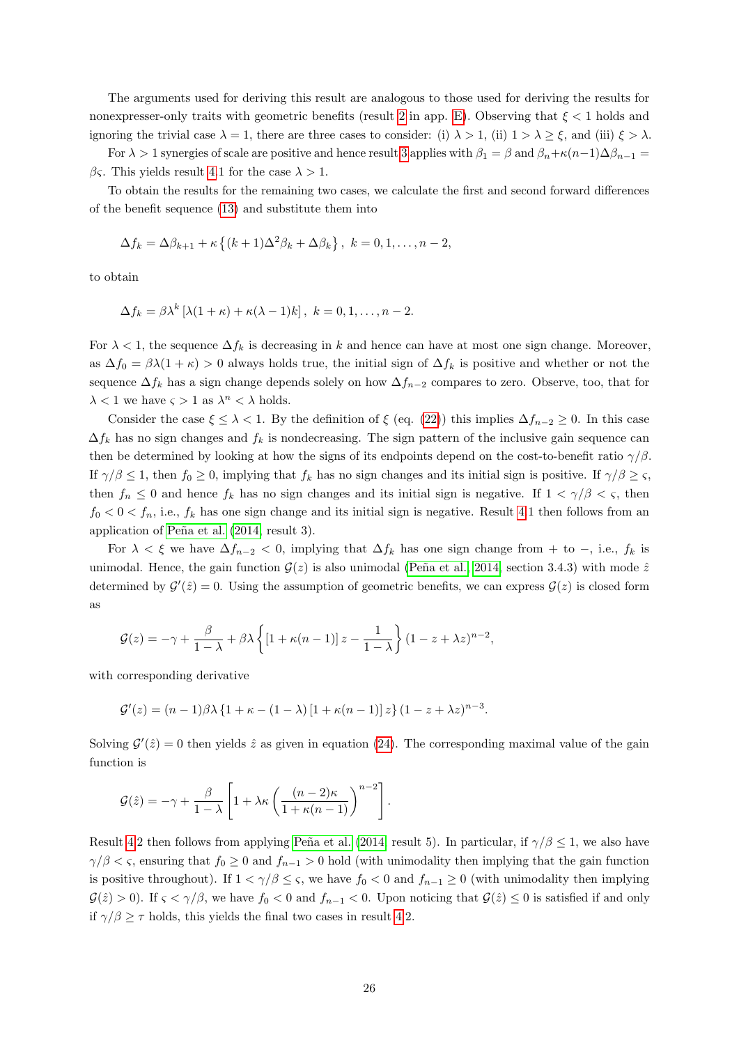The arguments used for deriving this result are analogous to those used for deriving the results for nonexpresser-only traits with geometric benefits (result 2 in app. E). Observing that $\xi < 1$ holds and ignoring the trivial case $\lambda = 1$, there are three cases to consider: (i) $\lambda > 1$, (ii) $1 > \lambda \geq \xi$, and (iii) $\xi > \lambda$.

For $\lambda > 1$ synergies of scale are positive and hence result 3 applies with $\beta_1 = \beta$ and $\beta_n + \kappa(n-1)\Delta\beta_{n-1} = \beta\varsigma$. This yields result 4.1 for the case $\lambda > 1$.

To obtain the results for the remaining two cases, we calculate the first and second forward differences of the benefit sequence (13) and substitute them into

$$\Delta f_k = \Delta\beta_{k+1} + \kappa\left\{(k+1)\Delta^2\beta_k + \Delta\beta_k\right\},\ k = 0, 1, \ldots, n-2,$$

to obtain

$$\Delta f_k = \beta\lambda^k\left[\lambda(1+\kappa) + \kappa(\lambda - 1)k\right],\ k = 0, 1, \ldots, n-2.$$

For $\lambda < 1$, the sequence $\Delta f_k$ is decreasing in $k$ and hence can have at most one sign change. Moreover, as $\Delta f_0 = \beta\lambda(1+\kappa) > 0$ always holds true, the initial sign of $\Delta f_k$ is positive and whether or not the sequence $\Delta f_k$ has a sign change depends solely on how $\Delta f_{n-2}$ compares to zero. Observe, too, that for $\lambda < 1$ we have $\varsigma > 1$ as $\lambda^n < \lambda$ holds.

Consider the case $\xi \leq \lambda < 1$. By the definition of $\xi$ (eq. (22)) this implies $\Delta f_{n-2} \geq 0$. In this case $\Delta f_k$ has no sign changes and $f_k$ is nondecreasing. The sign pattern of the inclusive gain sequence can then be determined by looking at how the signs of its endpoints depend on the cost-to-benefit ratio $\gamma/\beta$. If $\gamma/\beta \leq 1$, then $f_0 \geq 0$, implying that $f_k$ has no sign changes and its initial sign is positive. If $\gamma/\beta \geq \varsigma$, then $f_n \leq 0$ and hence $f_k$ has no sign changes and its initial sign is negative. If $1 < \gamma/\beta < \varsigma$, then $f_0 < 0 < f_n$, i.e., $f_k$ has one sign change and its initial sign is negative. Result 4.1 then follows from an application of Peña et al. (2014, result 3).

For $\lambda < \xi$ we have $\Delta f_{n-2} < 0$, implying that $\Delta f_k$ has one sign change from + to −, i.e., $f_k$ is unimodal. Hence, the gain function $\mathcal{G}(z)$ is also unimodal (Peña et al. 2014, section 3.4.3) with mode $\hat{z}$ determined by $\mathcal{G}'(\hat{z}) = 0$. Using the assumption of geometric benefits, we can express $\mathcal{G}(z)$ is closed form as

$$\mathcal{G}(z) = -\gamma + \frac{\beta}{1-\lambda} + \beta\lambda\left\{\left[1 + \kappa(n-1)\right]z - \frac{1}{1-\lambda}\right\}(1 - z + \lambda z)^{n-2},$$

with corresponding derivative

$$\mathcal{G}'(z) = (n-1)\beta\lambda\left\{1 + \kappa - (1-\lambda)\left[1 + \kappa(n-1)\right]z\right\}(1 - z + \lambda z)^{n-3}.$$

Solving $\mathcal{G}'(\hat{z}) = 0$ then yields $\hat{z}$ as given in equation (24). The corresponding maximal value of the gain function is

$$\mathcal{G}(\hat{z}) = -\gamma + \frac{\beta}{1-\lambda}\left[1 + \lambda\kappa\left(\frac{(n-2)\kappa}{1+\kappa(n-1)}\right)^{n-2}\right].$$

Result 4.2 then follows from applying Peña et al. (2014, result 5). In particular, if $\gamma/\beta \leq 1$, we also have $\gamma/\beta < \varsigma$, ensuring that $f_0 \geq 0$ and $f_{n-1} > 0$ hold (with unimodality then implying that the gain function is positive throughout). If $1 < \gamma/\beta \leq \varsigma$, we have $f_0 < 0$ and $f_{n-1} \geq 0$ (with unimodality then implying $\mathcal{G}(\hat{z}) > 0$). If $\varsigma < \gamma/\beta$, we have $f_0 < 0$ and $f_{n-1} < 0$. Upon noticing that $\mathcal{G}(\hat{z}) \leq 0$ is satisfied if and only if $\gamma/\beta \geq \tau$ holds, this yields the final two cases in result 4.2.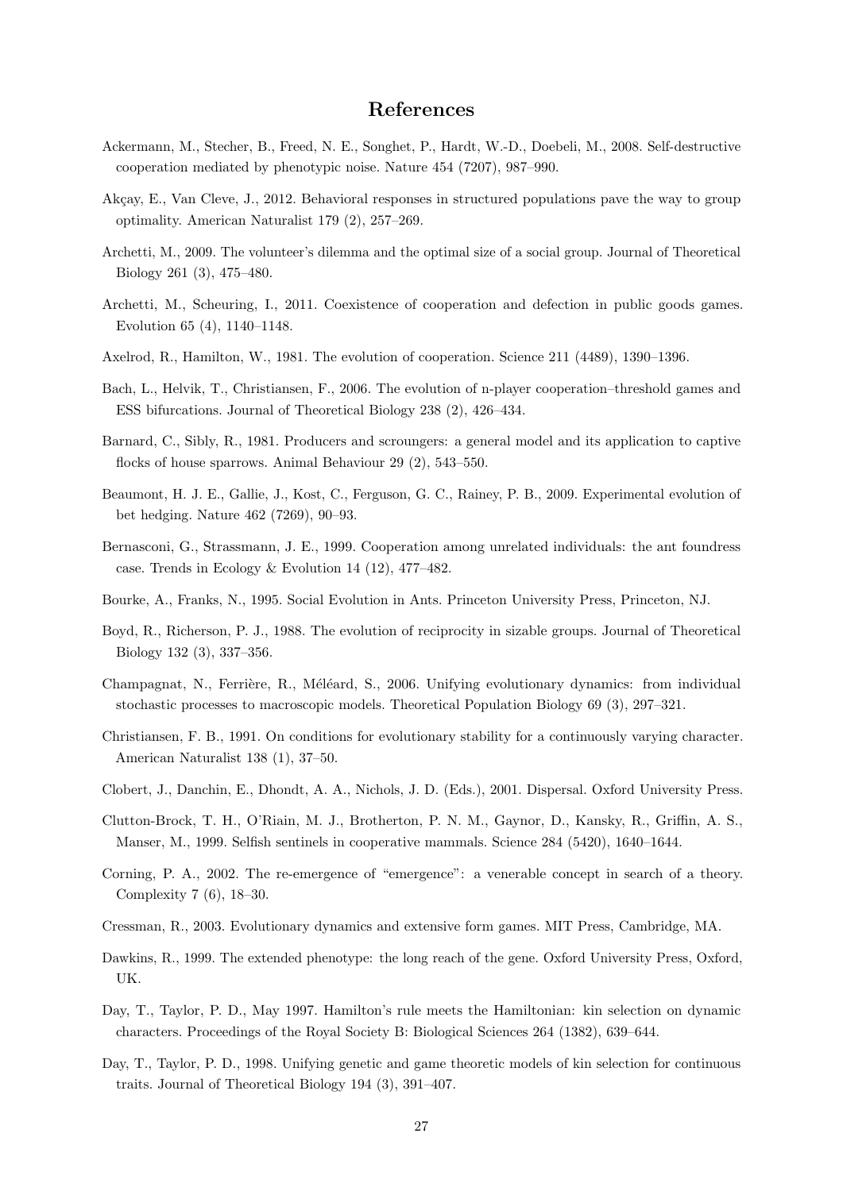## References

Ackermann, M., Stecher, B., Freed, N. E., Songhet, P., Hardt, W.-D., Doebeli, M., 2008. Self-destructive cooperation mediated by phenotypic noise. Nature 454 (7207), 987–990.

Akçay, E., Van Cleve, J., 2012. Behavioral responses in structured populations pave the way to group optimality. American Naturalist 179 (2), 257–269.

Archetti, M., 2009. The volunteer's dilemma and the optimal size of a social group. Journal of Theoretical Biology 261 (3), 475–480.

Archetti, M., Scheuring, I., 2011. Coexistence of cooperation and defection in public goods games. Evolution 65 (4), 1140–1148.

Axelrod, R., Hamilton, W., 1981. The evolution of cooperation. Science 211 (4489), 1390–1396.

Bach, L., Helvik, T., Christiansen, F., 2006. The evolution of n-player cooperation–threshold games and ESS bifurcations. Journal of Theoretical Biology 238 (2), 426–434.

Barnard, C., Sibly, R., 1981. Producers and scroungers: a general model and its application to captive flocks of house sparrows. Animal Behaviour 29 (2), 543–550.

Beaumont, H. J. E., Gallie, J., Kost, C., Ferguson, G. C., Rainey, P. B., 2009. Experimental evolution of bet hedging. Nature 462 (7269), 90–93.

Bernasconi, G., Strassmann, J. E., 1999. Cooperation among unrelated individuals: the ant foundress case. Trends in Ecology & Evolution 14 (12), 477–482.

Bourke, A., Franks, N., 1995. Social Evolution in Ants. Princeton University Press, Princeton, NJ.

Boyd, R., Richerson, P. J., 1988. The evolution of reciprocity in sizable groups. Journal of Theoretical Biology 132 (3), 337–356.

Champagnat, N., Ferrière, R., Méléard, S., 2006. Unifying evolutionary dynamics: from individual stochastic processes to macroscopic models. Theoretical Population Biology 69 (3), 297–321.

Christiansen, F. B., 1991. On conditions for evolutionary stability for a continuously varying character. American Naturalist 138 (1), 37–50.

Clobert, J., Danchin, E., Dhondt, A. A., Nichols, J. D. (Eds.), 2001. Dispersal. Oxford University Press.

Clutton-Brock, T. H., O'Riain, M. J., Brotherton, P. N. M., Gaynor, D., Kansky, R., Griffin, A. S., Manser, M., 1999. Selfish sentinels in cooperative mammals. Science 284 (5420), 1640–1644.

Corning, P. A., 2002. The re-emergence of "emergence": a venerable concept in search of a theory. Complexity 7 (6), 18–30.

Cressman, R., 2003. Evolutionary dynamics and extensive form games. MIT Press, Cambridge, MA.

Dawkins, R., 1999. The extended phenotype: the long reach of the gene. Oxford University Press, Oxford, UK.

Day, T., Taylor, P. D., May 1997. Hamilton's rule meets the Hamiltonian: kin selection on dynamic characters. Proceedings of the Royal Society B: Biological Sciences 264 (1382), 639–644.

Day, T., Taylor, P. D., 1998. Unifying genetic and game theoretic models of kin selection for continuous traits. Journal of Theoretical Biology 194 (3), 391–407.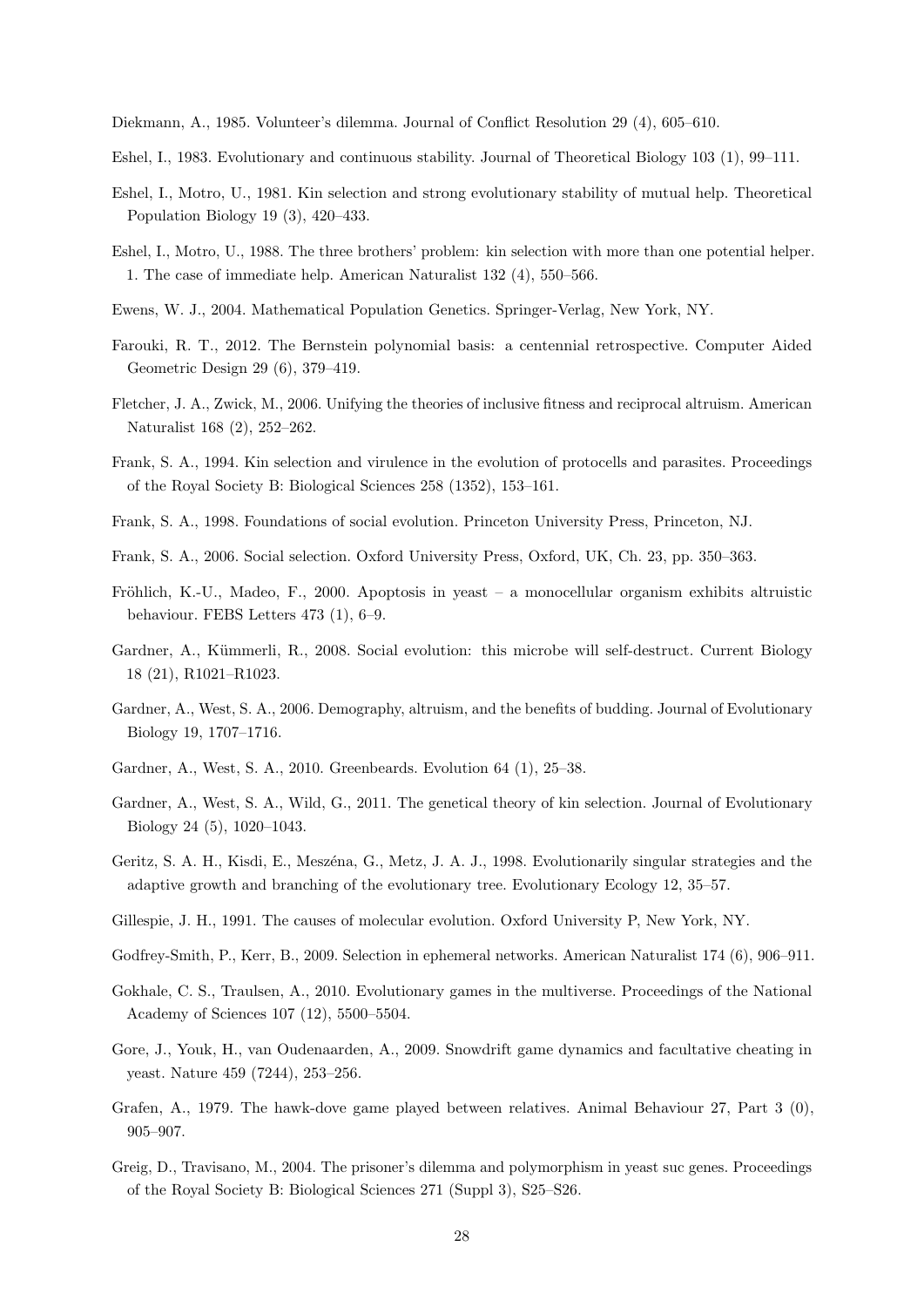Diekmann, A., 1985. Volunteer's dilemma. Journal of Conflict Resolution 29 (4), 605–610.

Eshel, I., 1983. Evolutionary and continuous stability. Journal of Theoretical Biology 103 (1), 99–111.

Eshel, I., Motro, U., 1981. Kin selection and strong evolutionary stability of mutual help. Theoretical Population Biology 19 (3), 420–433.

Eshel, I., Motro, U., 1988. The three brothers' problem: kin selection with more than one potential helper. 1. The case of immediate help. American Naturalist 132 (4), 550–566.

Ewens, W. J., 2004. Mathematical Population Genetics. Springer-Verlag, New York, NY.

Farouki, R. T., 2012. The Bernstein polynomial basis: a centennial retrospective. Computer Aided Geometric Design 29 (6), 379–419.

Fletcher, J. A., Zwick, M., 2006. Unifying the theories of inclusive fitness and reciprocal altruism. American Naturalist 168 (2), 252–262.

Frank, S. A., 1994. Kin selection and virulence in the evolution of protocells and parasites. Proceedings of the Royal Society B: Biological Sciences 258 (1352), 153–161.

Frank, S. A., 1998. Foundations of social evolution. Princeton University Press, Princeton, NJ.

Frank, S. A., 2006. Social selection. Oxford University Press, Oxford, UK, Ch. 23, pp. 350–363.

Fröhlich, K.-U., Madeo, F., 2000. Apoptosis in yeast – a monocellular organism exhibits altruistic behaviour. FEBS Letters 473 (1), 6–9.

Gardner, A., Kümmerli, R., 2008. Social evolution: this microbe will self-destruct. Current Biology 18 (21), R1021–R1023.

Gardner, A., West, S. A., 2006. Demography, altruism, and the benefits of budding. Journal of Evolutionary Biology 19, 1707–1716.

Gardner, A., West, S. A., 2010. Greenbeards. Evolution 64 (1), 25–38.

Gardner, A., West, S. A., Wild, G., 2011. The genetical theory of kin selection. Journal of Evolutionary Biology 24 (5), 1020–1043.

Geritz, S. A. H., Kisdi, E., Meszéna, G., Metz, J. A. J., 1998. Evolutionarily singular strategies and the adaptive growth and branching of the evolutionary tree. Evolutionary Ecology 12, 35–57.

Gillespie, J. H., 1991. The causes of molecular evolution. Oxford University P, New York, NY.

Godfrey-Smith, P., Kerr, B., 2009. Selection in ephemeral networks. American Naturalist 174 (6), 906–911.

Gokhale, C. S., Traulsen, A., 2010. Evolutionary games in the multiverse. Proceedings of the National Academy of Sciences 107 (12), 5500–5504.

Gore, J., Youk, H., van Oudenaarden, A., 2009. Snowdrift game dynamics and facultative cheating in yeast. Nature 459 (7244), 253–256.

Grafen, A., 1979. The hawk-dove game played between relatives. Animal Behaviour 27, Part 3 (0), 905–907.

Greig, D., Travisano, M., 2004. The prisoner's dilemma and polymorphism in yeast suc genes. Proceedings of the Royal Society B: Biological Sciences 271 (Suppl 3), S25–S26.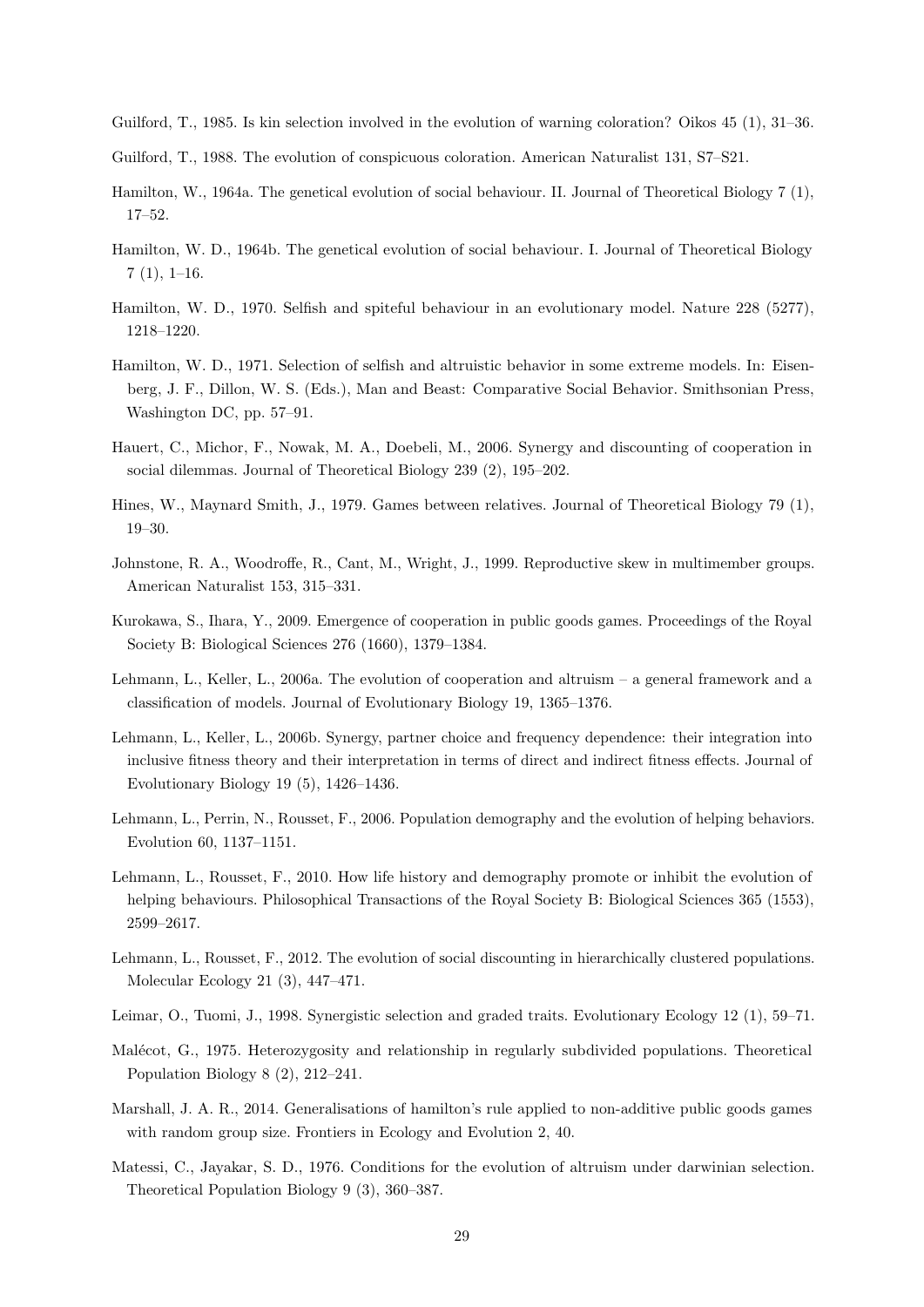Guilford, T., 1985. Is kin selection involved in the evolution of warning coloration? Oikos 45 (1), 31–36.

Guilford, T., 1988. The evolution of conspicuous coloration. American Naturalist 131, S7–S21.

Hamilton, W., 1964a. The genetical evolution of social behaviour. II. Journal of Theoretical Biology 7 (1), 17–52.

Hamilton, W. D., 1964b. The genetical evolution of social behaviour. I. Journal of Theoretical Biology 7 (1), 1–16.

Hamilton, W. D., 1970. Selfish and spiteful behaviour in an evolutionary model. Nature 228 (5277), 1218–1220.

Hamilton, W. D., 1971. Selection of selfish and altruistic behavior in some extreme models. In: Eisenberg, J. F., Dillon, W. S. (Eds.), Man and Beast: Comparative Social Behavior. Smithsonian Press, Washington DC, pp. 57–91.

Hauert, C., Michor, F., Nowak, M. A., Doebeli, M., 2006. Synergy and discounting of cooperation in social dilemmas. Journal of Theoretical Biology 239 (2), 195–202.

Hines, W., Maynard Smith, J., 1979. Games between relatives. Journal of Theoretical Biology 79 (1), 19–30.

Johnstone, R. A., Woodroffe, R., Cant, M., Wright, J., 1999. Reproductive skew in multimember groups. American Naturalist 153, 315–331.

Kurokawa, S., Ihara, Y., 2009. Emergence of cooperation in public goods games. Proceedings of the Royal Society B: Biological Sciences 276 (1660), 1379–1384.

Lehmann, L., Keller, L., 2006a. The evolution of cooperation and altruism – a general framework and a classification of models. Journal of Evolutionary Biology 19, 1365–1376.

Lehmann, L., Keller, L., 2006b. Synergy, partner choice and frequency dependence: their integration into inclusive fitness theory and their interpretation in terms of direct and indirect fitness effects. Journal of Evolutionary Biology 19 (5), 1426–1436.

Lehmann, L., Perrin, N., Rousset, F., 2006. Population demography and the evolution of helping behaviors. Evolution 60, 1137–1151.

Lehmann, L., Rousset, F., 2010. How life history and demography promote or inhibit the evolution of helping behaviours. Philosophical Transactions of the Royal Society B: Biological Sciences 365 (1553), 2599–2617.

Lehmann, L., Rousset, F., 2012. The evolution of social discounting in hierarchically clustered populations. Molecular Ecology 21 (3), 447–471.

Leimar, O., Tuomi, J., 1998. Synergistic selection and graded traits. Evolutionary Ecology 12 (1), 59–71.

Malécot, G., 1975. Heterozygosity and relationship in regularly subdivided populations. Theoretical Population Biology 8 (2), 212–241.

Marshall, J. A. R., 2014. Generalisations of hamilton's rule applied to non-additive public goods games with random group size. Frontiers in Ecology and Evolution 2, 40.

Matessi, C., Jayakar, S. D., 1976. Conditions for the evolution of altruism under darwinian selection. Theoretical Population Biology 9 (3), 360–387.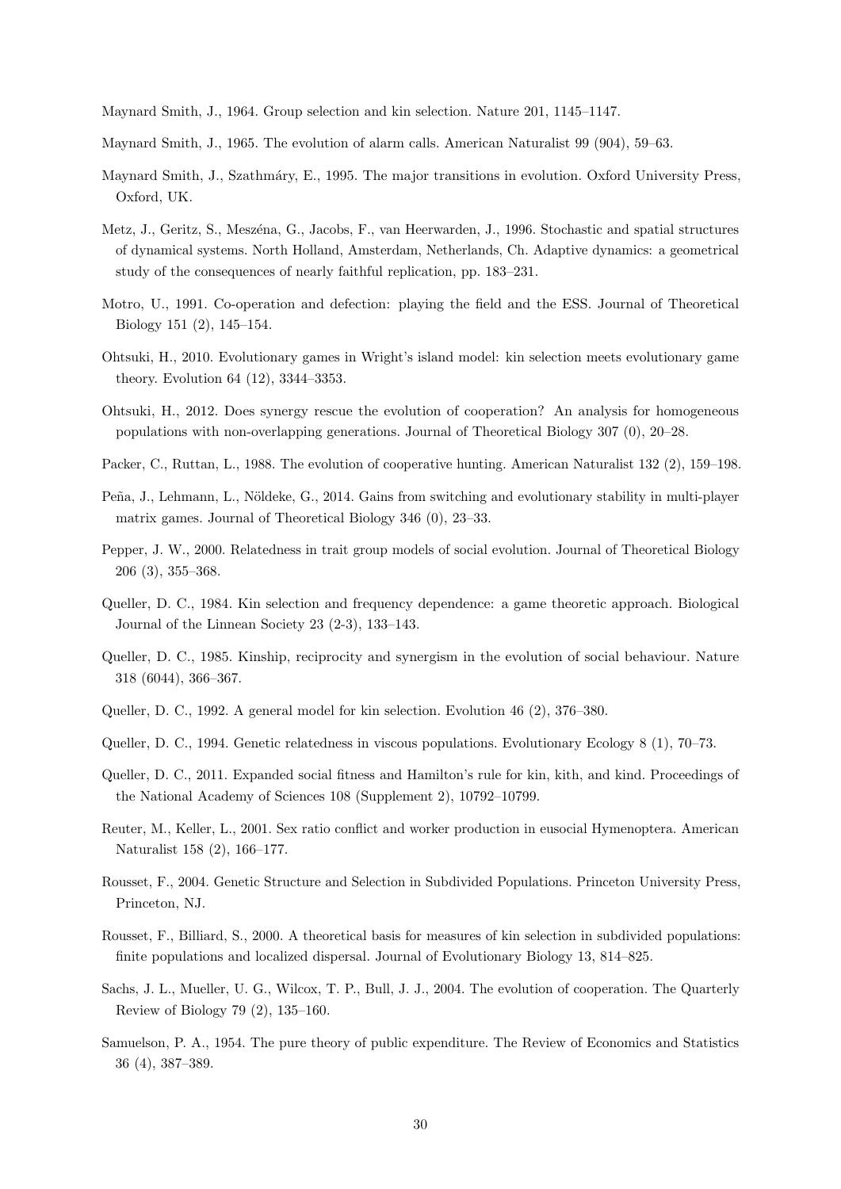Maynard Smith, J., 1964. Group selection and kin selection. Nature 201, 1145–1147.

Maynard Smith, J., 1965. The evolution of alarm calls. American Naturalist 99 (904), 59–63.

Maynard Smith, J., Szathmáry, E., 1995. The major transitions in evolution. Oxford University Press, Oxford, UK.

Metz, J., Geritz, S., Meszéna, G., Jacobs, F., van Heerwarden, J., 1996. Stochastic and spatial structures of dynamical systems. North Holland, Amsterdam, Netherlands, Ch. Adaptive dynamics: a geometrical study of the consequences of nearly faithful replication, pp. 183–231.

Motro, U., 1991. Co-operation and defection: playing the field and the ESS. Journal of Theoretical Biology 151 (2), 145–154.

Ohtsuki, H., 2010. Evolutionary games in Wright's island model: kin selection meets evolutionary game theory. Evolution 64 (12), 3344–3353.

Ohtsuki, H., 2012. Does synergy rescue the evolution of cooperation? An analysis for homogeneous populations with non-overlapping generations. Journal of Theoretical Biology 307 (0), 20–28.

Packer, C., Ruttan, L., 1988. The evolution of cooperative hunting. American Naturalist 132 (2), 159–198.

Peña, J., Lehmann, L., Nöldeke, G., 2014. Gains from switching and evolutionary stability in multi-player matrix games. Journal of Theoretical Biology 346 (0), 23–33.

Pepper, J. W., 2000. Relatedness in trait group models of social evolution. Journal of Theoretical Biology 206 (3), 355–368.

Queller, D. C., 1984. Kin selection and frequency dependence: a game theoretic approach. Biological Journal of the Linnean Society 23 (2-3), 133–143.

Queller, D. C., 1985. Kinship, reciprocity and synergism in the evolution of social behaviour. Nature 318 (6044), 366–367.

Queller, D. C., 1992. A general model for kin selection. Evolution 46 (2), 376–380.

Queller, D. C., 1994. Genetic relatedness in viscous populations. Evolutionary Ecology 8 (1), 70–73.

Queller, D. C., 2011. Expanded social fitness and Hamilton's rule for kin, kith, and kind. Proceedings of the National Academy of Sciences 108 (Supplement 2), 10792–10799.

Reuter, M., Keller, L., 2001. Sex ratio conflict and worker production in eusocial Hymenoptera. American Naturalist 158 (2), 166–177.

Rousset, F., 2004. Genetic Structure and Selection in Subdivided Populations. Princeton University Press, Princeton, NJ.

Rousset, F., Billiard, S., 2000. A theoretical basis for measures of kin selection in subdivided populations: finite populations and localized dispersal. Journal of Evolutionary Biology 13, 814–825.

Sachs, J. L., Mueller, U. G., Wilcox, T. P., Bull, J. J., 2004. The evolution of cooperation. The Quarterly Review of Biology 79 (2), 135–160.

Samuelson, P. A., 1954. The pure theory of public expenditure. The Review of Economics and Statistics 36 (4), 387–389.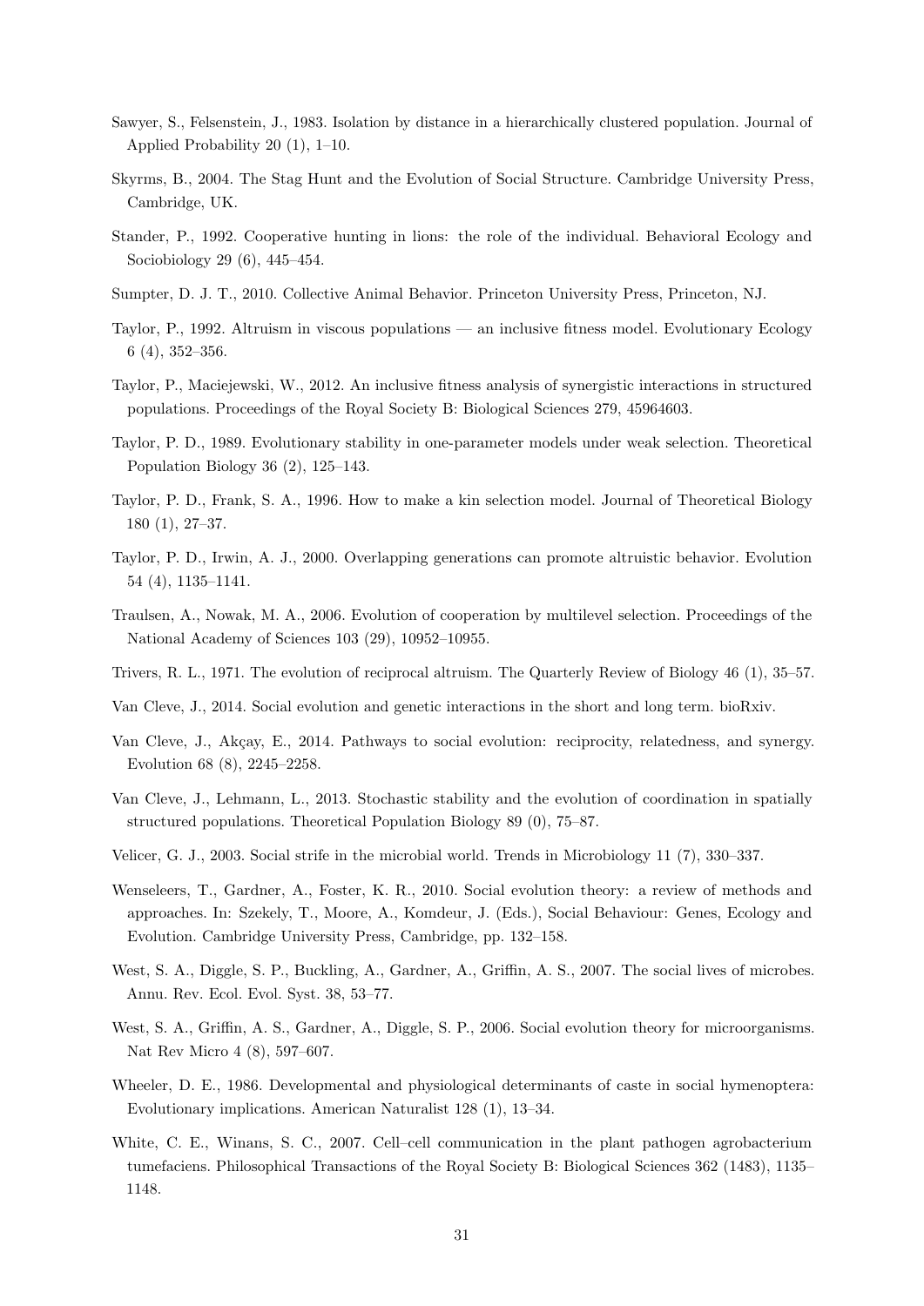Sawyer, S., Felsenstein, J., 1983. Isolation by distance in a hierarchically clustered population. Journal of Applied Probability 20 (1), 1–10.

Skyrms, B., 2004. The Stag Hunt and the Evolution of Social Structure. Cambridge University Press, Cambridge, UK.

Stander, P., 1992. Cooperative hunting in lions: the role of the individual. Behavioral Ecology and Sociobiology 29 (6), 445–454.

Sumpter, D. J. T., 2010. Collective Animal Behavior. Princeton University Press, Princeton, NJ.

Taylor, P., 1992. Altruism in viscous populations — an inclusive fitness model. Evolutionary Ecology 6 (4), 352–356.

Taylor, P., Maciejewski, W., 2012. An inclusive fitness analysis of synergistic interactions in structured populations. Proceedings of the Royal Society B: Biological Sciences 279, 45964603.

Taylor, P. D., 1989. Evolutionary stability in one-parameter models under weak selection. Theoretical Population Biology 36 (2), 125–143.

Taylor, P. D., Frank, S. A., 1996. How to make a kin selection model. Journal of Theoretical Biology 180 (1), 27–37.

Taylor, P. D., Irwin, A. J., 2000. Overlapping generations can promote altruistic behavior. Evolution 54 (4), 1135–1141.

Traulsen, A., Nowak, M. A., 2006. Evolution of cooperation by multilevel selection. Proceedings of the National Academy of Sciences 103 (29), 10952–10955.

Trivers, R. L., 1971. The evolution of reciprocal altruism. The Quarterly Review of Biology 46 (1), 35–57.

Van Cleve, J., 2014. Social evolution and genetic interactions in the short and long term. bioRxiv.

Van Cleve, J., Akçay, E., 2014. Pathways to social evolution: reciprocity, relatedness, and synergy. Evolution 68 (8), 2245–2258.

Van Cleve, J., Lehmann, L., 2013. Stochastic stability and the evolution of coordination in spatially structured populations. Theoretical Population Biology 89 (0), 75–87.

Velicer, G. J., 2003. Social strife in the microbial world. Trends in Microbiology 11 (7), 330–337.

Wenseleers, T., Gardner, A., Foster, K. R., 2010. Social evolution theory: a review of methods and approaches. In: Szekely, T., Moore, A., Komdeur, J. (Eds.), Social Behaviour: Genes, Ecology and Evolution. Cambridge University Press, Cambridge, pp. 132–158.

West, S. A., Diggle, S. P., Buckling, A., Gardner, A., Griffin, A. S., 2007. The social lives of microbes. Annu. Rev. Ecol. Evol. Syst. 38, 53–77.

West, S. A., Griffin, A. S., Gardner, A., Diggle, S. P., 2006. Social evolution theory for microorganisms. Nat Rev Micro 4 (8), 597–607.

Wheeler, D. E., 1986. Developmental and physiological determinants of caste in social hymenoptera: Evolutionary implications. American Naturalist 128 (1), 13–34.

White, C. E., Winans, S. C., 2007. Cell–cell communication in the plant pathogen agrobacterium tumefaciens. Philosophical Transactions of the Royal Society B: Biological Sciences 362 (1483), 1135–1148.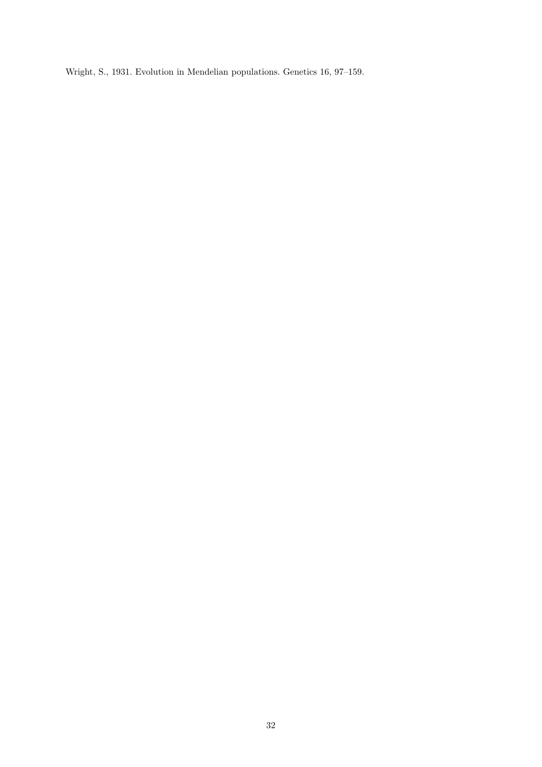Wright, S., 1931. Evolution in Mendelian populations. Genetics 16, 97–159.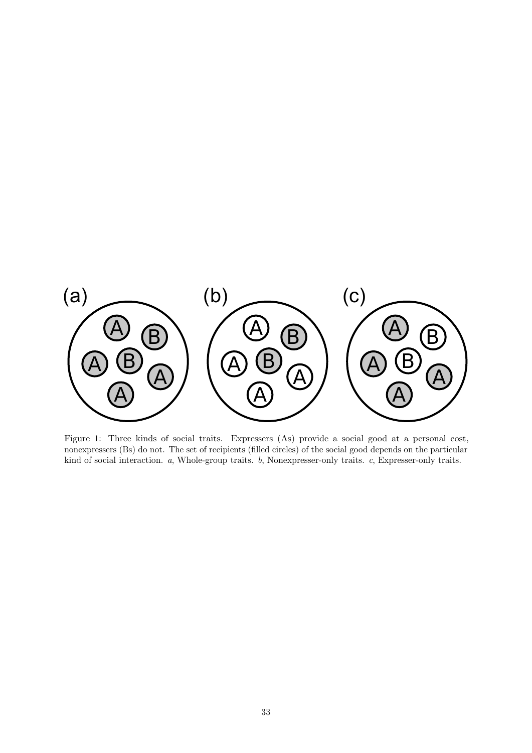Figure 1: Three kinds of social traits. Expressers (As) provide a social good at a personal cost, nonexpressers (Bs) do not. The set of recipients (filled circles) of the social good depends on the particular kind of social interaction. *a*, Whole-group traits. *b*, Nonexpresser-only traits. *c*, Expresser-only traits.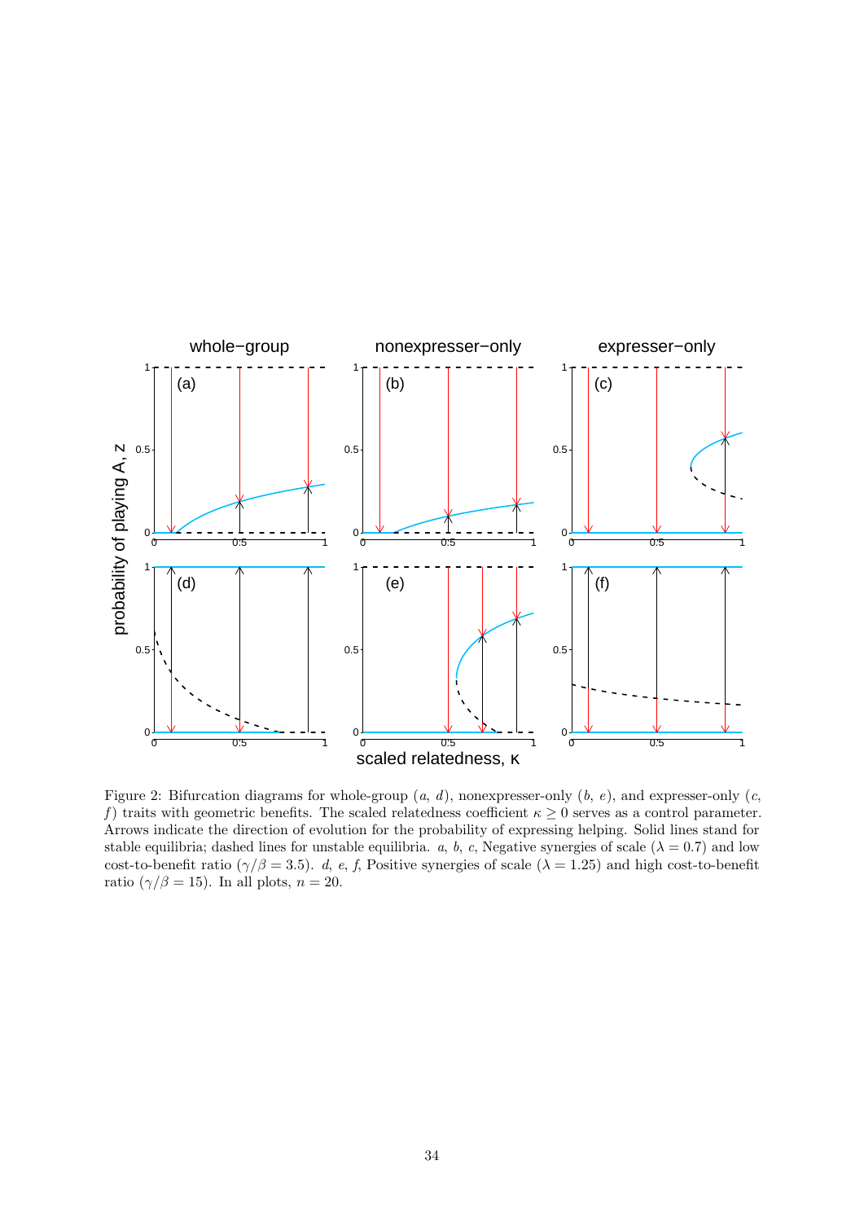Figure 2: Bifurcation diagrams for whole-group ($a$, $d$), nonexpresser-only ($b$, $e$), and expresser-only ($c$, $f$) traits with geometric benefits. The scaled relatedness coefficient $\kappa \geq 0$ serves as a control parameter. Arrows indicate the direction of evolution for the probability of expressing helping. Solid lines stand for stable equilibria; dashed lines for unstable equilibria. $a$, $b$, $c$, Negative synergies of scale ($\lambda = 0.7$) and low cost-to-benefit ratio ($\gamma/\beta = 3.5$). $d$, $e$, $f$, Positive synergies of scale ($\lambda = 1.25$) and high cost-to-benefit ratio ($\gamma/\beta = 15$). In all plots, $n = 20$.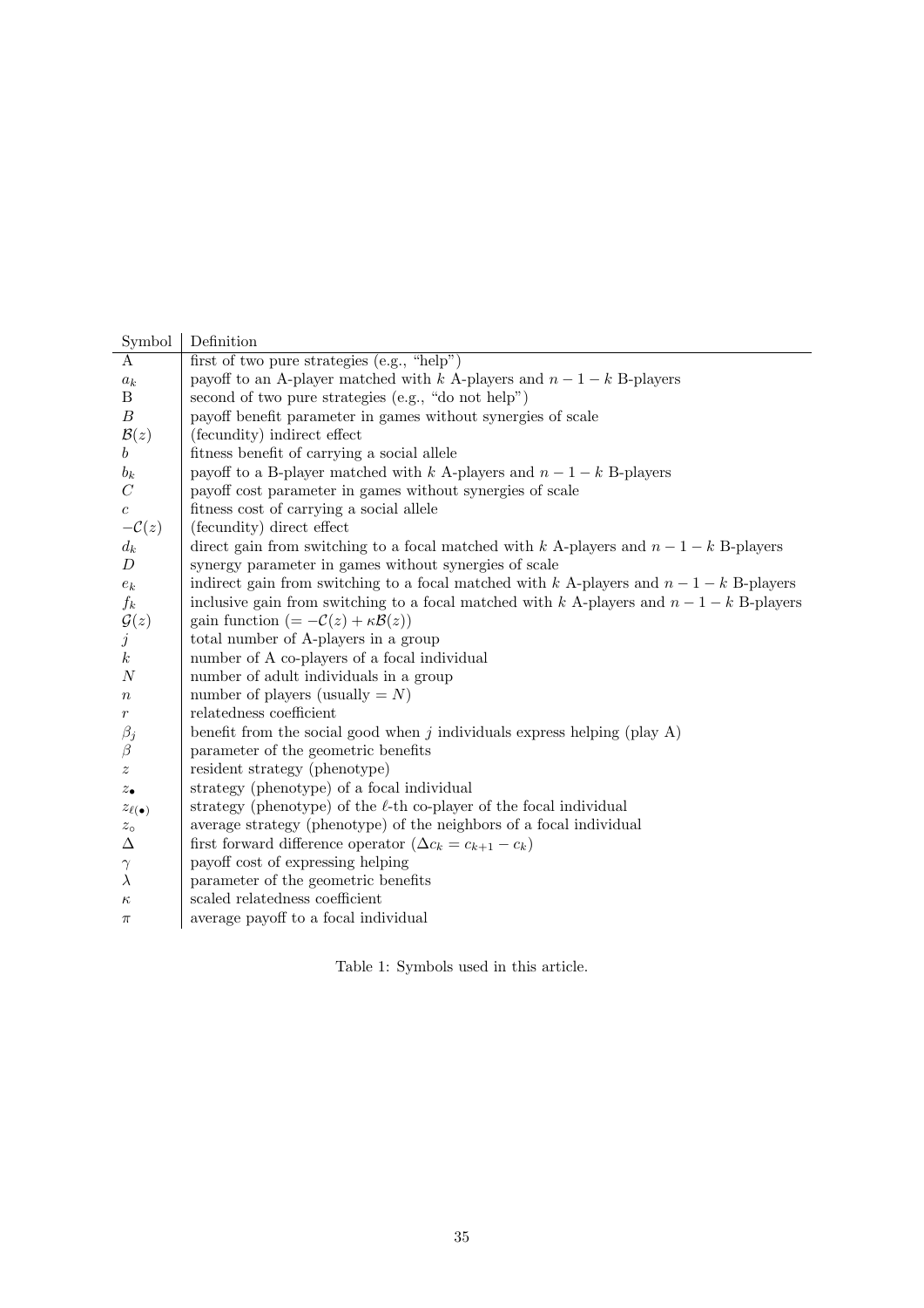| Symbol | Definition |
|---|---|
| A | first of two pure strategies (e.g., "help") |
| $a_k$ | payoff to an A-player matched with $k$ A-players and $n-1-k$ B-players |
| B | second of two pure strategies (e.g., "do not help") |
| $B$ | payoff benefit parameter in games without synergies of scale |
| $\mathcal{B}(z)$ | (fecundity) indirect effect |
| $b$ | fitness benefit of carrying a social allele |
| $b_k$ | payoff to a B-player matched with $k$ A-players and $n-1-k$ B-players |
| $C$ | payoff cost parameter in games without synergies of scale |
| $c$ | fitness cost of carrying a social allele |
| $-\mathcal{C}(z)$ | (fecundity) direct effect |
| $d_k$ | direct gain from switching to a focal matched with $k$ A-players and $n-1-k$ B-players |
| $D$ | synergy parameter in games without synergies of scale |
| $e_k$ | indirect gain from switching to a focal matched with $k$ A-players and $n-1-k$ B-players |
| $f_k$ | inclusive gain from switching to a focal matched with $k$ A-players and $n-1-k$ B-players |
| $\mathcal{G}(z)$ | gain function ($= -\mathcal{C}(z) + \kappa\mathcal{B}(z)$) |
| $j$ | total number of A-players in a group |
| $k$ | number of A co-players of a focal individual |
| $N$ | number of adult individuals in a group |
| $n$ | number of players (usually $= N$) |
| $r$ | relatedness coefficient |
| $\beta_j$ | benefit from the social good when $j$ individuals express helping (play A) |
| $\beta$ | parameter of the geometric benefits |
| $z$ | resident strategy (phenotype) |
| $z_\bullet$ | strategy (phenotype) of a focal individual |
| $z_{\ell(\bullet)}$ | strategy (phenotype) of the $\ell$-th co-player of the focal individual |
| $z_\circ$ | average strategy (phenotype) of the neighbors of a focal individual |
| $\Delta$ | first forward difference operator ($\Delta c_k = c_{k+1} - c_k$) |
| $\gamma$ | payoff cost of expressing helping |
| $\lambda$ | parameter of the geometric benefits |
| $\kappa$ | scaled relatedness coefficient |
| $\pi$ | average payoff to a focal individual |

Table 1: Symbols used in this article.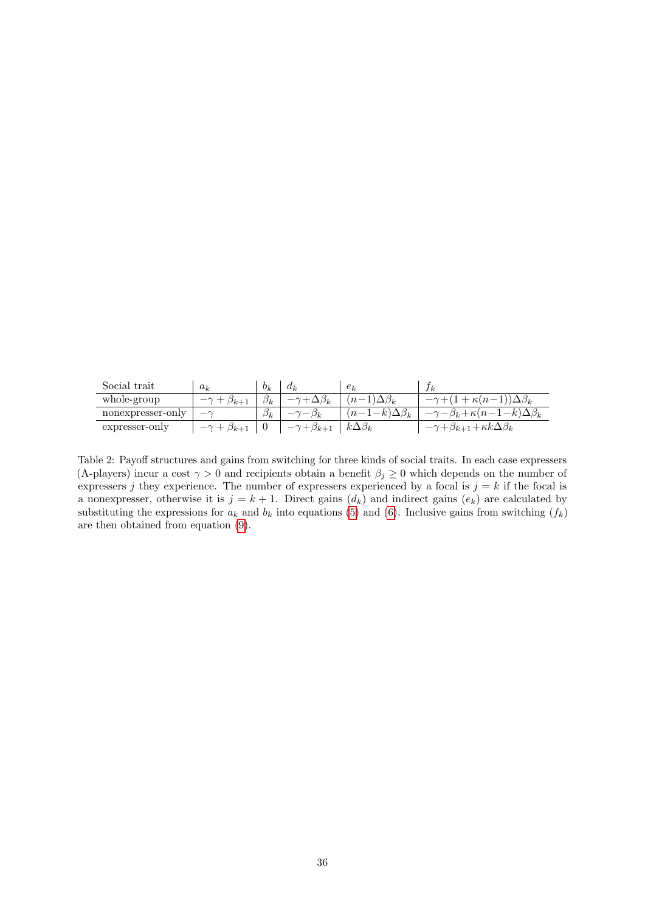| Social trait | $a_k$ | $b_k$ | $d_k$ | $e_k$ | $f_k$ |
|---|---|---|---|---|---|
| whole-group | $-\gamma + \beta_{k+1}$ | $\beta_k$ | $-\gamma+\Delta\beta_k$ | $(n-1)\Delta\beta_k$ | $-\gamma+(1+\kappa(n-1))\Delta\beta_k$ |
| nonexpresser-only | $-\gamma$ | $\beta_k$ | $-\gamma-\beta_k$ | $(n-1-k)\Delta\beta_k$ | $-\gamma-\beta_k+\kappa(n-1-k)\Delta\beta_k$ |
| expresser-only | $-\gamma + \beta_{k+1}$ | $0$ | $-\gamma+\beta_{k+1}$ | $k\Delta\beta_k$ | $-\gamma+\beta_{k+1}+\kappa k\Delta\beta_k$ |

Table 2: Payoff structures and gains from switching for three kinds of social traits. In each case expressers (A-players) incur a cost $\gamma > 0$ and recipients obtain a benefit $\beta_j \geq 0$ which depends on the number of expressers $j$ they experience. The number of expressers experienced by a focal is $j = k$ if the focal is a nonexpresser, otherwise it is $j = k + 1$. Direct gains ($d_k$) and indirect gains ($e_k$) are calculated by substituting the expressions for $a_k$ and $b_k$ into equations (5) and (6). Inclusive gains from switching ($f_k$) are then obtained from equation (9).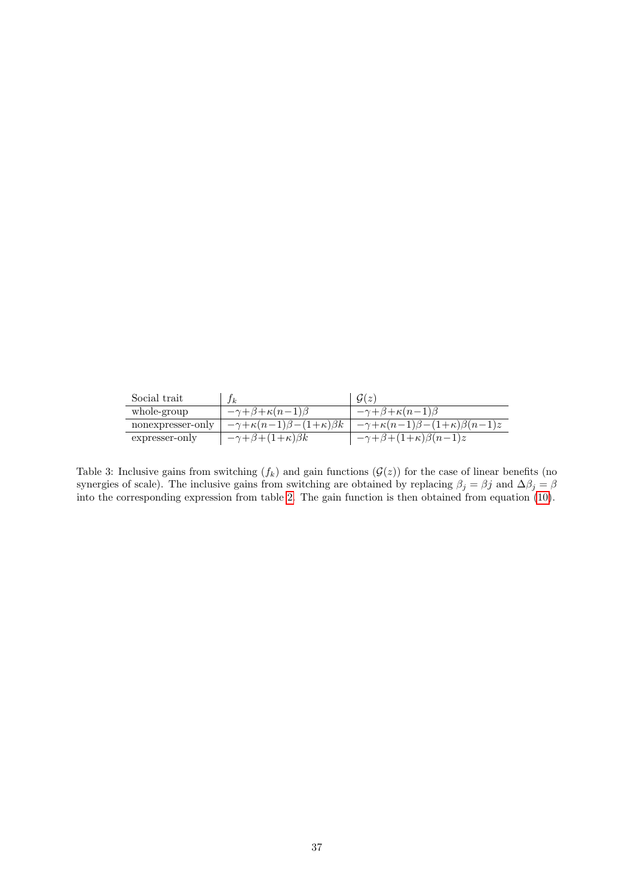| Social trait | $f_k$ | $\mathcal{G}(z)$ |
|---|---|---|
| whole-group | $-\gamma+\beta+\kappa(n-1)\beta$ | $-\gamma+\beta+\kappa(n-1)\beta$ |
| nonexpresser-only | $-\gamma+\kappa(n-1)\beta-(1+\kappa)\beta k$ | $-\gamma+\kappa(n-1)\beta-(1+\kappa)\beta(n-1)z$ |
| expresser-only | $-\gamma+\beta+(1+\kappa)\beta k$ | $-\gamma+\beta+(1+\kappa)\beta(n-1)z$ |

Table 3: Inclusive gains from switching ($f_k$) and gain functions ($\mathcal{G}(z)$) for the case of linear benefits (no synergies of scale). The inclusive gains from switching are obtained by replacing $\beta_j = \beta j$ and $\Delta\beta_j = \beta$ into the corresponding expression from table 2. The gain function is then obtained from equation (10).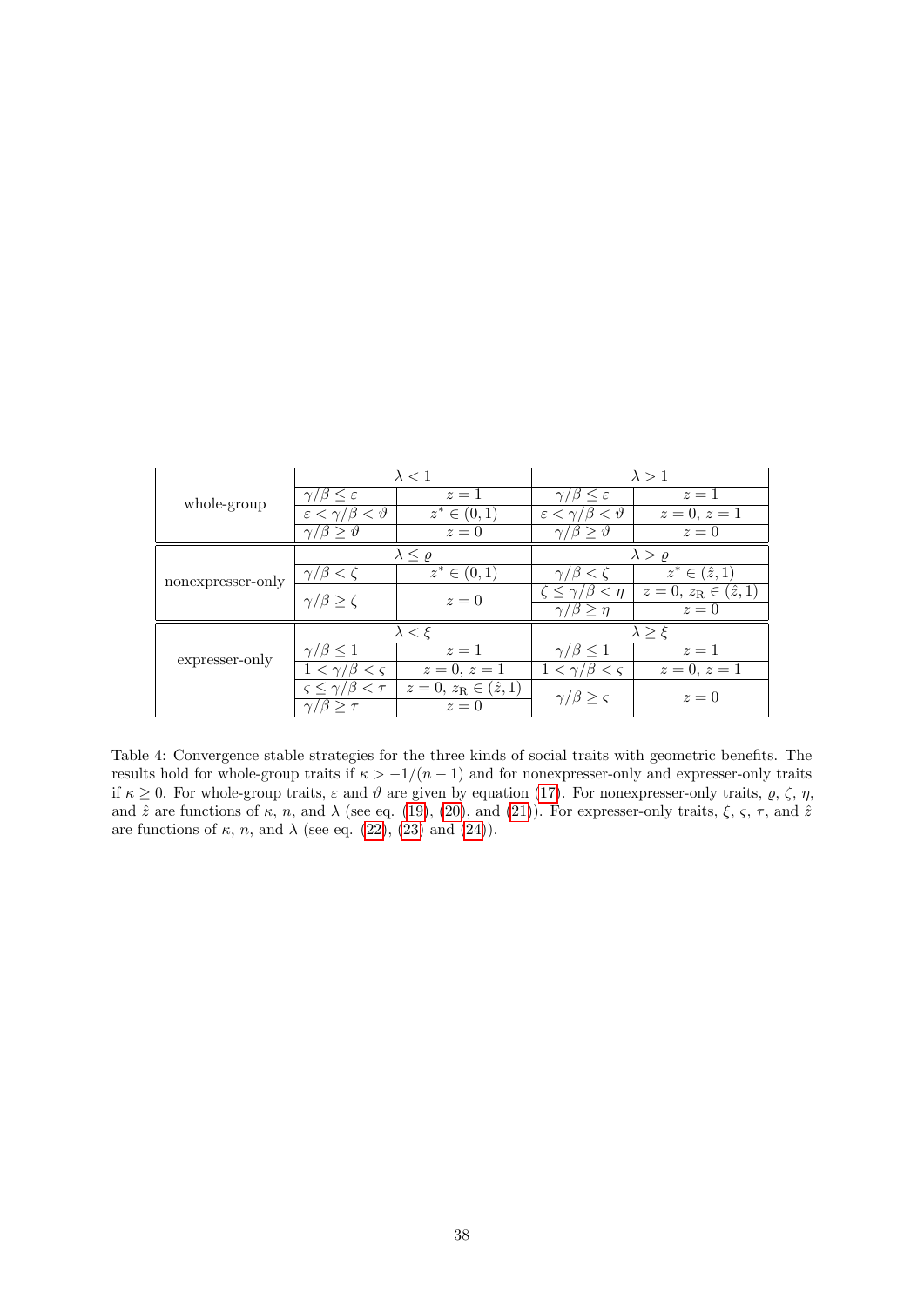| | | | | |
|---|---|---|---|---|
| whole-group | $\lambda < 1$ | | $\lambda > 1$ | |
| | $\gamma/\beta \leq \varepsilon$ | $z = 1$ | $\gamma/\beta \leq \varepsilon$ | $z = 1$ |
| | $\varepsilon < \gamma/\beta < \vartheta$ | $z^* \in (0, 1)$ | $\varepsilon < \gamma/\beta < \vartheta$ | $z = 0,\, z = 1$ |
| | $\gamma/\beta \geq \vartheta$ | $z = 0$ | $\gamma/\beta \geq \vartheta$ | $z = 0$ |
| nonexpresser-only | $\lambda \leq \varrho$ | | $\lambda > \varrho$ | |
| | $\gamma/\beta < \zeta$ | $z^* \in (0, 1)$ | $\gamma/\beta < \zeta$ | $z^* \in (\hat{z}, 1)$ |
| | $\gamma/\beta \geq \zeta$ | $z = 0$ | $\zeta \leq \gamma/\beta < \eta$ | $z = 0,\, z_{\mathrm{R}} \in (\hat{z}, 1)$ |
| | | | $\gamma/\beta \geq \eta$ | $z = 0$ |
| expresser-only | $\lambda < \xi$ | | $\lambda \geq \xi$ | |
| | $\gamma/\beta \leq 1$ | $z = 1$ | $\gamma/\beta \leq 1$ | $z = 1$ |
| | $1 < \gamma/\beta < \varsigma$ | $z = 0,\, z = 1$ | $1 < \gamma/\beta < \varsigma$ | $z = 0,\, z = 1$ |
| | $\varsigma \leq \gamma/\beta < \tau$ | $z = 0,\, z_{\mathrm{R}} \in (\hat{z}, 1)$ | $\gamma/\beta \geq \varsigma$ | $z = 0$ |
| | $\gamma/\beta \geq \tau$ | $z = 0$ | | |

Table 4: Convergence stable strategies for the three kinds of social traits with geometric benefits. The results hold for whole-group traits if $\kappa > -1/(n-1)$ and for nonexpresser-only and expresser-only traits if $\kappa \geq 0$. For whole-group traits, $\varepsilon$ and $\vartheta$ are given by equation (17). For nonexpresser-only traits, $\varrho$, $\zeta$, $\eta$, and $\hat{z}$ are functions of $\kappa$, $n$, and $\lambda$ (see eq. (19), (20), and (21)). For expresser-only traits, $\xi$, $\varsigma$, $\tau$, and $\hat{z}$ are functions of $\kappa$, $n$, and $\lambda$ (see eq. (22), (23) and (24)).